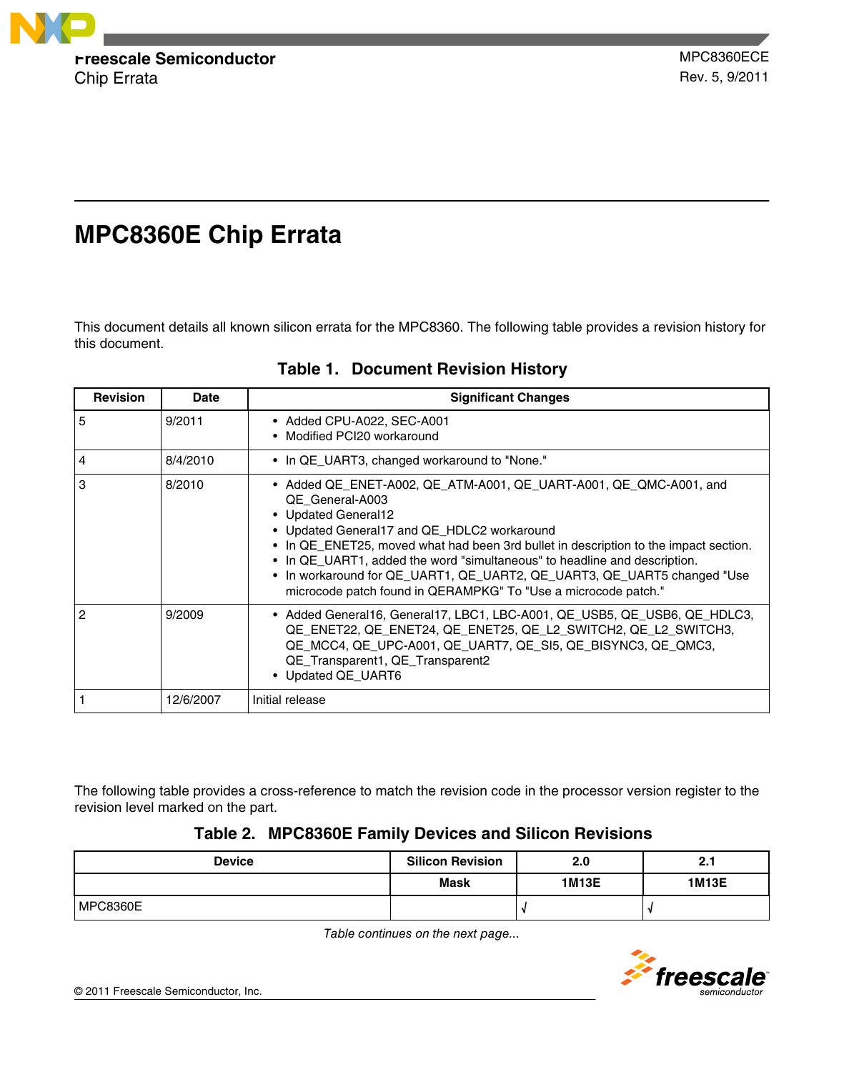Freescale Semiconductor
Chip Errata

MPC8360ECE
Rev. 5, 9/2011

# MPC8360E Chip Errata

This document details all known silicon errata for the MPC8360. The following table provides a revision history for this document.

**Table 1. Document Revision History**

| Revision | Date | Significant Changes |
|---|---|---|
| 5 | 9/2011 | • Added CPU-A022, SEC-A001<br>• Modified PCI20 workaround |
| 4 | 8/4/2010 | • In QE_UART3, changed workaround to "None." |
| 3 | 8/2010 | • Added QE_ENET-A002, QE_ATM-A001, QE_UART-A001, QE_QMC-A001, and QE_General-A003<br>• Updated General12<br>• Updated General17 and QE_HDLC2 workaround<br>• In QE_ENET25, moved what had been 3rd bullet in description to the impact section.<br>• In QE_UART1, added the word "simultaneous" to headline and description.<br>• In workaround for QE_UART1, QE_UART2, QE_UART3, QE_UART5 changed "Use microcode patch found in QERAMPKG" To "Use a microcode patch." |
| 2 | 9/2009 | • Added General16, General17, LBC1, LBC-A001, QE_USB5, QE_USB6, QE_HDLC3, QE_ENET22, QE_ENET24, QE_ENET25, QE_L2_SWITCH2, QE_L2_SWITCH3, QE_MCC4, QE_UPC-A001, QE_UART7, QE_SI5, QE_BISYNC3, QE_QMC3, QE_Transparent1, QE_Transparent2<br>• Updated QE_UART6 |
| 1 | 12/6/2007 | Initial release |

The following table provides a cross-reference to match the revision code in the processor version register to the revision level marked on the part.

**Table 2. MPC8360E Family Devices and Silicon Revisions**

| Device | Silicon Revision | 2.0 | 2.1 |
|---|---|---|---|
| | Mask | 1M13E | 1M13E |
| MPC8360E | | √ | √ |

*Table continues on the next page...*

© 2011 Freescale Semiconductor, Inc.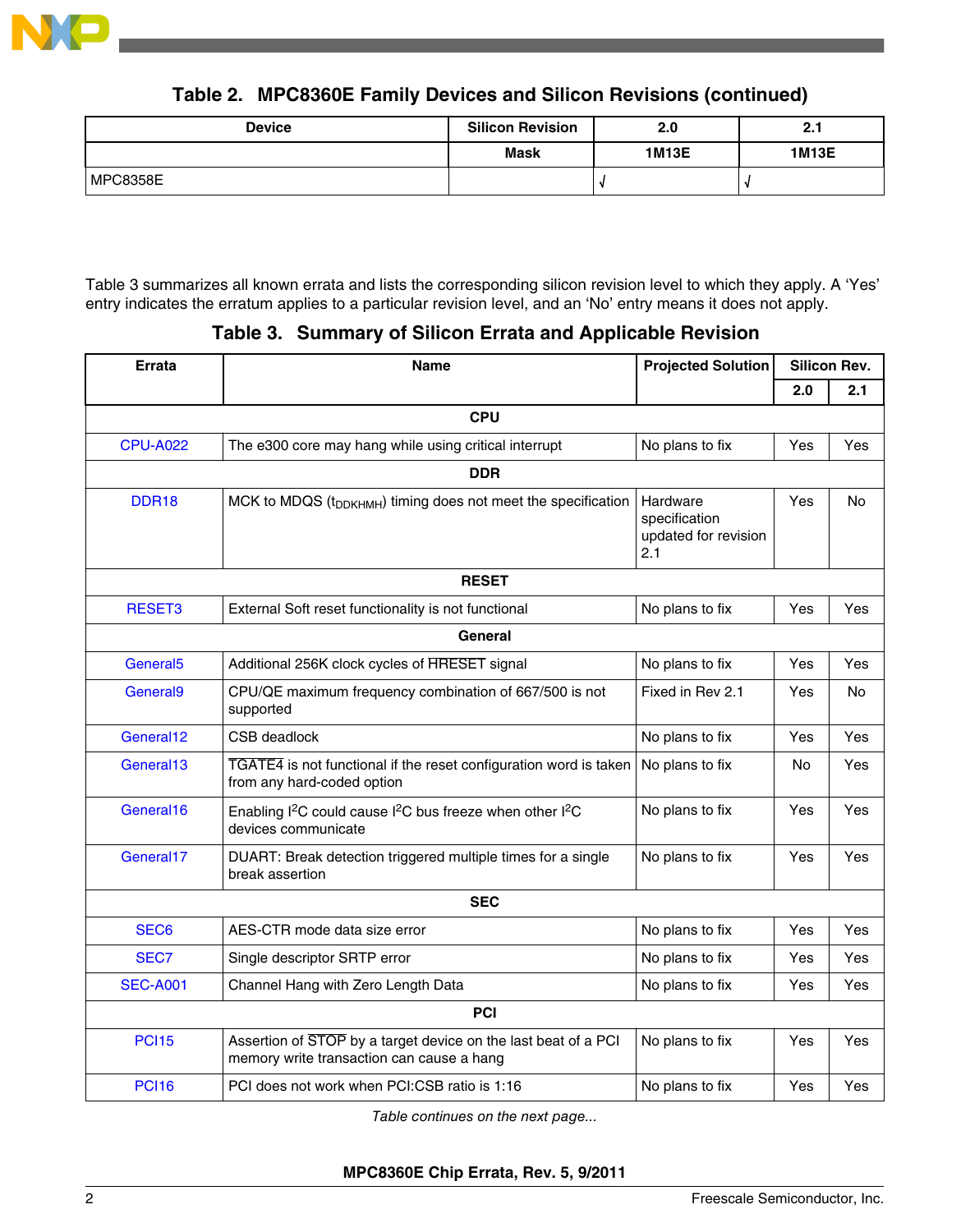**Table 2. MPC8360E Family Devices and Silicon Revisions (continued)**

| Device | Silicon Revision | 2.0 | 2.1 |
|---|---|---|---|
| | Mask | 1M13E | 1M13E |
| MPC8358E | | √ | √ |

Table 3 summarizes all known errata and lists the corresponding silicon revision level to which they apply. A 'Yes' entry indicates the erratum applies to a particular revision level, and an 'No' entry means it does not apply.

**Table 3. Summary of Silicon Errata and Applicable Revision**

| Errata | Name | Projected Solution | Silicon Rev. | |
|---|---|---|---|---|
| | | | 2.0 | 2.1 |
| **CPU** | | | | |
| CPU-A022 | The e300 core may hang while using critical interrupt | No plans to fix | Yes | Yes |
| **DDR** | | | | |
| DDR18 | MCK to MDQS ($t_{DDKHMH}$) timing does not meet the specification | Hardware specification updated for revision 2.1 | Yes | No |
| **RESET** | | | | |
| RESET3 | External Soft reset functionality is not functional | No plans to fix | Yes | Yes |
| **General** | | | | |
| General5 | Additional 256K clock cycles of $\overline{\text{HRESET}}$ signal | No plans to fix | Yes | Yes |
| General9 | CPU/QE maximum frequency combination of 667/500 is not supported | Fixed in Rev 2.1 | Yes | No |
| General12 | CSB deadlock | No plans to fix | Yes | Yes |
| General13 | $\overline{\text{TGATE4}}$ is not functional if the reset configuration word is taken from any hard-coded option | No plans to fix | No | Yes |
| General16 | Enabling I$^2$C could cause I$^2$C bus freeze when other I$^2$C devices communicate | No plans to fix | Yes | Yes |
| General17 | DUART: Break detection triggered multiple times for a single break assertion | No plans to fix | Yes | Yes |
| **SEC** | | | | |
| SEC6 | AES-CTR mode data size error | No plans to fix | Yes | Yes |
| SEC7 | Single descriptor SRTP error | No plans to fix | Yes | Yes |
| SEC-A001 | Channel Hang with Zero Length Data | No plans to fix | Yes | Yes |
| **PCI** | | | | |
| PCI15 | Assertion of $\overline{\text{STOP}}$ by a target device on the last beat of a PCI memory write transaction can cause a hang | No plans to fix | Yes | Yes |
| PCI16 | PCI does not work when PCI:CSB ratio is 1:16 | No plans to fix | Yes | Yes |

*Table continues on the next page...*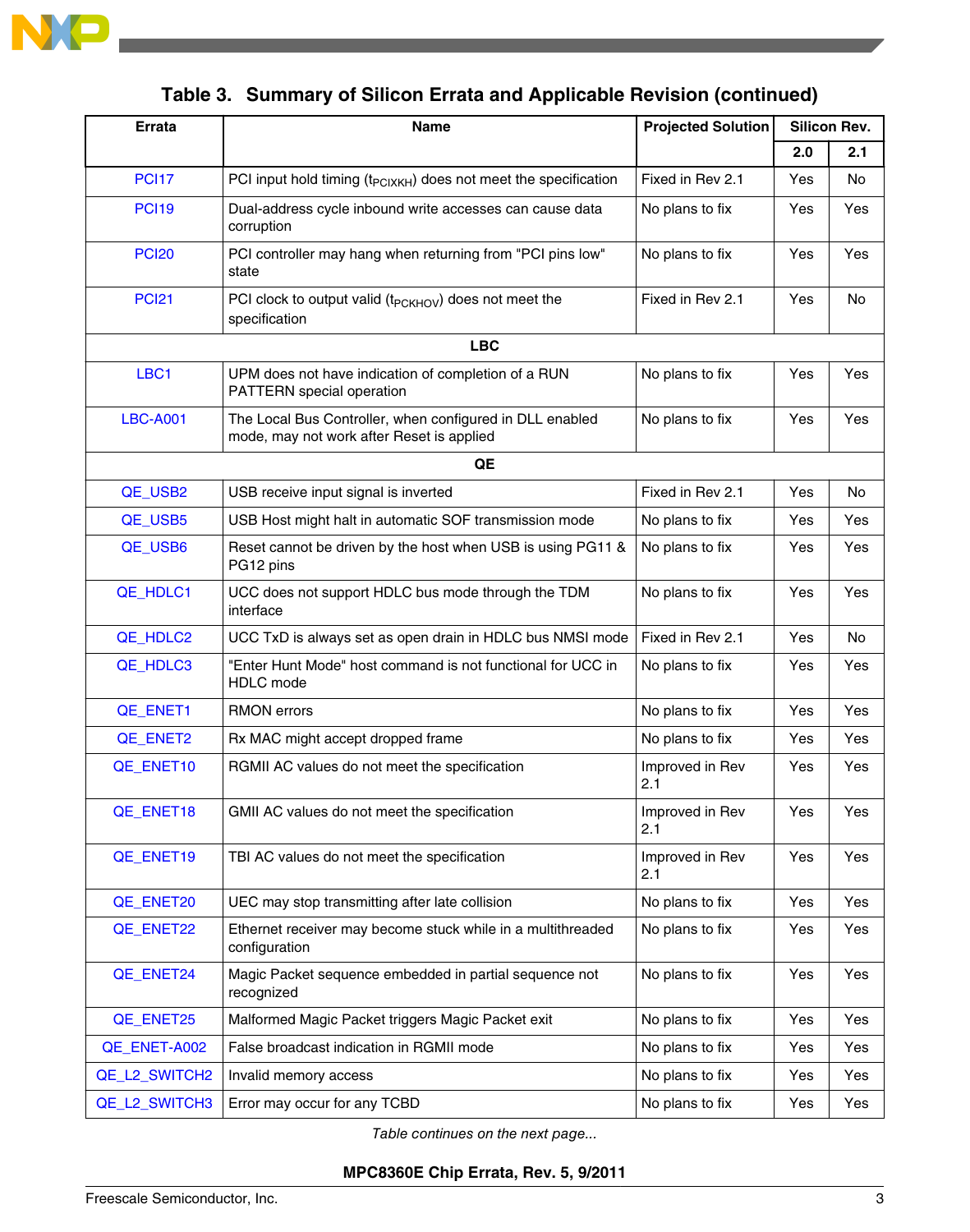**Table 3. Summary of Silicon Errata and Applicable Revision (continued)**

| Errata | Name | Projected Solution | Silicon Rev. | |
|---|---|---|---|---|
| | | | 2.0 | 2.1 |
| PCI17 | PCI input hold timing ($t_{PCIXKH}$) does not meet the specification | Fixed in Rev 2.1 | Yes | No |
| PCI19 | Dual-address cycle inbound write accesses can cause data corruption | No plans to fix | Yes | Yes |
| PCI20 | PCI controller may hang when returning from "PCI pins low" state | No plans to fix | Yes | Yes |
| PCI21 | PCI clock to output valid ($t_{PCKHOV}$) does not meet the specification | Fixed in Rev 2.1 | Yes | No |
| **LBC** | | | | |
| LBC1 | UPM does not have indication of completion of a RUN PATTERN special operation | No plans to fix | Yes | Yes |
| LBC-A001 | The Local Bus Controller, when configured in DLL enabled mode, may not work after Reset is applied | No plans to fix | Yes | Yes |
| **QE** | | | | |
| QE_USB2 | USB receive input signal is inverted | Fixed in Rev 2.1 | Yes | No |
| QE_USB5 | USB Host might halt in automatic SOF transmission mode | No plans to fix | Yes | Yes |
| QE_USB6 | Reset cannot be driven by the host when USB is using PG11 & PG12 pins | No plans to fix | Yes | Yes |
| QE_HDLC1 | UCC does not support HDLC bus mode through the TDM interface | No plans to fix | Yes | Yes |
| QE_HDLC2 | UCC TxD is always set as open drain in HDLC bus NMSI mode | Fixed in Rev 2.1 | Yes | No |
| QE_HDLC3 | "Enter Hunt Mode" host command is not functional for UCC in HDLC mode | No plans to fix | Yes | Yes |
| QE_ENET1 | RMON errors | No plans to fix | Yes | Yes |
| QE_ENET2 | Rx MAC might accept dropped frame | No plans to fix | Yes | Yes |
| QE_ENET10 | RGMII AC values do not meet the specification | Improved in Rev 2.1 | Yes | Yes |
| QE_ENET18 | GMII AC values do not meet the specification | Improved in Rev 2.1 | Yes | Yes |
| QE_ENET19 | TBI AC values do not meet the specification | Improved in Rev 2.1 | Yes | Yes |
| QE_ENET20 | UEC may stop transmitting after late collision | No plans to fix | Yes | Yes |
| QE_ENET22 | Ethernet receiver may become stuck while in a multithreaded configuration | No plans to fix | Yes | Yes |
| QE_ENET24 | Magic Packet sequence embedded in partial sequence not recognized | No plans to fix | Yes | Yes |
| QE_ENET25 | Malformed Magic Packet triggers Magic Packet exit | No plans to fix | Yes | Yes |
| QE_ENET-A002 | False broadcast indication in RGMII mode | No plans to fix | Yes | Yes |
| QE_L2_SWITCH2 | Invalid memory access | No plans to fix | Yes | Yes |
| QE_L2_SWITCH3 | Error may occur for any TCBD | No plans to fix | Yes | Yes |

*Table continues on the next page...*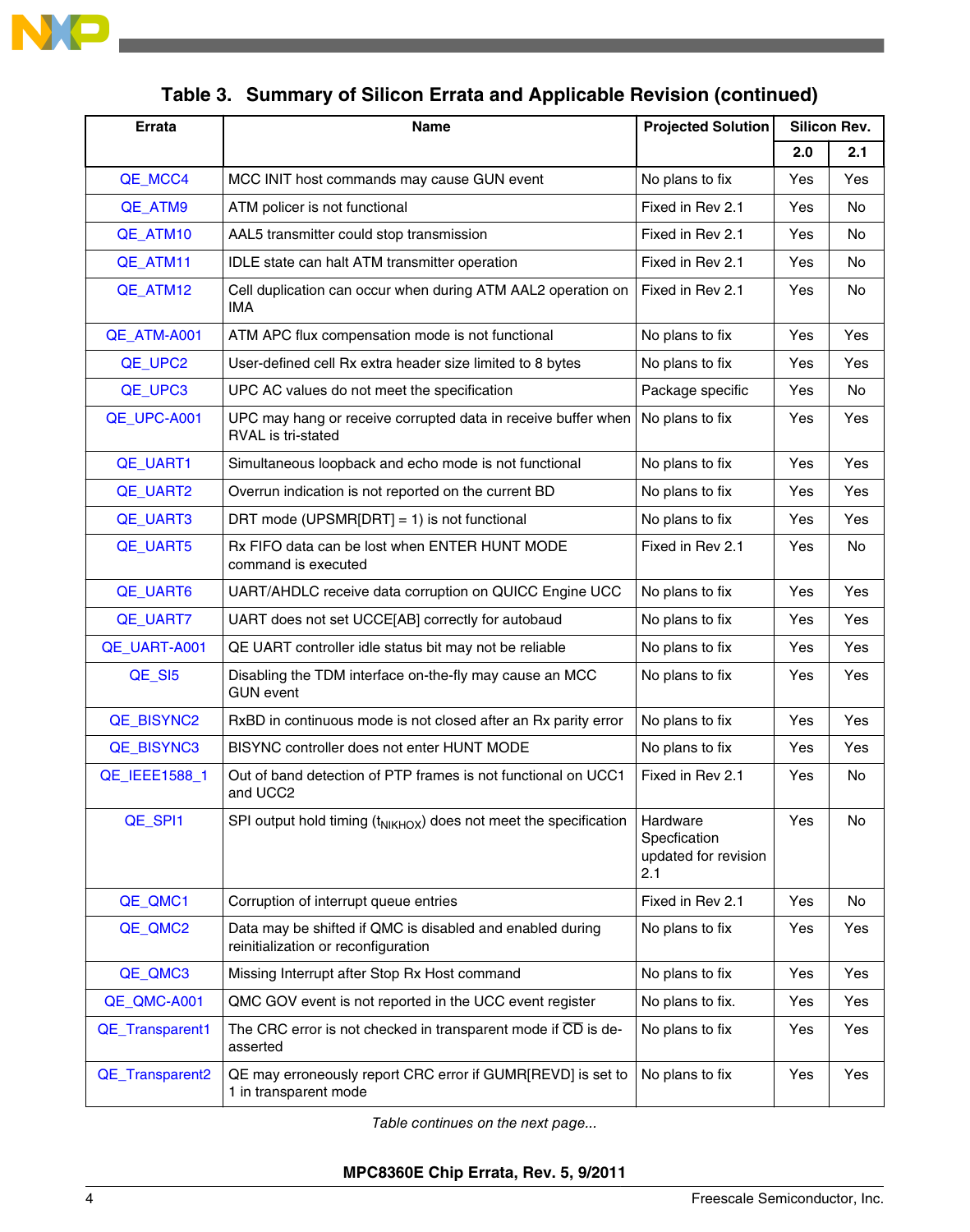## Table 3. Summary of Silicon Errata and Applicable Revision (continued)

| Errata | Name | Projected Solution | Silicon Rev. | |
|---|---|---|---|---|
| | | | 2.0 | 2.1 |
| QE_MCC4 | MCC INIT host commands may cause GUN event | No plans to fix | Yes | Yes |
| QE_ATM9 | ATM policer is not functional | Fixed in Rev 2.1 | Yes | No |
| QE_ATM10 | AAL5 transmitter could stop transmission | Fixed in Rev 2.1 | Yes | No |
| QE_ATM11 | IDLE state can halt ATM transmitter operation | Fixed in Rev 2.1 | Yes | No |
| QE_ATM12 | Cell duplication can occur when during ATM AAL2 operation on IMA | Fixed in Rev 2.1 | Yes | No |
| QE_ATM-A001 | ATM APC flux compensation mode is not functional | No plans to fix | Yes | Yes |
| QE_UPC2 | User-defined cell Rx extra header size limited to 8 bytes | No plans to fix | Yes | Yes |
| QE_UPC3 | UPC AC values do not meet the specification | Package specific | Yes | No |
| QE_UPC-A001 | UPC may hang or receive corrupted data in receive buffer when RVAL is tri-stated | No plans to fix | Yes | Yes |
| QE_UART1 | Simultaneous loopback and echo mode is not functional | No plans to fix | Yes | Yes |
| QE_UART2 | Overrun indication is not reported on the current BD | No plans to fix | Yes | Yes |
| QE_UART3 | DRT mode (UPSMR[DRT] = 1) is not functional | No plans to fix | Yes | Yes |
| QE_UART5 | Rx FIFO data can be lost when ENTER HUNT MODE command is executed | Fixed in Rev 2.1 | Yes | No |
| QE_UART6 | UART/AHDLC receive data corruption on QUICC Engine UCC | No plans to fix | Yes | Yes |
| QE_UART7 | UART does not set UCCE[AB] correctly for autobaud | No plans to fix | Yes | Yes |
| QE_UART-A001 | QE UART controller idle status bit may not be reliable | No plans to fix | Yes | Yes |
| QE_SI5 | Disabling the TDM interface on-the-fly may cause an MCC GUN event | No plans to fix | Yes | Yes |
| QE_BISYNC2 | RxBD in continuous mode is not closed after an Rx parity error | No plans to fix | Yes | Yes |
| QE_BISYNC3 | BISYNC controller does not enter HUNT MODE | No plans to fix | Yes | Yes |
| QE_IEEE1588_1 | Out of band detection of PTP frames is not functional on UCC1 and UCC2 | Fixed in Rev 2.1 | Yes | No |
| QE_SPI1 | SPI output hold timing ($t_{NIKHOX}$) does not meet the specification | Hardware Specfication updated for revision 2.1 | Yes | No |
| QE_QMC1 | Corruption of interrupt queue entries | Fixed in Rev 2.1 | Yes | No |
| QE_QMC2 | Data may be shifted if QMC is disabled and enabled during reinitialization or reconfiguration | No plans to fix | Yes | Yes |
| QE_QMC3 | Missing Interrupt after Stop Rx Host command | No plans to fix | Yes | Yes |
| QE_QMC-A001 | QMC GOV event is not reported in the UCC event register | No plans to fix. | Yes | Yes |
| QE_Transparent1 | The CRC error is not checked in transparent mode if $\overline{CD}$ is de-asserted | No plans to fix | Yes | Yes |
| QE_Transparent2 | QE may erroneously report CRC error if GUMR[REVD] is set to 1 in transparent mode | No plans to fix | Yes | Yes |

*Table continues on the next page...*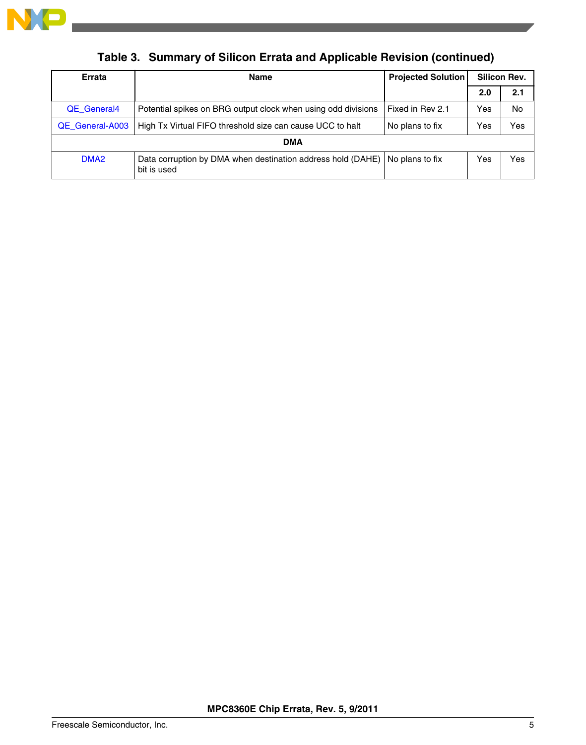**Table 3. Summary of Silicon Errata and Applicable Revision (continued)**

| Errata | Name | Projected Solution | Silicon Rev. | |
|---|---|---|---|---|
| | | | 2.0 | 2.1 |
| QE_General4 | Potential spikes on BRG output clock when using odd divisions | Fixed in Rev 2.1 | Yes | No |
| QE_General-A003 | High Tx Virtual FIFO threshold size can cause UCC to halt | No plans to fix | Yes | Yes |
| **DMA** | | | | |
| DMA2 | Data corruption by DMA when destination address hold (DAHE) bit is used | No plans to fix | Yes | Yes |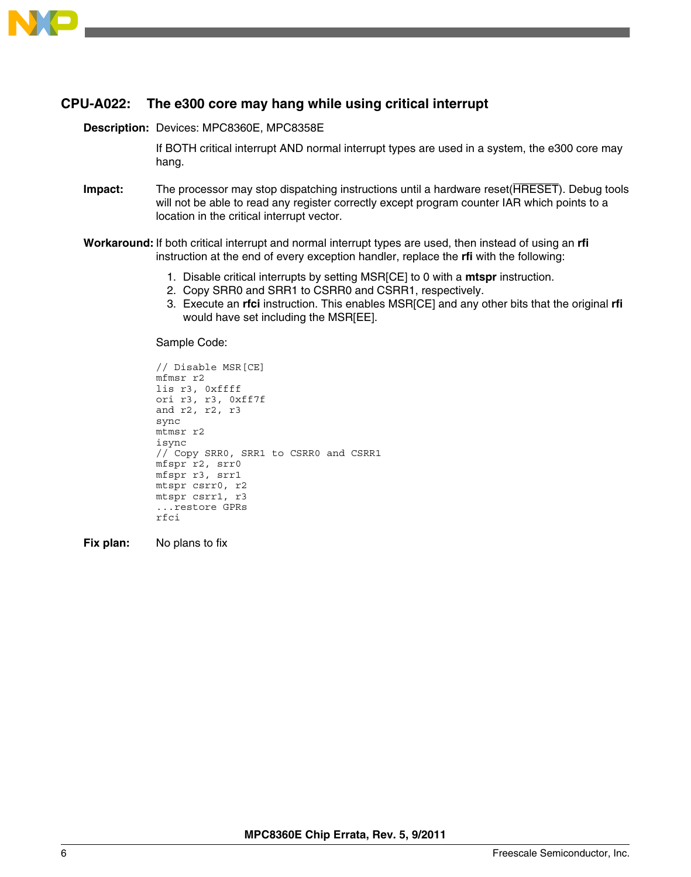## CPU-A022: The e300 core may hang while using critical interrupt

**Description:** Devices: MPC8360E, MPC8358E

If BOTH critical interrupt AND normal interrupt types are used in a system, the e300 core may hang.

**Impact:** The processor may stop dispatching instructions until a hardware reset(HRESET). Debug tools will not be able to read any register correctly except program counter IAR which points to a location in the critical interrupt vector.

**Workaround:** If both critical interrupt and normal interrupt types are used, then instead of using an **rfi** instruction at the end of every exception handler, replace the **rfi** with the following:

1. Disable critical interrupts by setting MSR[CE] to 0 with a **mtspr** instruction.
2. Copy SRR0 and SRR1 to CSRR0 and CSRR1, respectively.
3. Execute an **rfci** instruction. This enables MSR[CE] and any other bits that the original **rfi** would have set including the MSR[EE].

Sample Code:

```
// Disable MSR[CE]
mfmsr r2
lis r3, 0xffff
ori r3, r3, 0xff7f
and r2, r2, r3
sync
mtmsr r2
isync
// Copy SRR0, SRR1 to CSRR0 and CSRR1
mfspr r2, srr0
mfspr r3, srr1
mtspr csrr0, r2
mtspr csrr1, r3
...restore GPRs
rfci
```

**Fix plan:** No plans to fix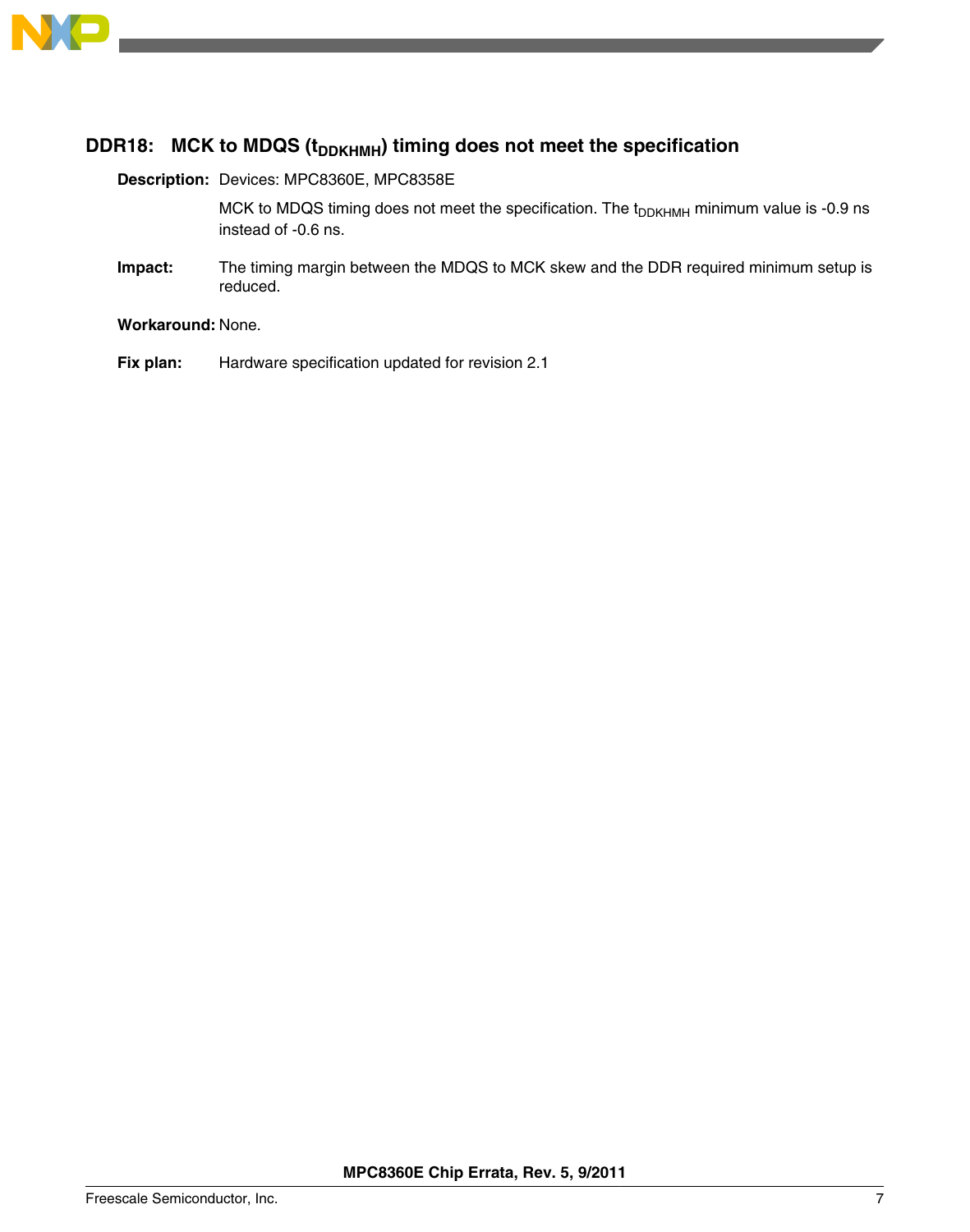### DDR18: MCK to MDQS ($t_{DDKHMH}$) timing does not meet the specification

**Description:** Devices: MPC8360E, MPC8358E

MCK to MDQS timing does not meet the specification. The $t_{DDKHMH}$ minimum value is -0.9 ns instead of -0.6 ns.

**Impact:** The timing margin between the MDQS to MCK skew and the DDR required minimum setup is reduced.

**Workaround:** None.

**Fix plan:** Hardware specification updated for revision 2.1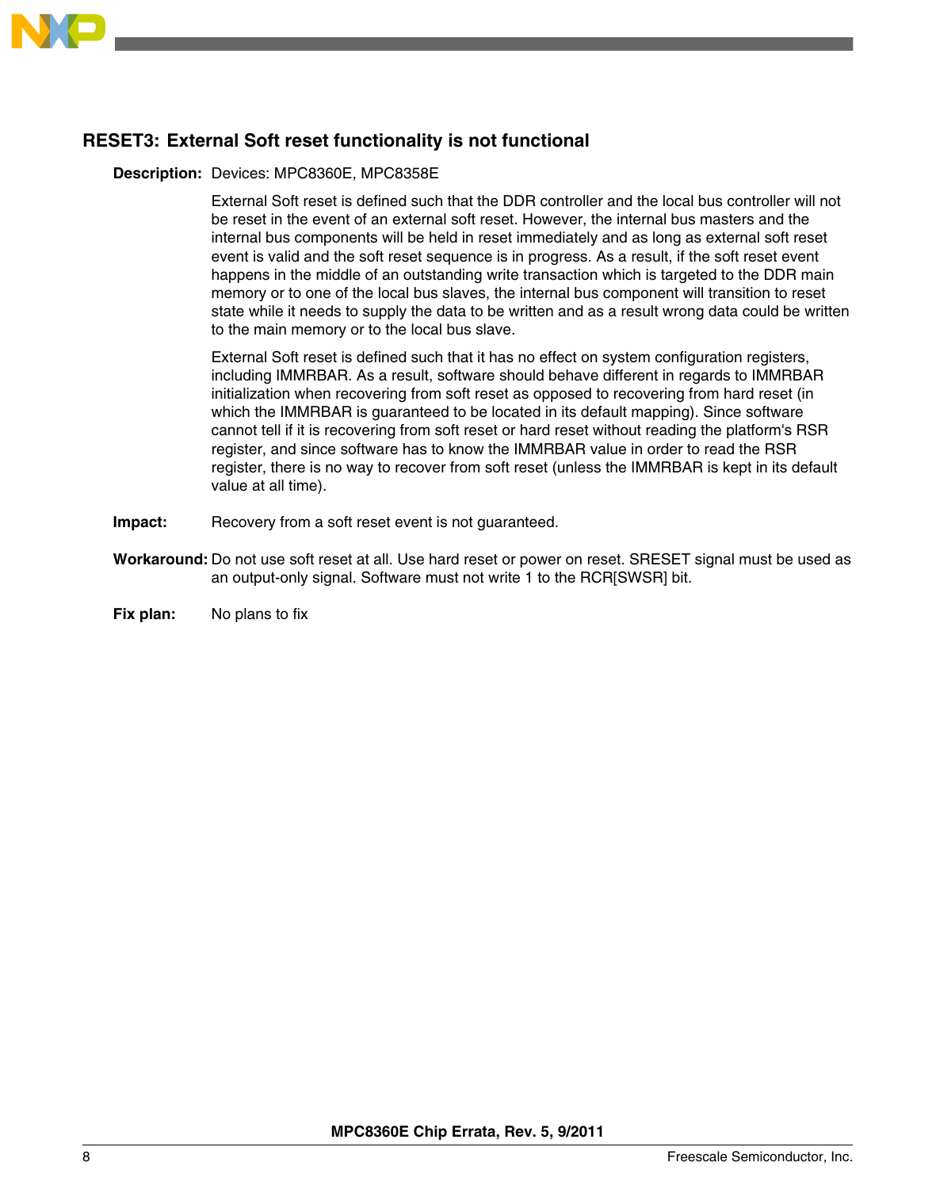### RESET3: External Soft reset functionality is not functional

**Description:** Devices: MPC8360E, MPC8358E

External Soft reset is defined such that the DDR controller and the local bus controller will not be reset in the event of an external soft reset. However, the internal bus masters and the internal bus components will be held in reset immediately and as long as external soft reset event is valid and the soft reset sequence is in progress. As a result, if the soft reset event happens in the middle of an outstanding write transaction which is targeted to the DDR main memory or to one of the local bus slaves, the internal bus component will transition to reset state while it needs to supply the data to be written and as a result wrong data could be written to the main memory or to the local bus slave.

External Soft reset is defined such that it has no effect on system configuration registers, including IMMRBAR. As a result, software should behave different in regards to IMMRBAR initialization when recovering from soft reset as opposed to recovering from hard reset (in which the IMMRBAR is guaranteed to be located in its default mapping). Since software cannot tell if it is recovering from soft reset or hard reset without reading the platform's RSR register, and since software has to know the IMMRBAR value in order to read the RSR register, there is no way to recover from soft reset (unless the IMMRBAR is kept in its default value at all time).

**Impact:** Recovery from a soft reset event is not guaranteed.

**Workaround:** Do not use soft reset at all. Use hard reset or power on reset. SRESET signal must be used as an output-only signal. Software must not write 1 to the RCR[SWSR] bit.

**Fix plan:** No plans to fix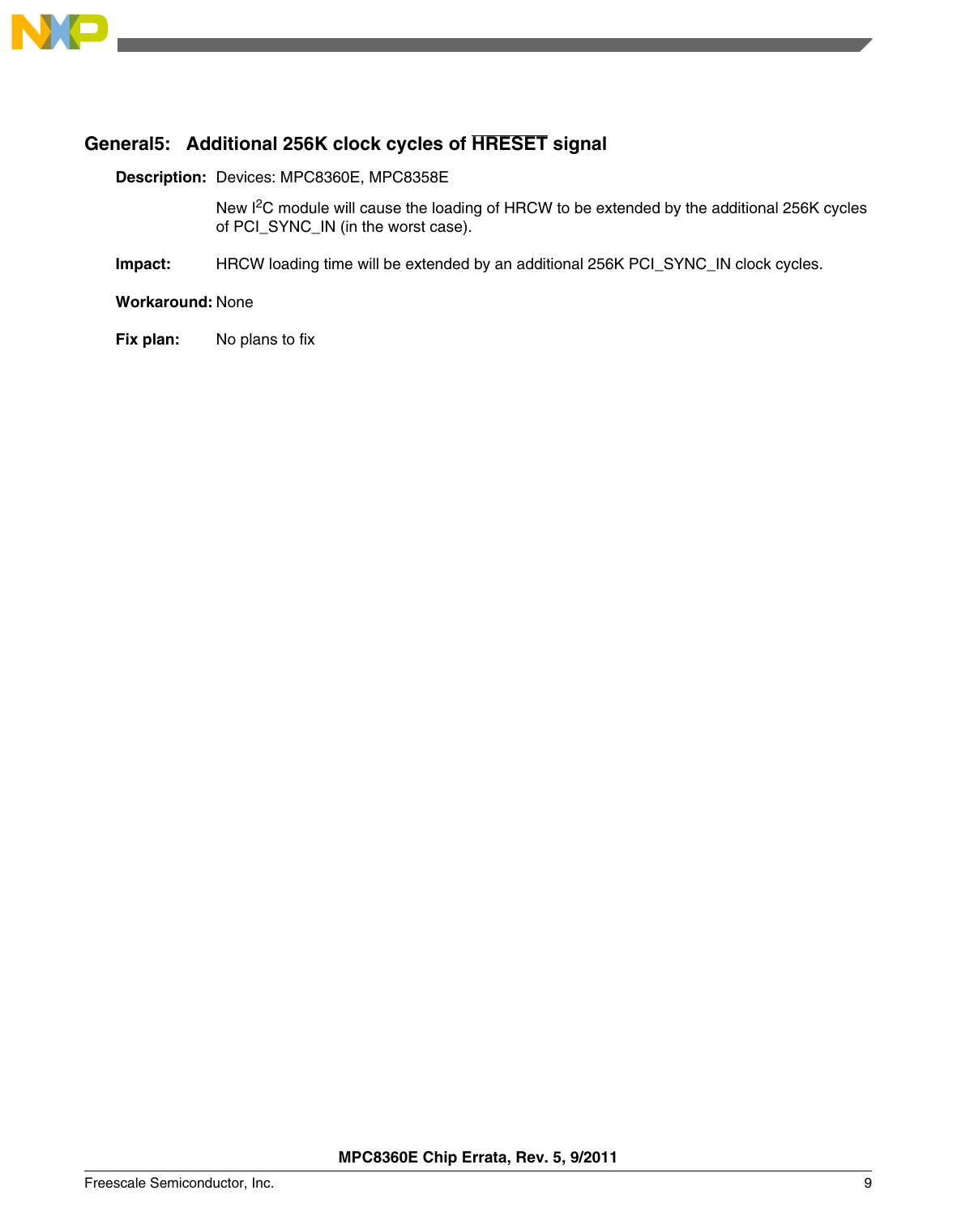## General5: Additional 256K clock cycles of HRESET signal

**Description:** Devices: MPC8360E, MPC8358E

New I$^2$C module will cause the loading of HRCW to be extended by the additional 256K cycles of PCI_SYNC_IN (in the worst case).

**Impact:** HRCW loading time will be extended by an additional 256K PCI_SYNC_IN clock cycles.

**Workaround:** None

**Fix plan:** No plans to fix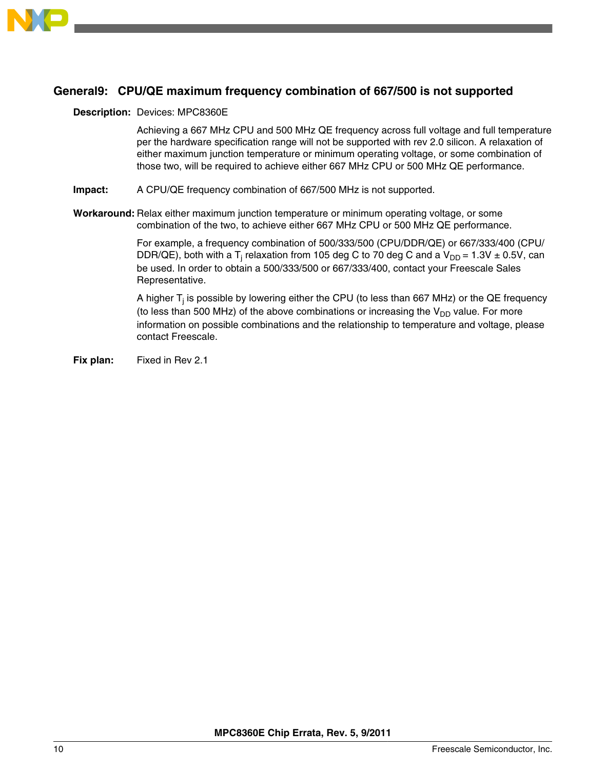## General9: CPU/QE maximum frequency combination of 667/500 is not supported

**Description:** Devices: MPC8360E

Achieving a 667 MHz CPU and 500 MHz QE frequency across full voltage and full temperature per the hardware specification range will not be supported with rev 2.0 silicon. A relaxation of either maximum junction temperature or minimum operating voltage, or some combination of those two, will be required to achieve either 667 MHz CPU or 500 MHz QE performance.

**Impact:** A CPU/QE frequency combination of 667/500 MHz is not supported.

**Workaround:** Relax either maximum junction temperature or minimum operating voltage, or some combination of the two, to achieve either 667 MHz CPU or 500 MHz QE performance.

For example, a frequency combination of 500/333/500 (CPU/DDR/QE) or 667/333/400 (CPU/DDR/QE), both with a $T_j$ relaxation from 105 deg C to 70 deg C and a $V_{DD}$ = 1.3V ± 0.5V, can be used. In order to obtain a 500/333/500 or 667/333/400, contact your Freescale Sales Representative.

A higher $T_j$ is possible by lowering either the CPU (to less than 667 MHz) or the QE frequency (to less than 500 MHz) of the above combinations or increasing the $V_{DD}$ value. For more information on possible combinations and the relationship to temperature and voltage, please contact Freescale.

**Fix plan:** Fixed in Rev 2.1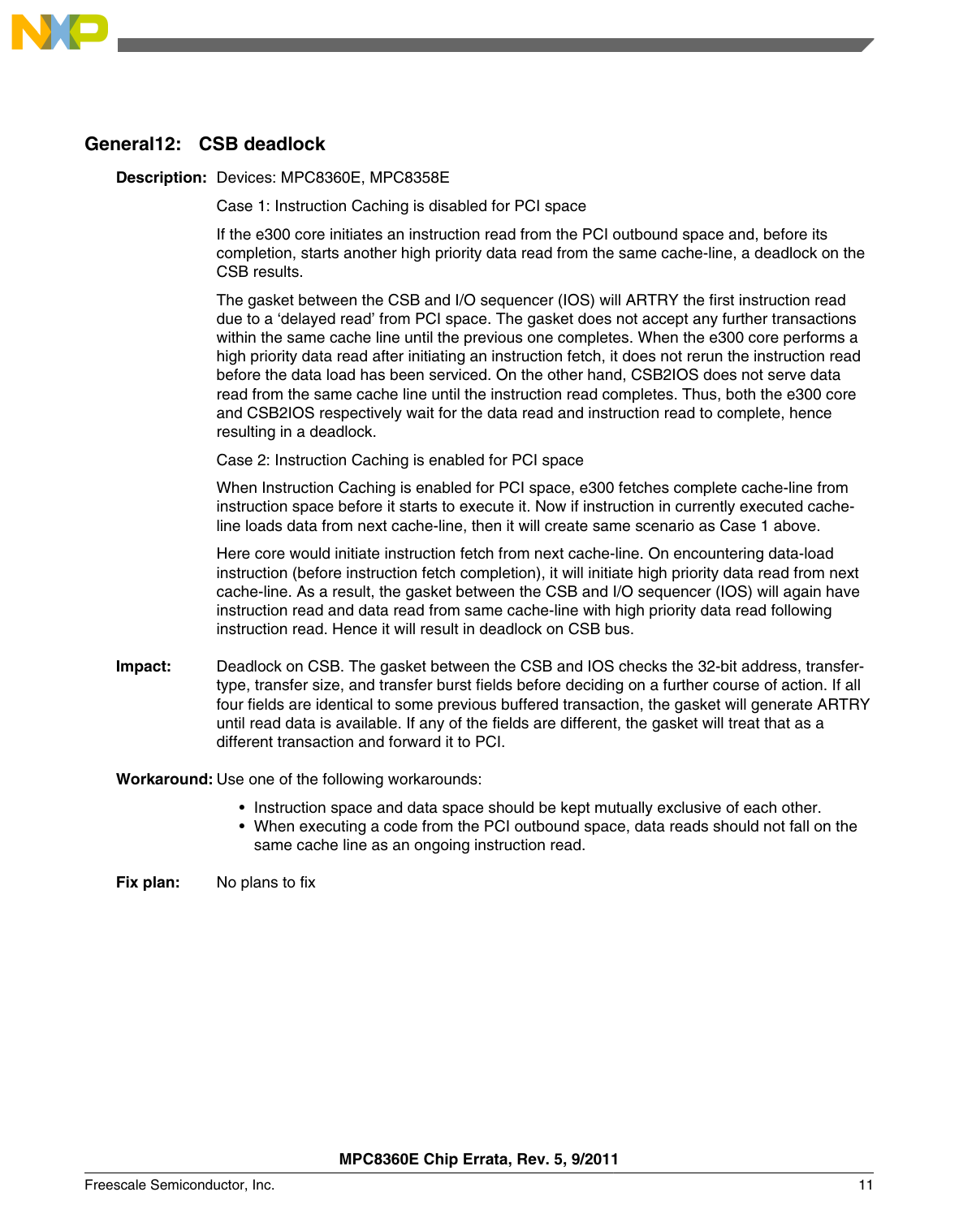## General12: CSB deadlock

**Description:** Devices: MPC8360E, MPC8358E

Case 1: Instruction Caching is disabled for PCI space

If the e300 core initiates an instruction read from the PCI outbound space and, before its completion, starts another high priority data read from the same cache-line, a deadlock on the CSB results.

The gasket between the CSB and I/O sequencer (IOS) will ARTRY the first instruction read due to a 'delayed read' from PCI space. The gasket does not accept any further transactions within the same cache line until the previous one completes. When the e300 core performs a high priority data read after initiating an instruction fetch, it does not rerun the instruction read before the data load has been serviced. On the other hand, CSB2IOS does not serve data read from the same cache line until the instruction read completes. Thus, both the e300 core and CSB2IOS respectively wait for the data read and instruction read to complete, hence resulting in a deadlock.

Case 2: Instruction Caching is enabled for PCI space

When Instruction Caching is enabled for PCI space, e300 fetches complete cache-line from instruction space before it starts to execute it. Now if instruction in currently executed cache-line loads data from next cache-line, then it will create same scenario as Case 1 above.

Here core would initiate instruction fetch from next cache-line. On encountering data-load instruction (before instruction fetch completion), it will initiate high priority data read from next cache-line. As a result, the gasket between the CSB and I/O sequencer (IOS) will again have instruction read and data read from same cache-line with high priority data read following instruction read. Hence it will result in deadlock on CSB bus.

**Impact:** Deadlock on CSB. The gasket between the CSB and IOS checks the 32-bit address, transfer-type, transfer size, and transfer burst fields before deciding on a further course of action. If all four fields are identical to some previous buffered transaction, the gasket will generate ARTRY until read data is available. If any of the fields are different, the gasket will treat that as a different transaction and forward it to PCI.

**Workaround:** Use one of the following workarounds:

- Instruction space and data space should be kept mutually exclusive of each other.
- When executing a code from the PCI outbound space, data reads should not fall on the same cache line as an ongoing instruction read.

**Fix plan:** No plans to fix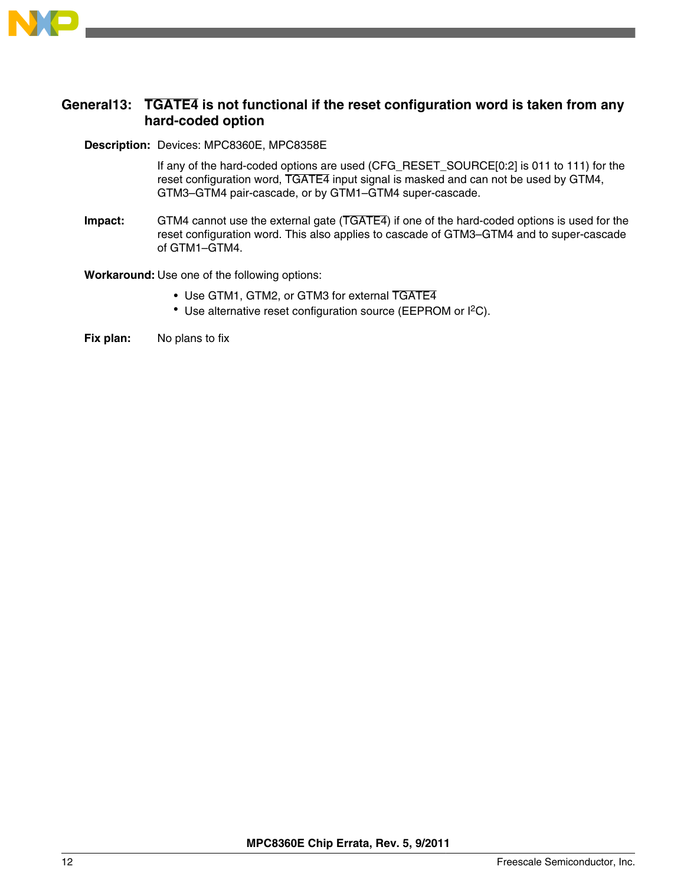## General13: $\overline{\text{TGATE4}}$ is not functional if the reset configuration word is taken from any hard-coded option

**Description:** Devices: MPC8360E, MPC8358E

If any of the hard-coded options are used (CFG_RESET_SOURCE[0:2] is 011 to 111) for the reset configuration word, $\overline{\text{TGATE4}}$ input signal is masked and can not be used by GTM4, GTM3–GTM4 pair-cascade, or by GTM1–GTM4 super-cascade.

**Impact:** GTM4 cannot use the external gate ($\overline{\text{TGATE4}}$) if one of the hard-coded options is used for the reset configuration word. This also applies to cascade of GTM3–GTM4 and to super-cascade of GTM1–GTM4.

**Workaround:** Use one of the following options:

- Use GTM1, GTM2, or GTM3 for external $\overline{\text{TGATE4}}$
- Use alternative reset configuration source (EEPROM or $I^2C$).

**Fix plan:** No plans to fix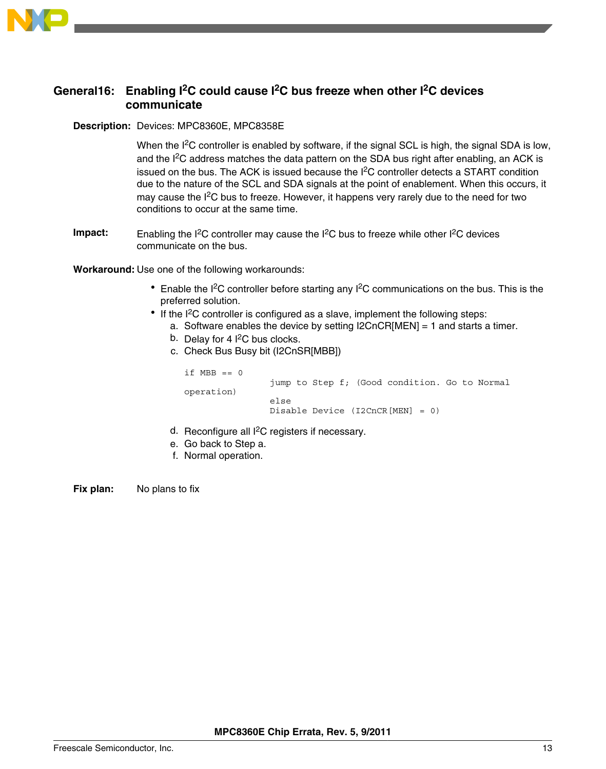## General16: Enabling I$^2$C could cause I$^2$C bus freeze when other I$^2$C devices communicate

**Description:** Devices: MPC8360E, MPC8358E

When the I$^2$C controller is enabled by software, if the signal SCL is high, the signal SDA is low, and the I$^2$C address matches the data pattern on the SDA bus right after enabling, an ACK is issued on the bus. The ACK is issued because the I$^2$C controller detects a START condition due to the nature of the SCL and SDA signals at the point of enablement. When this occurs, it may cause the I$^2$C bus to freeze. However, it happens very rarely due to the need for two conditions to occur at the same time.

**Impact:** Enabling the I$^2$C controller may cause the I$^2$C bus to freeze while other I$^2$C devices communicate on the bus.

**Workaround:** Use one of the following workarounds:

- Enable the I$^2$C controller before starting any I$^2$C communications on the bus. This is the preferred solution.
- If the I$^2$C controller is configured as a slave, implement the following steps:
  a. Software enables the device by setting I2CnCR[MEN] = 1 and starts a timer.
  b. Delay for 4 I$^2$C bus clocks.
  c. Check Bus Busy bit (I2CnSR[MBB])

```
if MBB == 0
                jump to Step f; (Good condition. Go to Normal
operation)
                else
                Disable Device (I2CnCR[MEN] = 0)
```

  d. Reconfigure all I$^2$C registers if necessary.
  e. Go back to Step a.
  f. Normal operation.

**Fix plan:** No plans to fix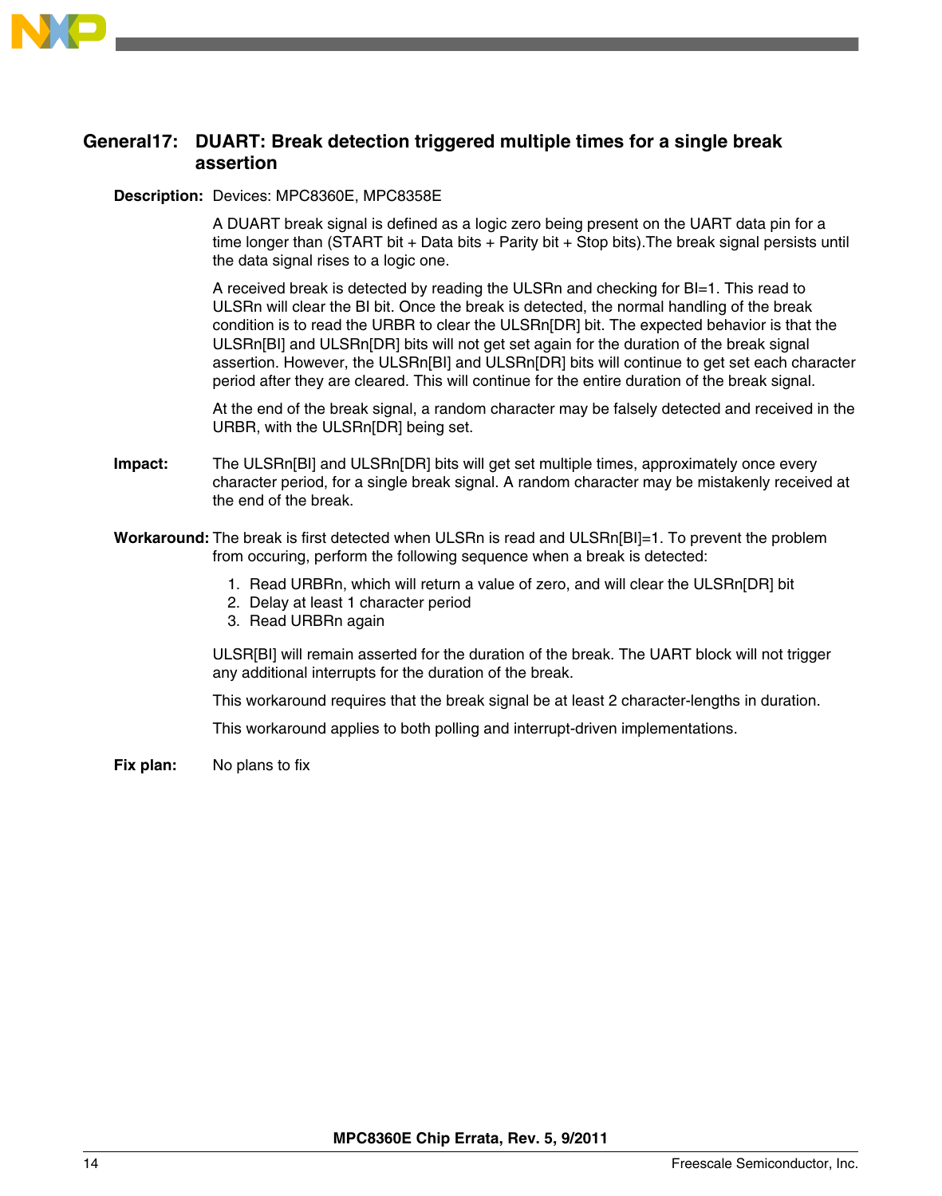## General17: DUART: Break detection triggered multiple times for a single break assertion

**Description:** Devices: MPC8360E, MPC8358E

A DUART break signal is defined as a logic zero being present on the UART data pin for a time longer than (START bit + Data bits + Parity bit + Stop bits).The break signal persists until the data signal rises to a logic one.

A received break is detected by reading the ULSRn and checking for BI=1. This read to ULSRn will clear the BI bit. Once the break is detected, the normal handling of the break condition is to read the URBR to clear the ULSRn[DR] bit. The expected behavior is that the ULSRn[BI] and ULSRn[DR] bits will not get set again for the duration of the break signal assertion. However, the ULSRn[BI] and ULSRn[DR] bits will continue to get set each character period after they are cleared. This will continue for the entire duration of the break signal.

At the end of the break signal, a random character may be falsely detected and received in the URBR, with the ULSRn[DR] being set.

**Impact:** The ULSRn[BI] and ULSRn[DR] bits will get set multiple times, approximately once every character period, for a single break signal. A random character may be mistakenly received at the end of the break.

**Workaround:** The break is first detected when ULSRn is read and ULSRn[BI]=1. To prevent the problem from occuring, perform the following sequence when a break is detected:

1. Read URBRn, which will return a value of zero, and will clear the ULSRn[DR] bit
2. Delay at least 1 character period
3. Read URBRn again

ULSR[BI] will remain asserted for the duration of the break. The UART block will not trigger any additional interrupts for the duration of the break.

This workaround requires that the break signal be at least 2 character-lengths in duration.

This workaround applies to both polling and interrupt-driven implementations.

**Fix plan:** No plans to fix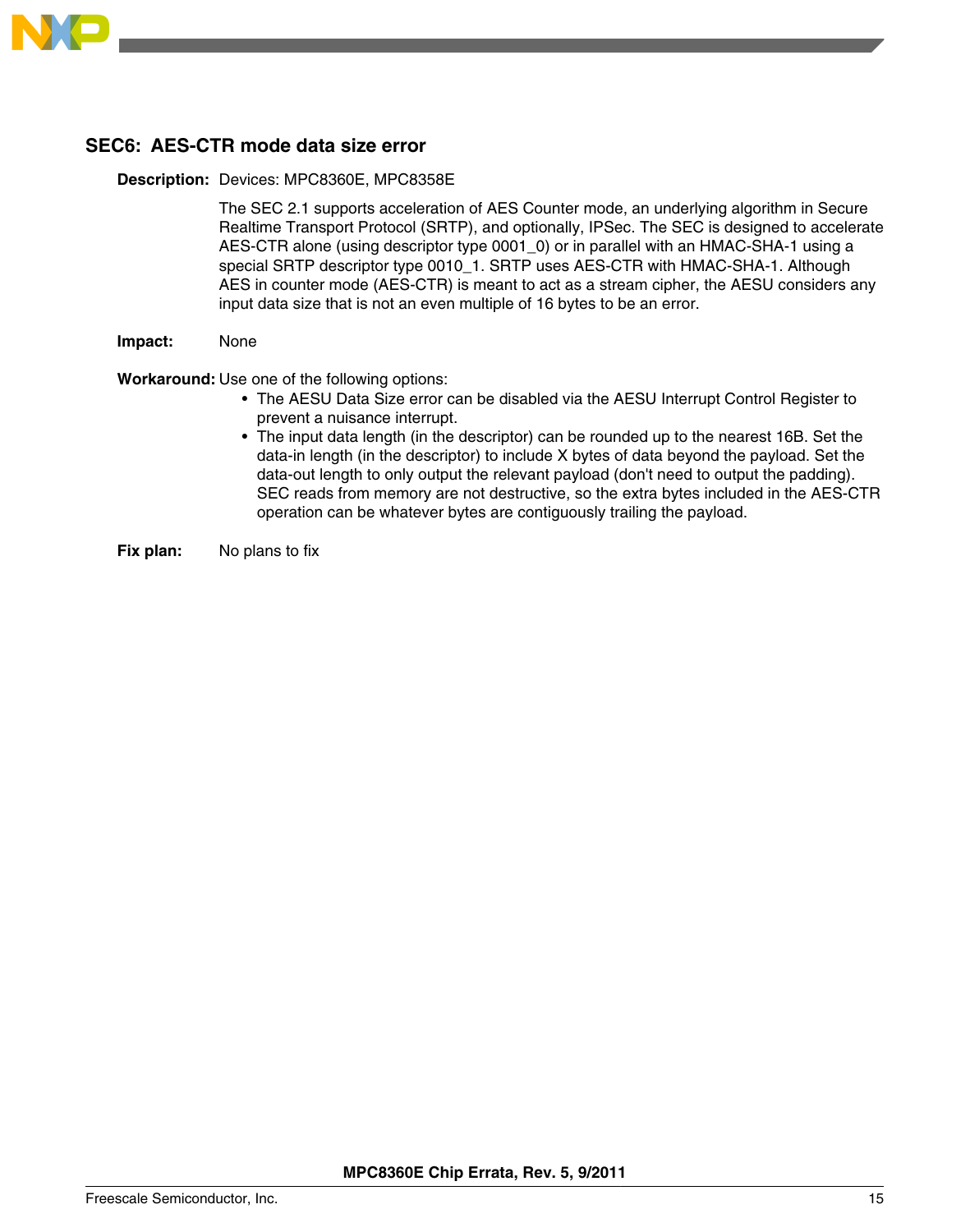### SEC6: AES-CTR mode data size error

**Description:** Devices: MPC8360E, MPC8358E

The SEC 2.1 supports acceleration of AES Counter mode, an underlying algorithm in Secure Realtime Transport Protocol (SRTP), and optionally, IPSec. The SEC is designed to accelerate AES-CTR alone (using descriptor type 0001_0) or in parallel with an HMAC-SHA-1 using a special SRTP descriptor type 0010_1. SRTP uses AES-CTR with HMAC-SHA-1. Although AES in counter mode (AES-CTR) is meant to act as a stream cipher, the AESU considers any input data size that is not an even multiple of 16 bytes to be an error.

**Impact:** None

**Workaround:** Use one of the following options:

- The AESU Data Size error can be disabled via the AESU Interrupt Control Register to prevent a nuisance interrupt.
- The input data length (in the descriptor) can be rounded up to the nearest 16B. Set the data-in length (in the descriptor) to include X bytes of data beyond the payload. Set the data-out length to only output the relevant payload (don't need to output the padding). SEC reads from memory are not destructive, so the extra bytes included in the AES-CTR operation can be whatever bytes are contiguously trailing the payload.

**Fix plan:** No plans to fix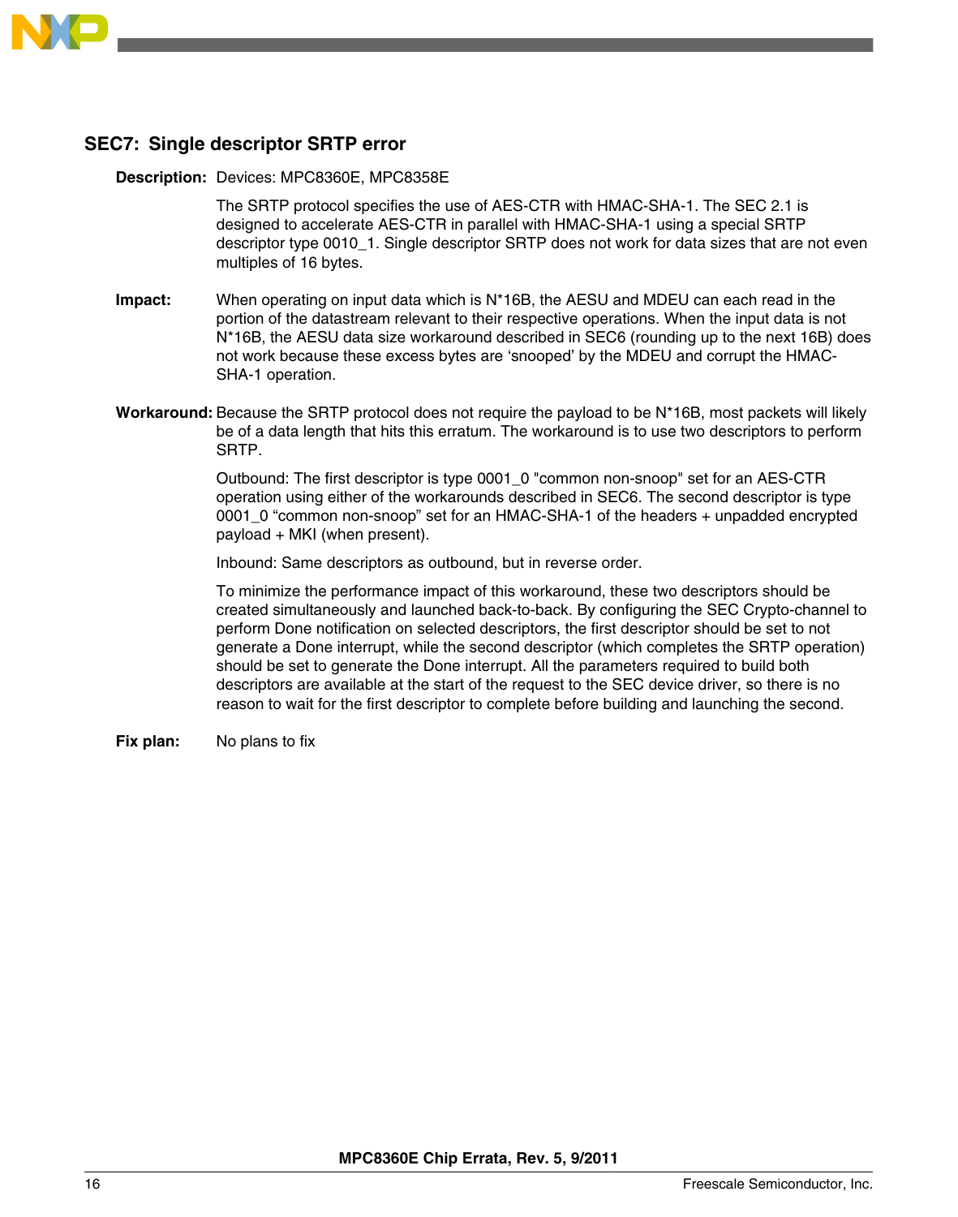## SEC7: Single descriptor SRTP error

**Description:** Devices: MPC8360E, MPC8358E

The SRTP protocol specifies the use of AES-CTR with HMAC-SHA-1. The SEC 2.1 is designed to accelerate AES-CTR in parallel with HMAC-SHA-1 using a special SRTP descriptor type 0010_1. Single descriptor SRTP does not work for data sizes that are not even multiples of 16 bytes.

**Impact:** When operating on input data which is N*16B, the AESU and MDEU can each read in the portion of the datastream relevant to their respective operations. When the input data is not N*16B, the AESU data size workaround described in SEC6 (rounding up to the next 16B) does not work because these excess bytes are 'snooped' by the MDEU and corrupt the HMAC-SHA-1 operation.

**Workaround:** Because the SRTP protocol does not require the payload to be N*16B, most packets will likely be of a data length that hits this erratum. The workaround is to use two descriptors to perform SRTP.

Outbound: The first descriptor is type 0001_0 "common non-snoop" set for an AES-CTR operation using either of the workarounds described in SEC6. The second descriptor is type 0001_0 "common non-snoop" set for an HMAC-SHA-1 of the headers + unpadded encrypted payload + MKI (when present).

Inbound: Same descriptors as outbound, but in reverse order.

To minimize the performance impact of this workaround, these two descriptors should be created simultaneously and launched back-to-back. By configuring the SEC Crypto-channel to perform Done notification on selected descriptors, the first descriptor should be set to not generate a Done interrupt, while the second descriptor (which completes the SRTP operation) should be set to generate the Done interrupt. All the parameters required to build both descriptors are available at the start of the request to the SEC device driver, so there is no reason to wait for the first descriptor to complete before building and launching the second.

**Fix plan:** No plans to fix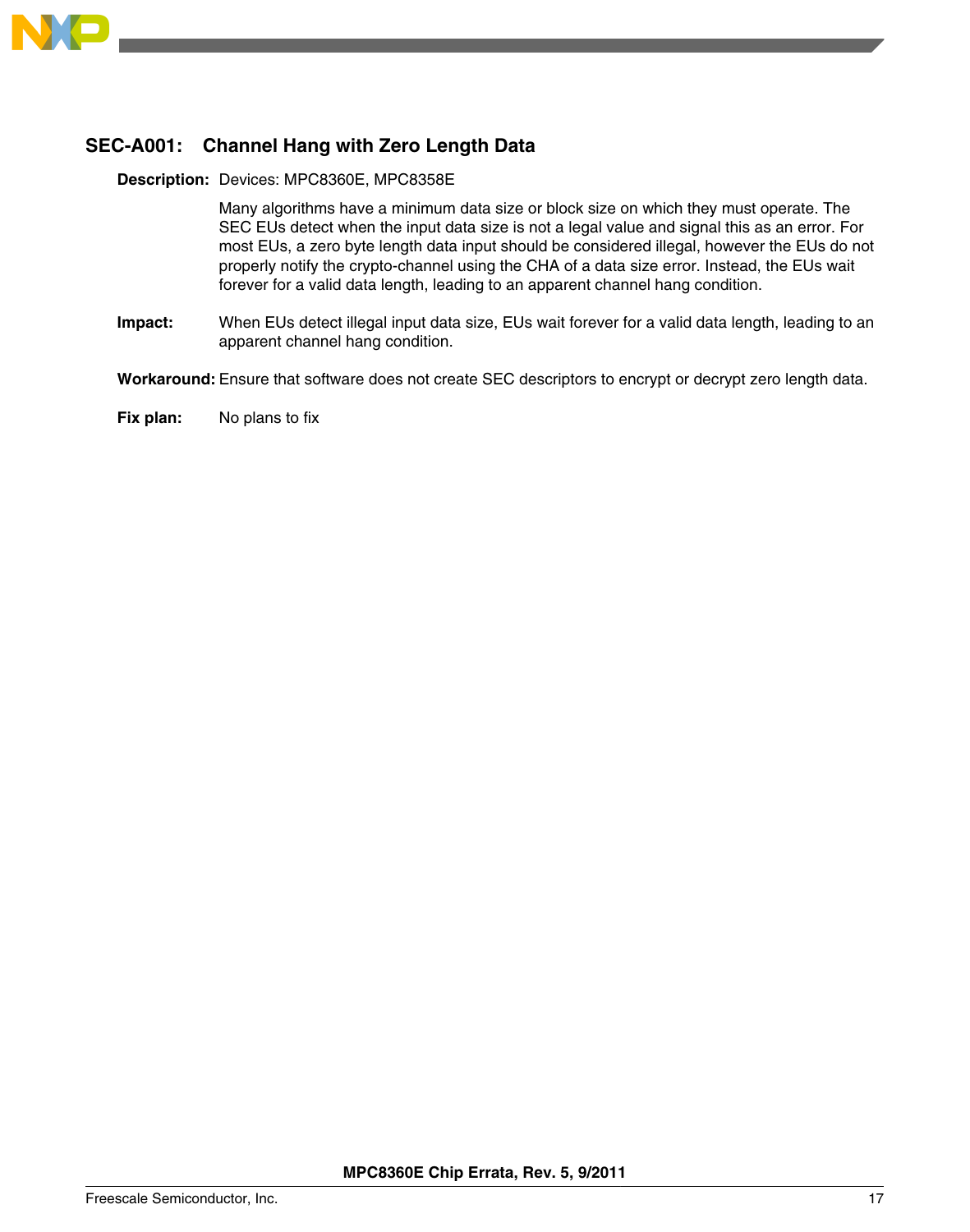## SEC-A001: Channel Hang with Zero Length Data

**Description:** Devices: MPC8360E, MPC8358E

Many algorithms have a minimum data size or block size on which they must operate. The SEC EUs detect when the input data size is not a legal value and signal this as an error. For most EUs, a zero byte length data input should be considered illegal, however the EUs do not properly notify the crypto-channel using the CHA of a data size error. Instead, the EUs wait forever for a valid data length, leading to an apparent channel hang condition.

**Impact:** When EUs detect illegal input data size, EUs wait forever for a valid data length, leading to an apparent channel hang condition.

**Workaround:** Ensure that software does not create SEC descriptors to encrypt or decrypt zero length data.

**Fix plan:** No plans to fix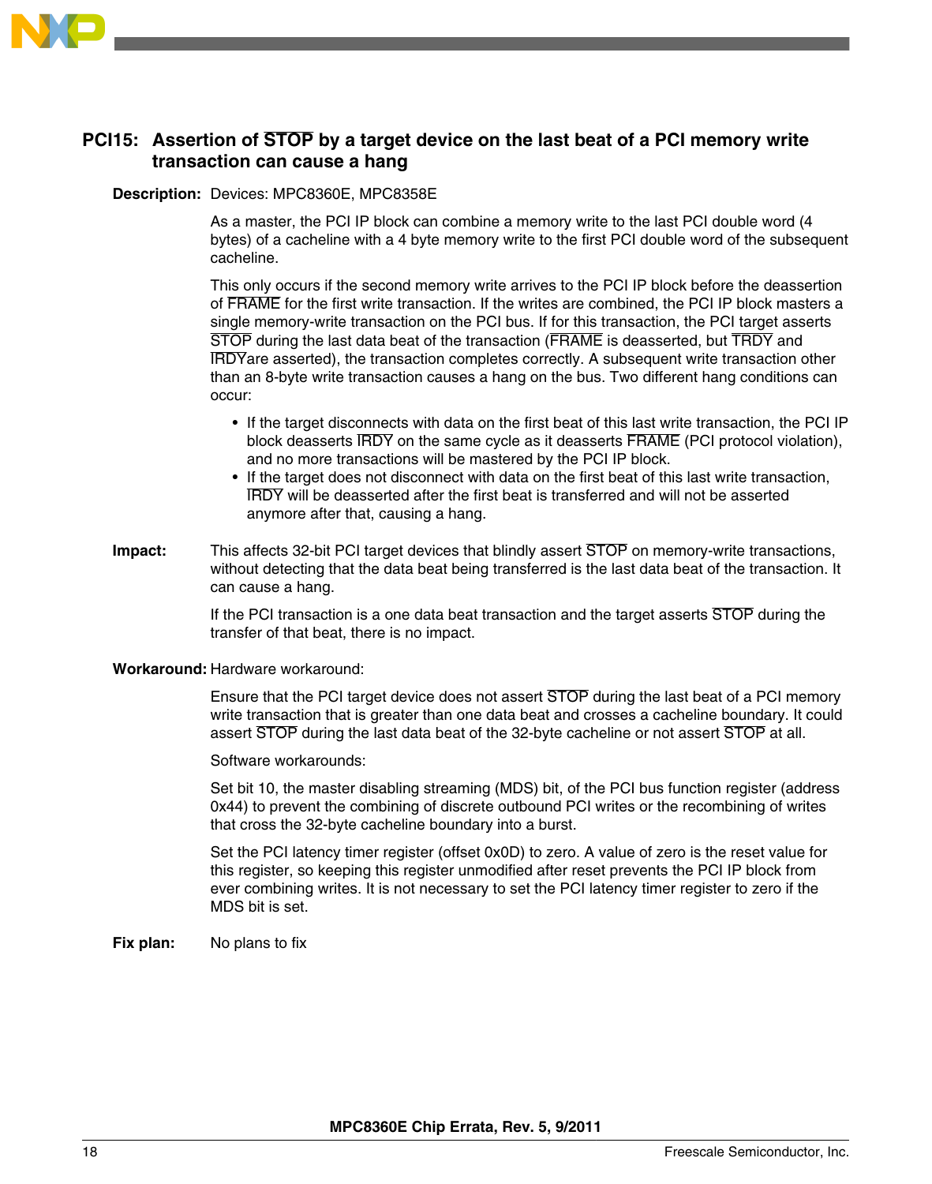## PCI15: Assertion of $\overline{\text{STOP}}$ by a target device on the last beat of a PCI memory write transaction can cause a hang

**Description:** Devices: MPC8360E, MPC8358E

As a master, the PCI IP block can combine a memory write to the last PCI double word (4 bytes) of a cacheline with a 4 byte memory write to the first PCI double word of the subsequent cacheline.

This only occurs if the second memory write arrives to the PCI IP block before the deassertion of $\overline{\text{FRAME}}$ for the first write transaction. If the writes are combined, the PCI IP block masters a single memory-write transaction on the PCI bus. If for this transaction, the PCI target asserts $\overline{\text{STOP}}$ during the last data beat of the transaction ($\overline{\text{FRAME}}$ is deasserted, but $\overline{\text{TRDY}}$ and $\overline{\text{IRDY}}$are asserted), the transaction completes correctly. A subsequent write transaction other than an 8-byte write transaction causes a hang on the bus. Two different hang conditions can occur:

- If the target disconnects with data on the first beat of this last write transaction, the PCI IP block deasserts $\overline{\text{IRDY}}$ on the same cycle as it deasserts $\overline{\text{FRAME}}$ (PCI protocol violation), and no more transactions will be mastered by the PCI IP block.
- If the target does not disconnect with data on the first beat of this last write transaction, $\overline{\text{IRDY}}$ will be deasserted after the first beat is transferred and will not be asserted anymore after that, causing a hang.

**Impact:** This affects 32-bit PCI target devices that blindly assert $\overline{\text{STOP}}$ on memory-write transactions, without detecting that the data beat being transferred is the last data beat of the transaction. It can cause a hang.

If the PCI transaction is a one data beat transaction and the target asserts $\overline{\text{STOP}}$ during the transfer of that beat, there is no impact.

**Workaround:** Hardware workaround:

Ensure that the PCI target device does not assert $\overline{\text{STOP}}$ during the last beat of a PCI memory write transaction that is greater than one data beat and crosses a cacheline boundary. It could assert $\overline{\text{STOP}}$ during the last data beat of the 32-byte cacheline or not assert $\overline{\text{STOP}}$ at all.

Software workarounds:

Set bit 10, the master disabling streaming (MDS) bit, of the PCI bus function register (address 0x44) to prevent the combining of discrete outbound PCI writes or the recombining of writes that cross the 32-byte cacheline boundary into a burst.

Set the PCI latency timer register (offset 0x0D) to zero. A value of zero is the reset value for this register, so keeping this register unmodified after reset prevents the PCI IP block from ever combining writes. It is not necessary to set the PCI latency timer register to zero if the MDS bit is set.

**Fix plan:** No plans to fix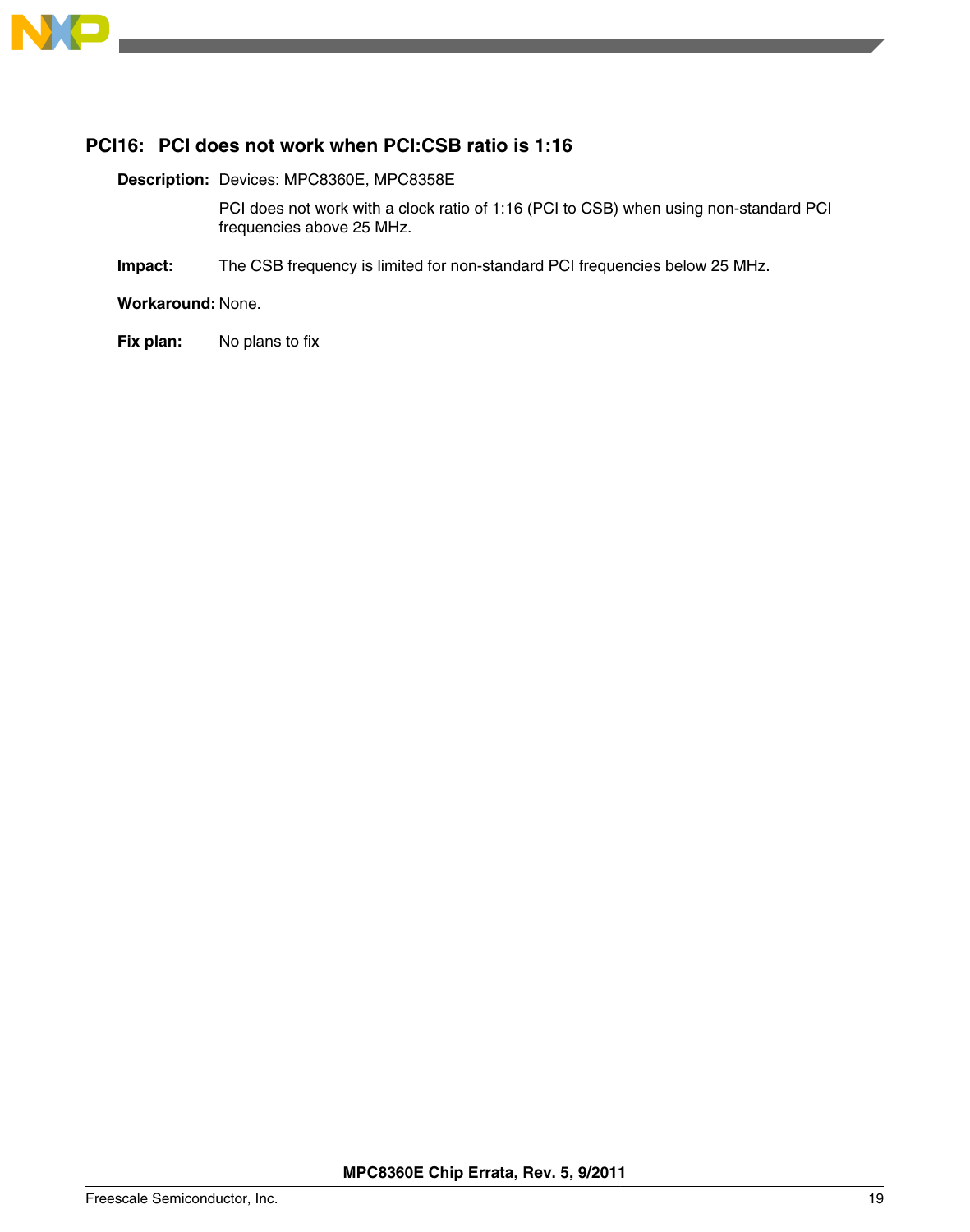### PCI16: PCI does not work when PCI:CSB ratio is 1:16

**Description:** Devices: MPC8360E, MPC8358E

PCI does not work with a clock ratio of 1:16 (PCI to CSB) when using non-standard PCI frequencies above 25 MHz.

**Impact:** The CSB frequency is limited for non-standard PCI frequencies below 25 MHz.

**Workaround:** None.

**Fix plan:** No plans to fix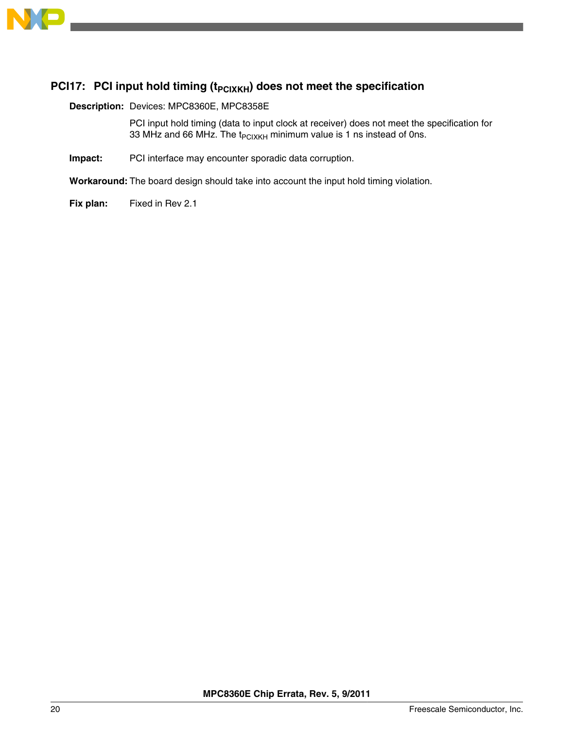## PCI17: PCI input hold timing ($t_{PCIXKH}$) does not meet the specification

**Description:** Devices: MPC8360E, MPC8358E

PCI input hold timing (data to input clock at receiver) does not meet the specification for 33 MHz and 66 MHz. The $t_{PCIXKH}$ minimum value is 1 ns instead of 0ns.

**Impact:** PCI interface may encounter sporadic data corruption.

**Workaround:** The board design should take into account the input hold timing violation.

**Fix plan:** Fixed in Rev 2.1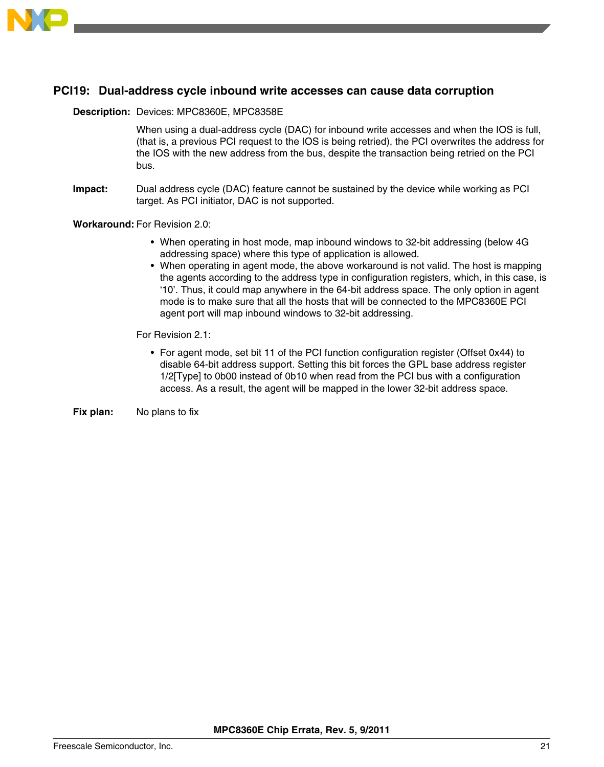## PCI19: Dual-address cycle inbound write accesses can cause data corruption

**Description:** Devices: MPC8360E, MPC8358E

When using a dual-address cycle (DAC) for inbound write accesses and when the IOS is full, (that is, a previous PCI request to the IOS is being retried), the PCI overwrites the address for the IOS with the new address from the bus, despite the transaction being retried on the PCI bus.

**Impact:** Dual address cycle (DAC) feature cannot be sustained by the device while working as PCI target. As PCI initiator, DAC is not supported.

**Workaround:** For Revision 2.0:

- When operating in host mode, map inbound windows to 32-bit addressing (below 4G addressing space) where this type of application is allowed.
- When operating in agent mode, the above workaround is not valid. The host is mapping the agents according to the address type in configuration registers, which, in this case, is '10'. Thus, it could map anywhere in the 64-bit address space. The only option in agent mode is to make sure that all the hosts that will be connected to the MPC8360E PCI agent port will map inbound windows to 32-bit addressing.

For Revision 2.1:

- For agent mode, set bit 11 of the PCI function configuration register (Offset 0x44) to disable 64-bit address support. Setting this bit forces the GPL base address register 1/2[Type] to 0b00 instead of 0b10 when read from the PCI bus with a configuration access. As a result, the agent will be mapped in the lower 32-bit address space.

**Fix plan:** No plans to fix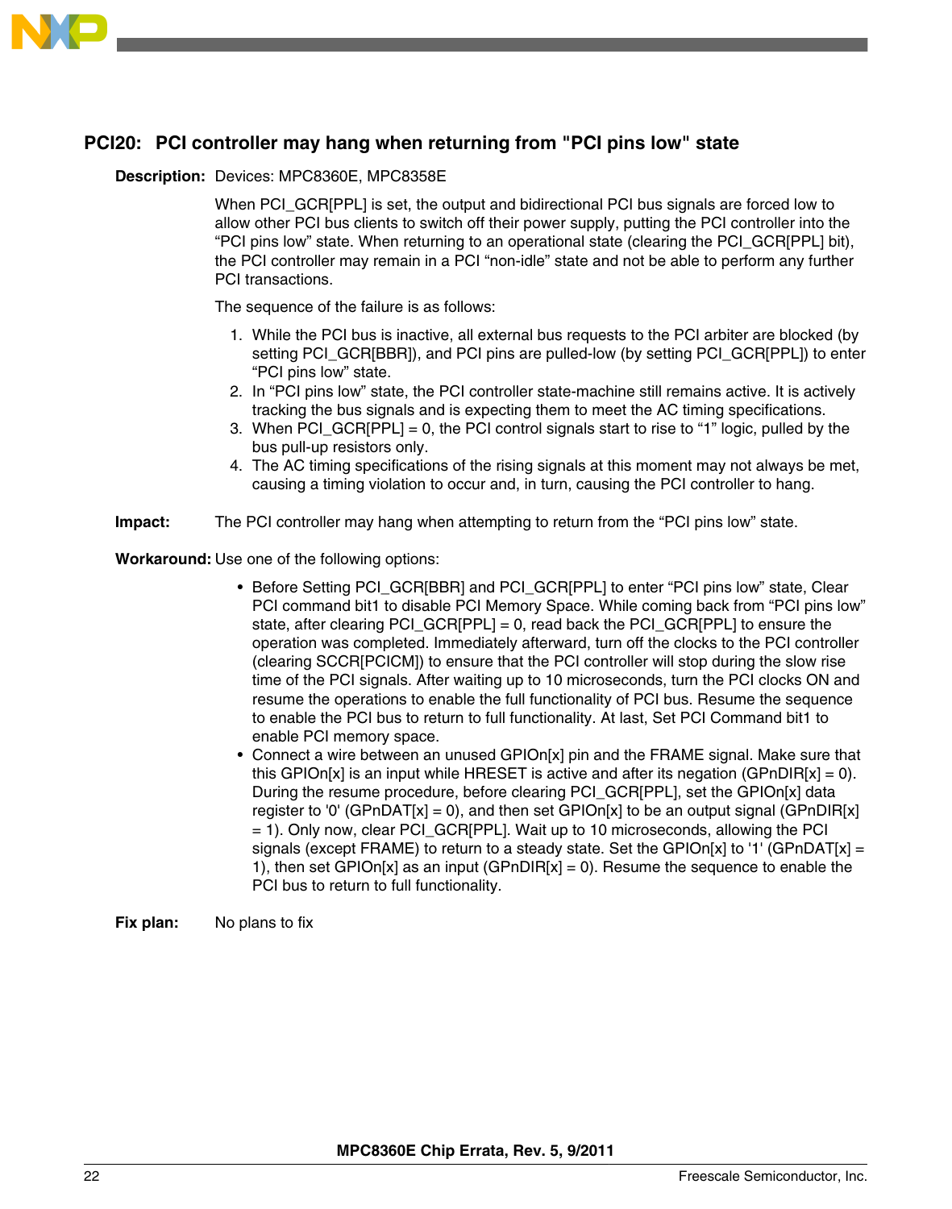## PCI20: PCI controller may hang when returning from "PCI pins low" state

**Description:** Devices: MPC8360E, MPC8358E

When PCI_GCR[PPL] is set, the output and bidirectional PCI bus signals are forced low to allow other PCI bus clients to switch off their power supply, putting the PCI controller into the "PCI pins low" state. When returning to an operational state (clearing the PCI_GCR[PPL] bit), the PCI controller may remain in a PCI "non-idle" state and not be able to perform any further PCI transactions.

The sequence of the failure is as follows:

1. While the PCI bus is inactive, all external bus requests to the PCI arbiter are blocked (by setting PCI_GCR[BBR]), and PCI pins are pulled-low (by setting PCI_GCR[PPL]) to enter "PCI pins low" state.
2. In "PCI pins low" state, the PCI controller state-machine still remains active. It is actively tracking the bus signals and is expecting them to meet the AC timing specifications.
3. When PCI_GCR[PPL] = 0, the PCI control signals start to rise to "1" logic, pulled by the bus pull-up resistors only.
4. The AC timing specifications of the rising signals at this moment may not always be met, causing a timing violation to occur and, in turn, causing the PCI controller to hang.

**Impact:** The PCI controller may hang when attempting to return from the "PCI pins low" state.

**Workaround:** Use one of the following options:

- Before Setting PCI_GCR[BBR] and PCI_GCR[PPL] to enter "PCI pins low" state, Clear PCI command bit1 to disable PCI Memory Space. While coming back from "PCI pins low" state, after clearing PCI_GCR[PPL] = 0, read back the PCI_GCR[PPL] to ensure the operation was completed. Immediately afterward, turn off the clocks to the PCI controller (clearing SCCR[PCICM]) to ensure that the PCI controller will stop during the slow rise time of the PCI signals. After waiting up to 10 microseconds, turn the PCI clocks ON and resume the operations to enable the full functionality of PCI bus. Resume the sequence to enable the PCI bus to return to full functionality. At last, Set PCI Command bit1 to enable PCI memory space.
- Connect a wire between an unused GPIOn[x] pin and the FRAME signal. Make sure that this GPIOn[x] is an input while HRESET is active and after its negation (GPnDIR[x] = 0). During the resume procedure, before clearing PCI_GCR[PPL], set the GPIOn[x] data register to '0' (GPnDAT[x] = 0), and then set GPIOn[x] to be an output signal (GPnDIR[x] = 1). Only now, clear PCI_GCR[PPL]. Wait up to 10 microseconds, allowing the PCI signals (except FRAME) to return to a steady state. Set the GPIOn[x] to '1' (GPnDAT[x] = 1), then set GPIOn[x] as an input (GPnDIR[x] = 0). Resume the sequence to enable the PCI bus to return to full functionality.

**Fix plan:** No plans to fix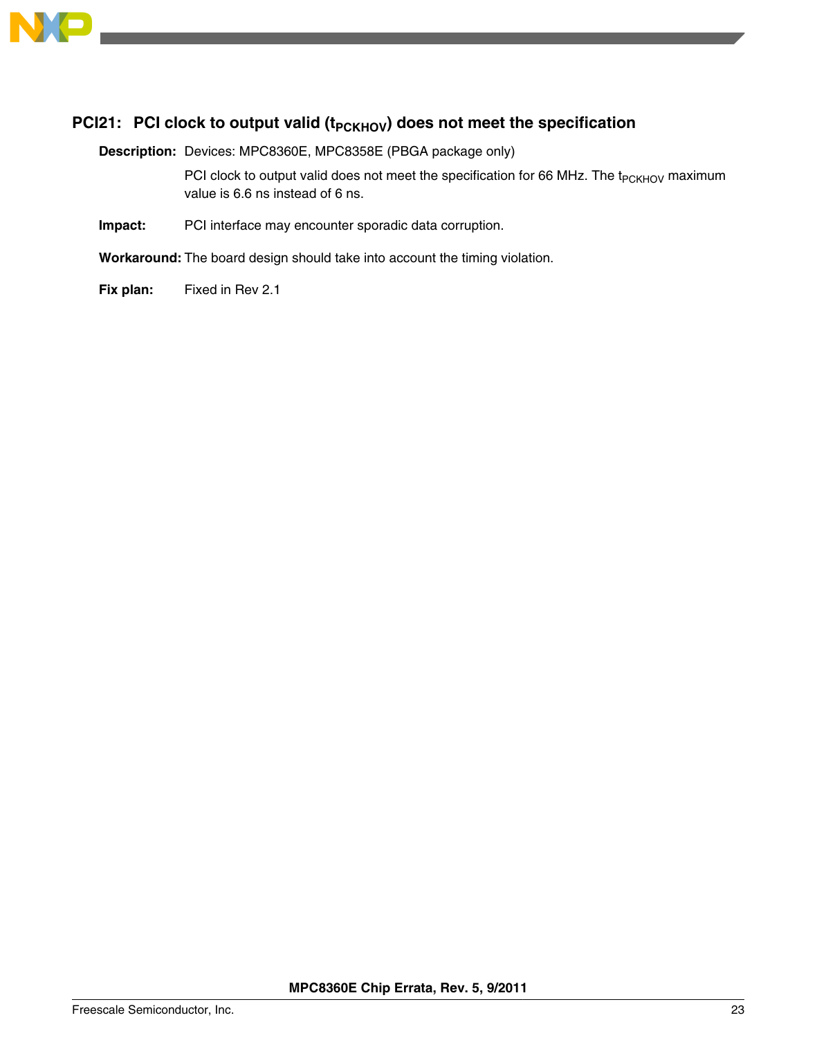### PCI21: PCI clock to output valid ($t_{PCKHOV}$) does not meet the specification

**Description:** Devices: MPC8360E, MPC8358E (PBGA package only)

PCI clock to output valid does not meet the specification for 66 MHz. The $t_{PCKHOV}$ maximum value is 6.6 ns instead of 6 ns.

**Impact:** PCI interface may encounter sporadic data corruption.

**Workaround:** The board design should take into account the timing violation.

**Fix plan:** Fixed in Rev 2.1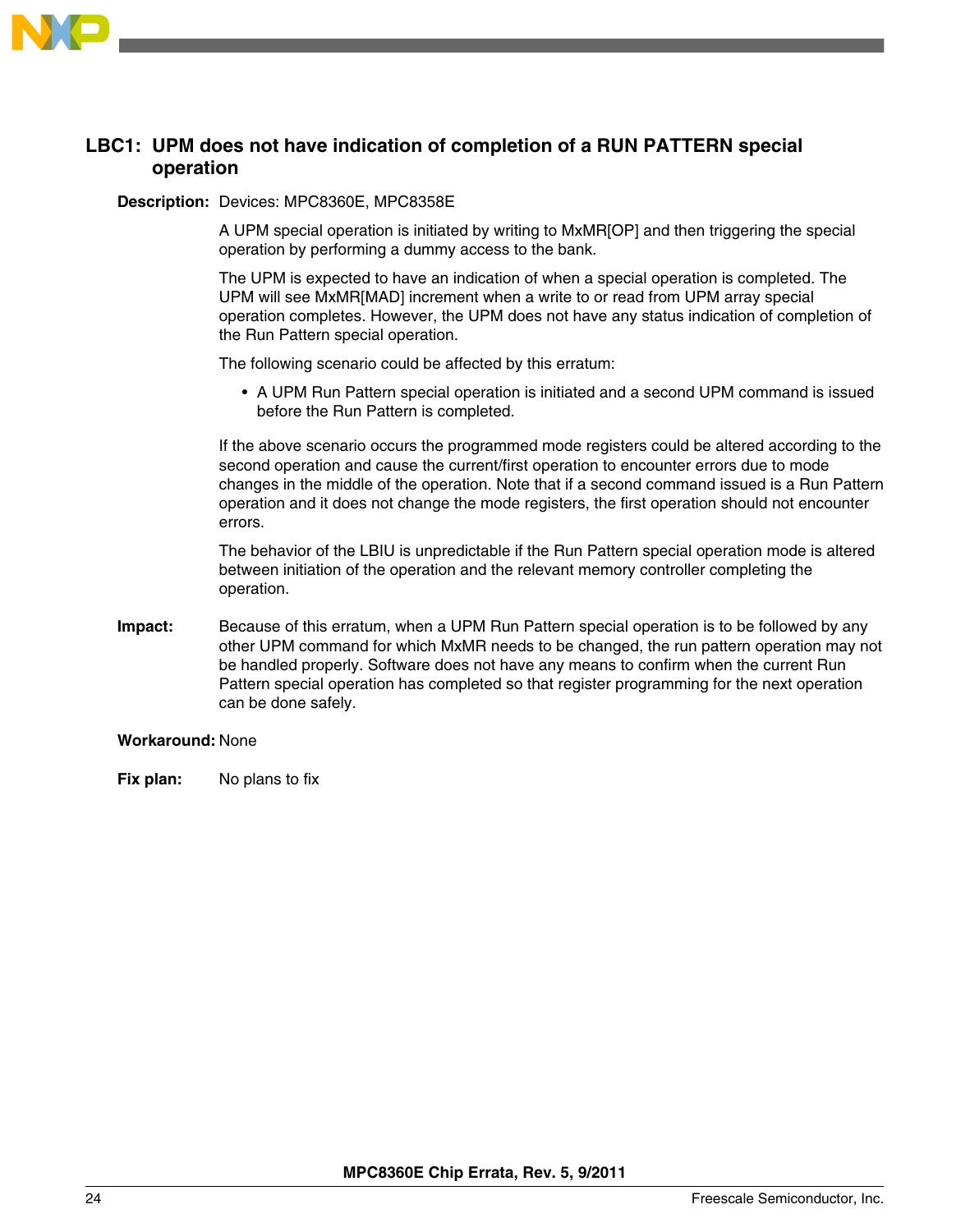## LBC1: UPM does not have indication of completion of a RUN PATTERN special operation

**Description:** Devices: MPC8360E, MPC8358E

A UPM special operation is initiated by writing to MxMR[OP] and then triggering the special operation by performing a dummy access to the bank.

The UPM is expected to have an indication of when a special operation is completed. The UPM will see MxMR[MAD] increment when a write to or read from UPM array special operation completes. However, the UPM does not have any status indication of completion of the Run Pattern special operation.

The following scenario could be affected by this erratum:

- A UPM Run Pattern special operation is initiated and a second UPM command is issued before the Run Pattern is completed.

If the above scenario occurs the programmed mode registers could be altered according to the second operation and cause the current/first operation to encounter errors due to mode changes in the middle of the operation. Note that if a second command issued is a Run Pattern operation and it does not change the mode registers, the first operation should not encounter errors.

The behavior of the LBIU is unpredictable if the Run Pattern special operation mode is altered between initiation of the operation and the relevant memory controller completing the operation.

**Impact:** Because of this erratum, when a UPM Run Pattern special operation is to be followed by any other UPM command for which MxMR needs to be changed, the run pattern operation may not be handled properly. Software does not have any means to confirm when the current Run Pattern special operation has completed so that register programming for the next operation can be done safely.

**Workaround:** None

**Fix plan:** No plans to fix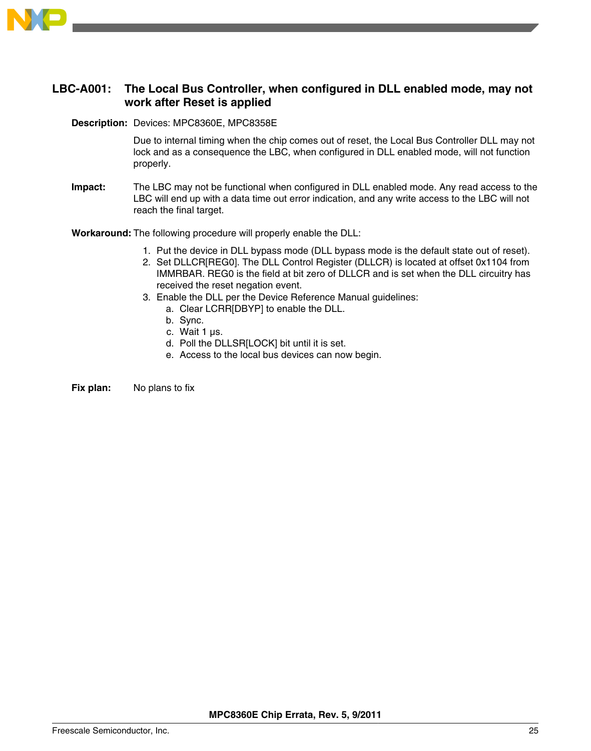## LBC-A001: The Local Bus Controller, when configured in DLL enabled mode, may not work after Reset is applied

**Description:** Devices: MPC8360E, MPC8358E

Due to internal timing when the chip comes out of reset, the Local Bus Controller DLL may not lock and as a consequence the LBC, when configured in DLL enabled mode, will not function properly.

**Impact:** The LBC may not be functional when configured in DLL enabled mode. Any read access to the LBC will end up with a data time out error indication, and any write access to the LBC will not reach the final target.

**Workaround:** The following procedure will properly enable the DLL:

1. Put the device in DLL bypass mode (DLL bypass mode is the default state out of reset).
2. Set DLLCR[REG0]. The DLL Control Register (DLLCR) is located at offset 0x1104 from IMMRBAR. REG0 is the field at bit zero of DLLCR and is set when the DLL circuitry has received the reset negation event.
3. Enable the DLL per the Device Reference Manual guidelines:
   a. Clear LCRR[DBYP] to enable the DLL.
   b. Sync.
   c. Wait 1 µs.
   d. Poll the DLLSR[LOCK] bit until it is set.
   e. Access to the local bus devices can now begin.

**Fix plan:** No plans to fix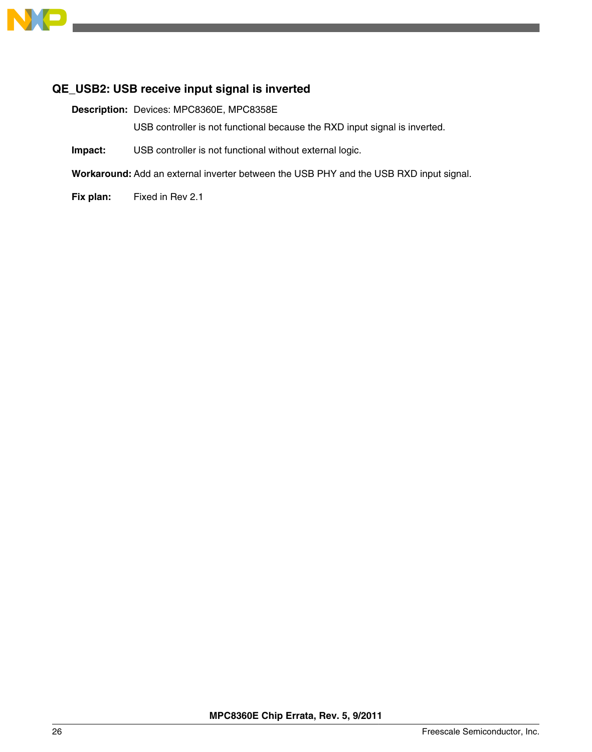### QE_USB2: USB receive input signal is inverted

**Description:** Devices: MPC8360E, MPC8358E

USB controller is not functional because the RXD input signal is inverted.

**Impact:** USB controller is not functional without external logic.

**Workaround:** Add an external inverter between the USB PHY and the USB RXD input signal.

**Fix plan:** Fixed in Rev 2.1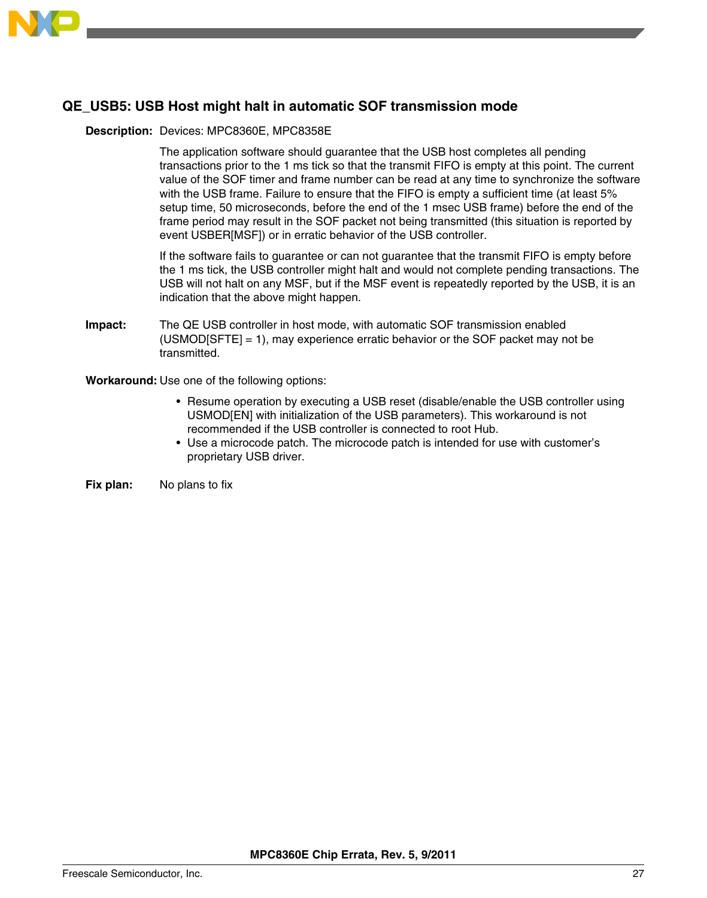### QE_USB5: USB Host might halt in automatic SOF transmission mode

**Description:** Devices: MPC8360E, MPC8358E

The application software should guarantee that the USB host completes all pending transactions prior to the 1 ms tick so that the transmit FIFO is empty at this point. The current value of the SOF timer and frame number can be read at any time to synchronize the software with the USB frame. Failure to ensure that the FIFO is empty a sufficient time (at least 5% setup time, 50 microseconds, before the end of the 1 msec USB frame) before the end of the frame period may result in the SOF packet not being transmitted (this situation is reported by event USBER[MSF]) or in erratic behavior of the USB controller.

If the software fails to guarantee or can not guarantee that the transmit FIFO is empty before the 1 ms tick, the USB controller might halt and would not complete pending transactions. The USB will not halt on any MSF, but if the MSF event is repeatedly reported by the USB, it is an indication that the above might happen.

**Impact:** The QE USB controller in host mode, with automatic SOF transmission enabled (USMOD[SFTE] = 1), may experience erratic behavior or the SOF packet may not be transmitted.

**Workaround:** Use one of the following options:

- Resume operation by executing a USB reset (disable/enable the USB controller using USMOD[EN] with initialization of the USB parameters). This workaround is not recommended if the USB controller is connected to root Hub.
- Use a microcode patch. The microcode patch is intended for use with customer's proprietary USB driver.

**Fix plan:** No plans to fix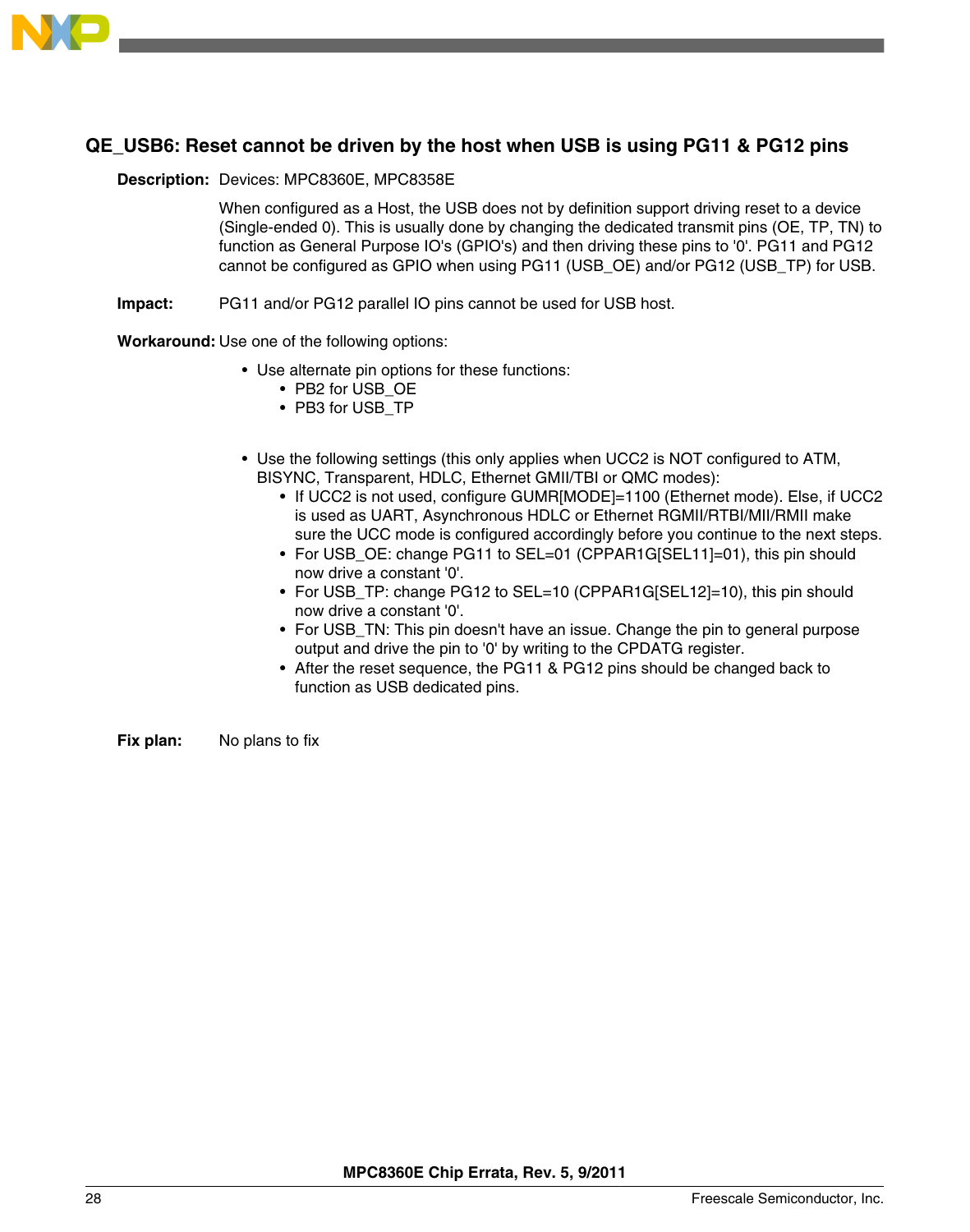## QE_USB6: Reset cannot be driven by the host when USB is using PG11 & PG12 pins

**Description:** Devices: MPC8360E, MPC8358E

When configured as a Host, the USB does not by definition support driving reset to a device (Single-ended 0). This is usually done by changing the dedicated transmit pins (OE, TP, TN) to function as General Purpose IO's (GPIO's) and then driving these pins to '0'. PG11 and PG12 cannot be configured as GPIO when using PG11 (USB_OE) and/or PG12 (USB_TP) for USB.

**Impact:** PG11 and/or PG12 parallel IO pins cannot be used for USB host.

**Workaround:** Use one of the following options:

- Use alternate pin options for these functions:
  - PB2 for USB_OE
  - PB3 for USB_TP
- Use the following settings (this only applies when UCC2 is NOT configured to ATM, BISYNC, Transparent, HDLC, Ethernet GMII/TBI or QMC modes):
  - If UCC2 is not used, configure GUMR[MODE]=1100 (Ethernet mode). Else, if UCC2 is used as UART, Asynchronous HDLC or Ethernet RGMII/RTBI/MII/RMII make sure the UCC mode is configured accordingly before you continue to the next steps.
  - For USB_OE: change PG11 to SEL=01 (CPPAR1G[SEL11]=01), this pin should now drive a constant '0'.
  - For USB_TP: change PG12 to SEL=10 (CPPAR1G[SEL12]=10), this pin should now drive a constant '0'.
  - For USB_TN: This pin doesn't have an issue. Change the pin to general purpose output and drive the pin to '0' by writing to the CPDATG register.
  - After the reset sequence, the PG11 & PG12 pins should be changed back to function as USB dedicated pins.

**Fix plan:** No plans to fix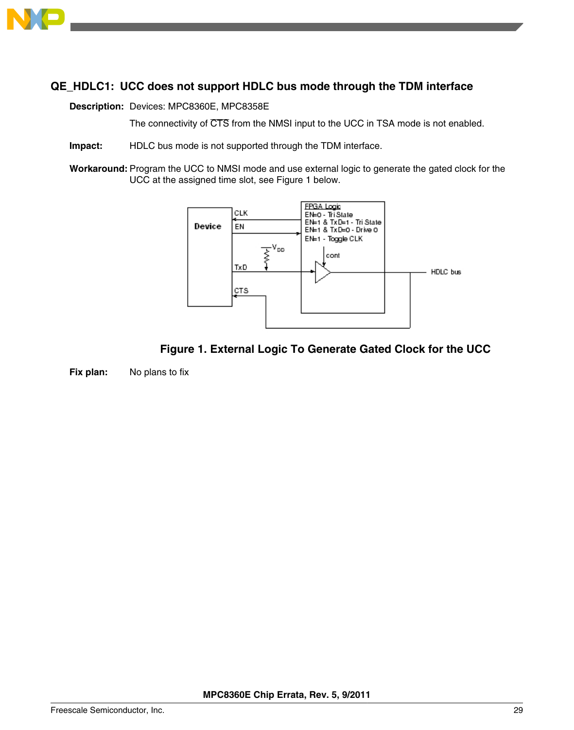## QE_HDLC1: UCC does not support HDLC bus mode through the TDM interface

**Description:** Devices: MPC8360E, MPC8358E

The connectivity of $\overline{\text{CTS}}$ from the NMSI input to the UCC in TSA mode is not enabled.

**Impact:** HDLC bus mode is not supported through the TDM interface.

**Workaround:** Program the UCC to NMSI mode and use external logic to generate the gated clock for the UCC at the assigned time slot, see Figure 1 below.

Figure 1. External Logic To Generate Gated Clock for the UCC

**Fix plan:** No plans to fix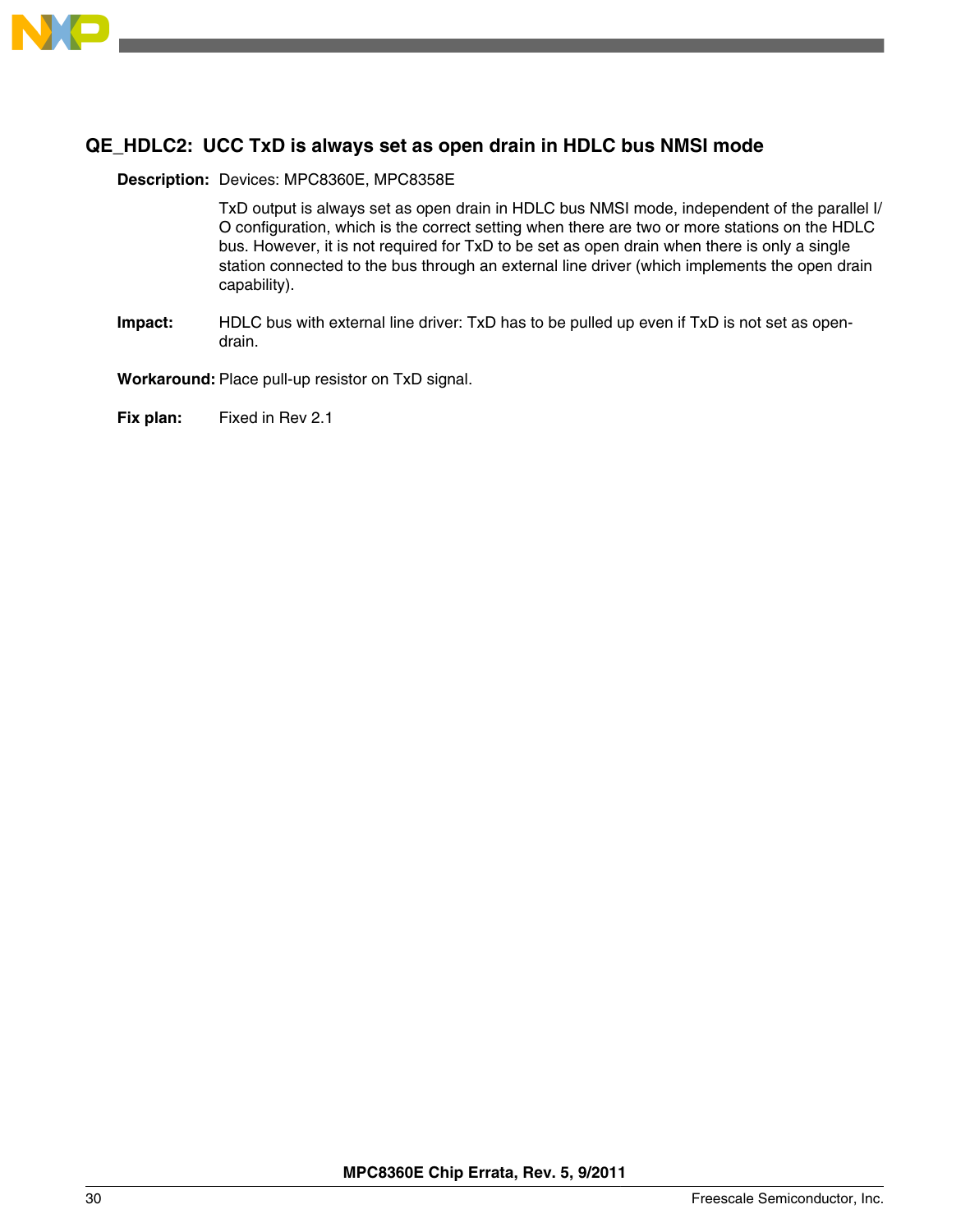## QE_HDLC2: UCC TxD is always set as open drain in HDLC bus NMSI mode

**Description:** Devices: MPC8360E, MPC8358E

TxD output is always set as open drain in HDLC bus NMSI mode, independent of the parallel I/O configuration, which is the correct setting when there are two or more stations on the HDLC bus. However, it is not required for TxD to be set as open drain when there is only a single station connected to the bus through an external line driver (which implements the open drain capability).

**Impact:** HDLC bus with external line driver: TxD has to be pulled up even if TxD is not set as open-drain.

**Workaround:** Place pull-up resistor on TxD signal.

**Fix plan:** Fixed in Rev 2.1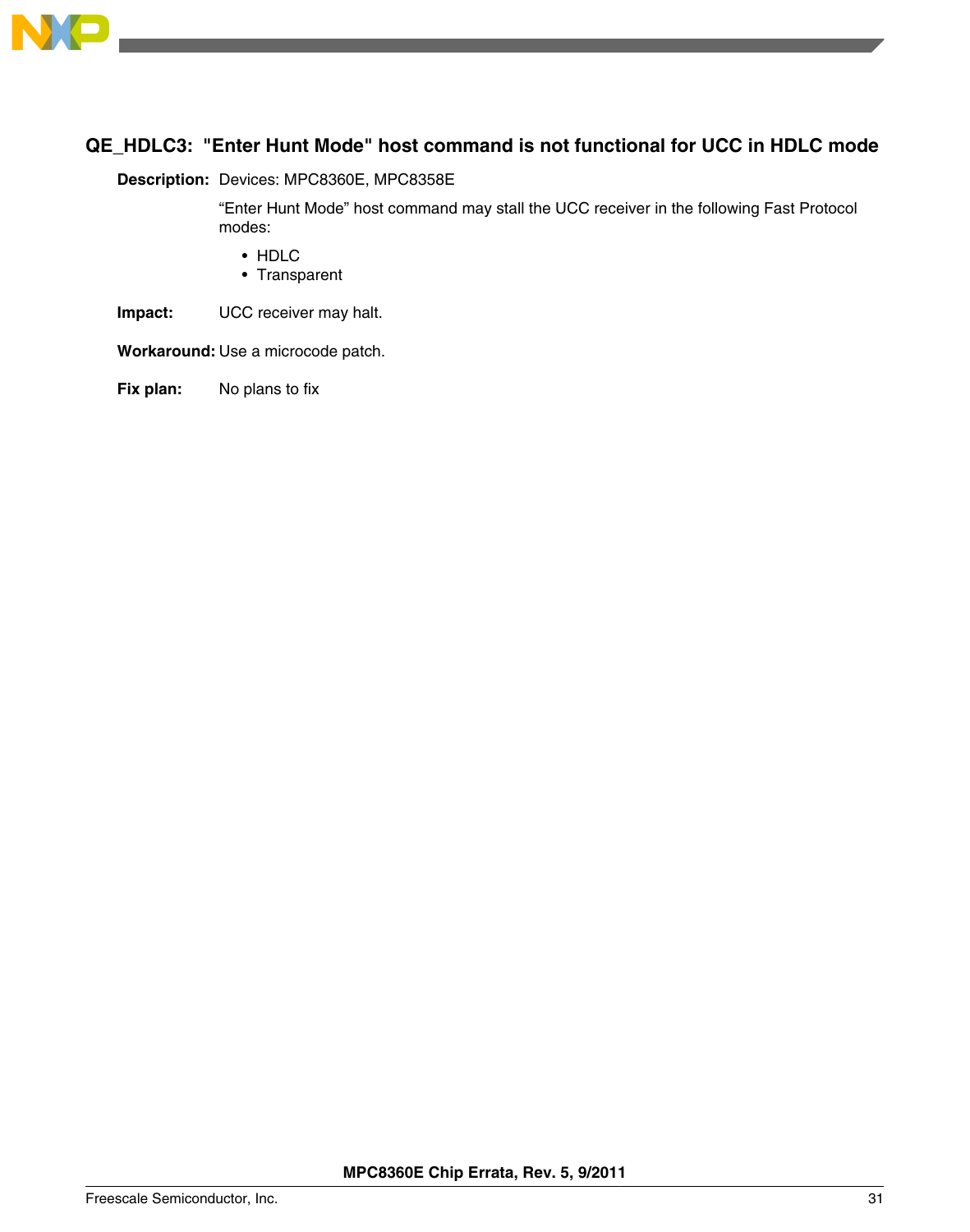### QE_HDLC3: "Enter Hunt Mode" host command is not functional for UCC in HDLC mode

**Description:** Devices: MPC8360E, MPC8358E

"Enter Hunt Mode" host command may stall the UCC receiver in the following Fast Protocol modes:

- HDLC
- Transparent

**Impact:** UCC receiver may halt.

**Workaround:** Use a microcode patch.

**Fix plan:** No plans to fix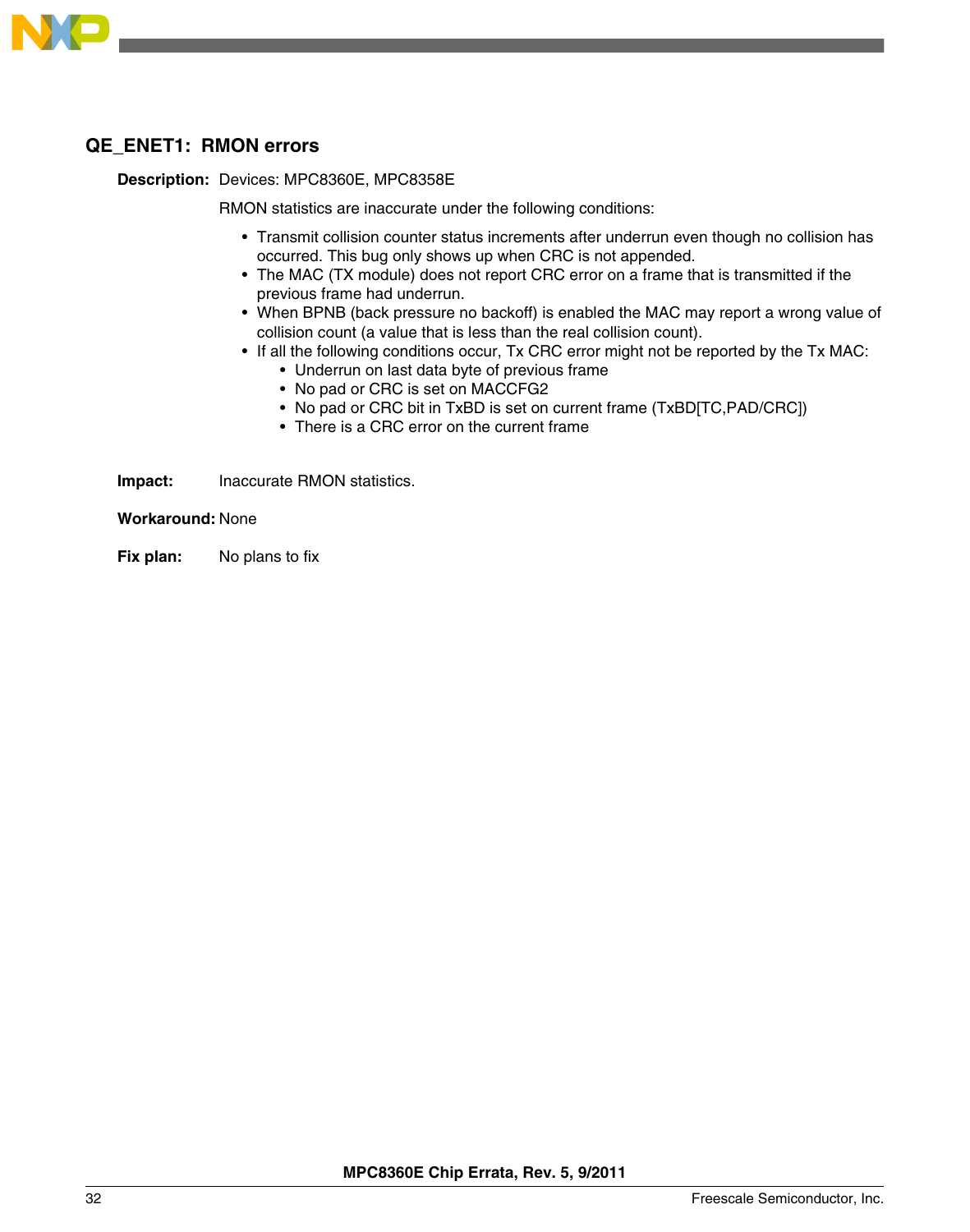### QE_ENET1: RMON errors

**Description:** Devices: MPC8360E, MPC8358E

RMON statistics are inaccurate under the following conditions:

- Transmit collision counter status increments after underrun even though no collision has occurred. This bug only shows up when CRC is not appended.
- The MAC (TX module) does not report CRC error on a frame that is transmitted if the previous frame had underrun.
- When BPNB (back pressure no backoff) is enabled the MAC may report a wrong value of collision count (a value that is less than the real collision count).
- If all the following conditions occur, Tx CRC error might not be reported by the Tx MAC:
  - Underrun on last data byte of previous frame
  - No pad or CRC is set on MACCFG2
  - No pad or CRC bit in TxBD is set on current frame (TxBD[TC,PAD/CRC])
  - There is a CRC error on the current frame

**Impact:** Inaccurate RMON statistics.

**Workaround:** None

**Fix plan:** No plans to fix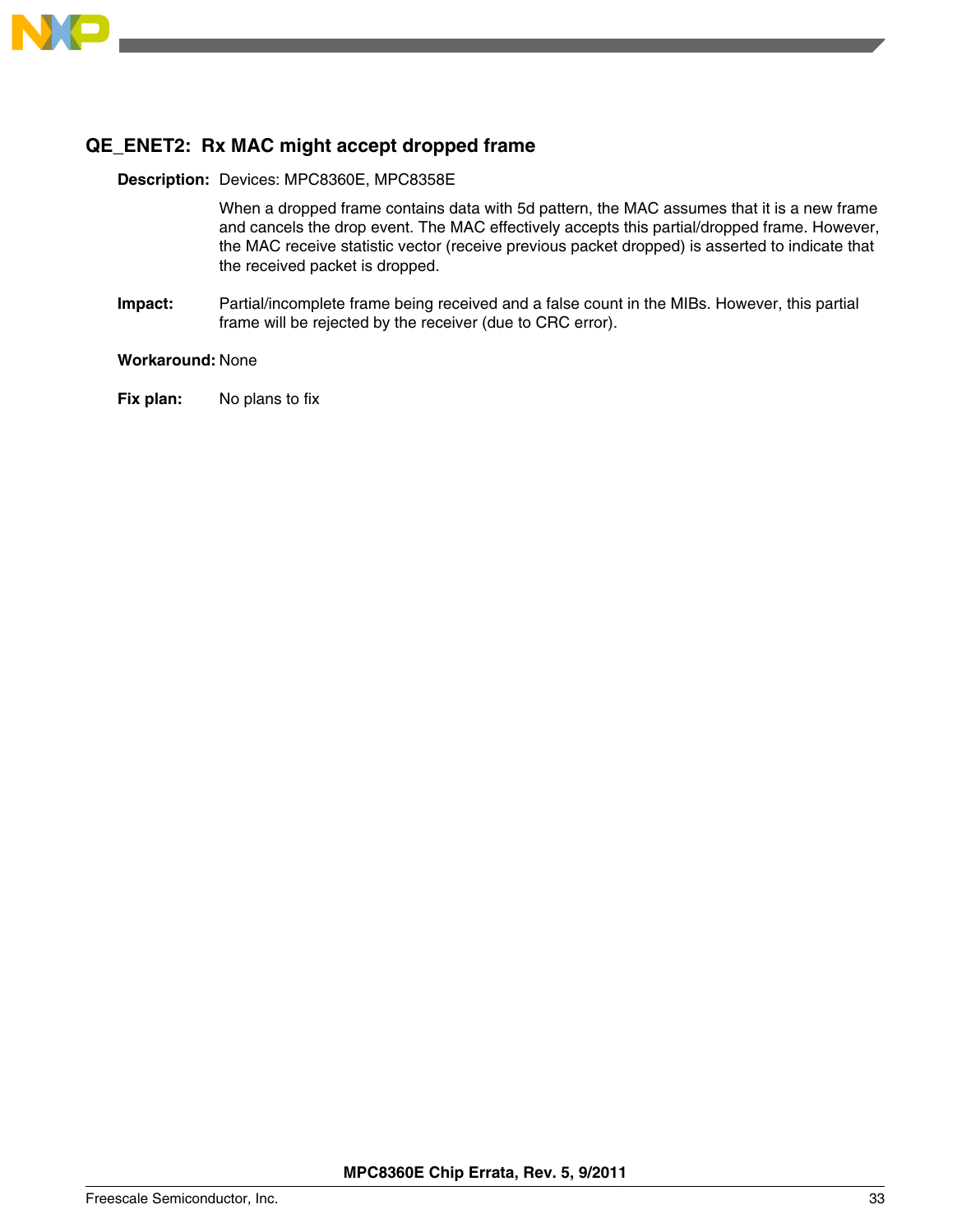### QE_ENET2: Rx MAC might accept dropped frame

**Description:** Devices: MPC8360E, MPC8358E

When a dropped frame contains data with 5d pattern, the MAC assumes that it is a new frame and cancels the drop event. The MAC effectively accepts this partial/dropped frame. However, the MAC receive statistic vector (receive previous packet dropped) is asserted to indicate that the received packet is dropped.

**Impact:** Partial/incomplete frame being received and a false count in the MIBs. However, this partial frame will be rejected by the receiver (due to CRC error).

**Workaround:** None

**Fix plan:** No plans to fix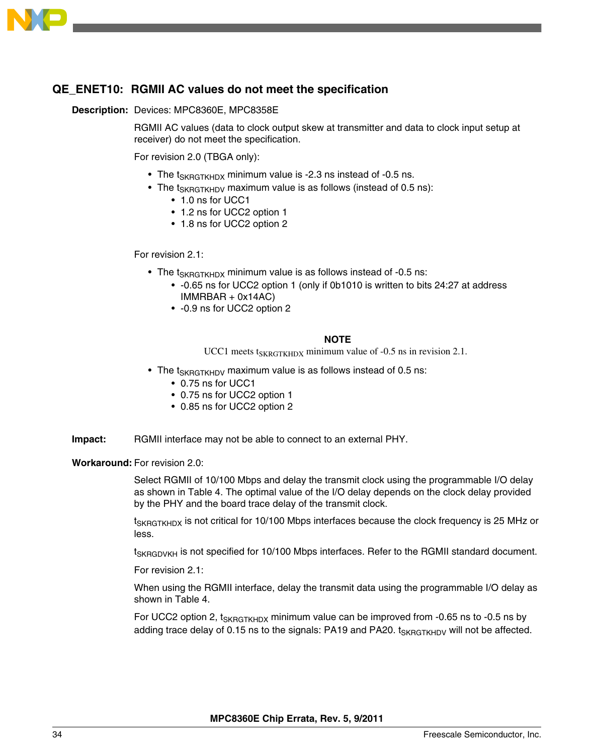## QE_ENET10: RGMII AC values do not meet the specification

**Description:** Devices: MPC8360E, MPC8358E

RGMII AC values (data to clock output skew at transmitter and data to clock input setup at receiver) do not meet the specification.

For revision 2.0 (TBGA only):

- The $t_{SKRGTKHDX}$ minimum value is -2.3 ns instead of -0.5 ns.
- The $t_{SKRGTKHDV}$ maximum value is as follows (instead of 0.5 ns):
  - 1.0 ns for UCC1
  - 1.2 ns for UCC2 option 1
  - 1.8 ns for UCC2 option 2

For revision 2.1:

- The $t_{SKRGTKHDX}$ minimum value is as follows instead of -0.5 ns:
  - -0.65 ns for UCC2 option 1 (only if 0b1010 is written to bits 24:27 at address IMMRBAR + 0x14AC)
  - -0.9 ns for UCC2 option 2

**NOTE**

UCC1 meets $t_{SKRGTKHDX}$ minimum value of -0.5 ns in revision 2.1.

- The $t_{SKRGTKHDV}$ maximum value is as follows instead of 0.5 ns:
  - 0.75 ns for UCC1
  - 0.75 ns for UCC2 option 1
  - 0.85 ns for UCC2 option 2

**Impact:** RGMII interface may not be able to connect to an external PHY.

**Workaround:** For revision 2.0:

Select RGMII of 10/100 Mbps and delay the transmit clock using the programmable I/O delay as shown in Table 4. The optimal value of the I/O delay depends on the clock delay provided by the PHY and the board trace delay of the transmit clock.

$t_{SKRGTKHDX}$ is not critical for 10/100 Mbps interfaces because the clock frequency is 25 MHz or less.

$t_{SKRGDVKH}$ is not specified for 10/100 Mbps interfaces. Refer to the RGMII standard document.

For revision 2.1:

When using the RGMII interface, delay the transmit data using the programmable I/O delay as shown in Table 4.

For UCC2 option 2, $t_{SKRGTKHDX}$ minimum value can be improved from -0.65 ns to -0.5 ns by adding trace delay of 0.15 ns to the signals: PA19 and PA20. $t_{SKRGTKHDV}$ will not be affected.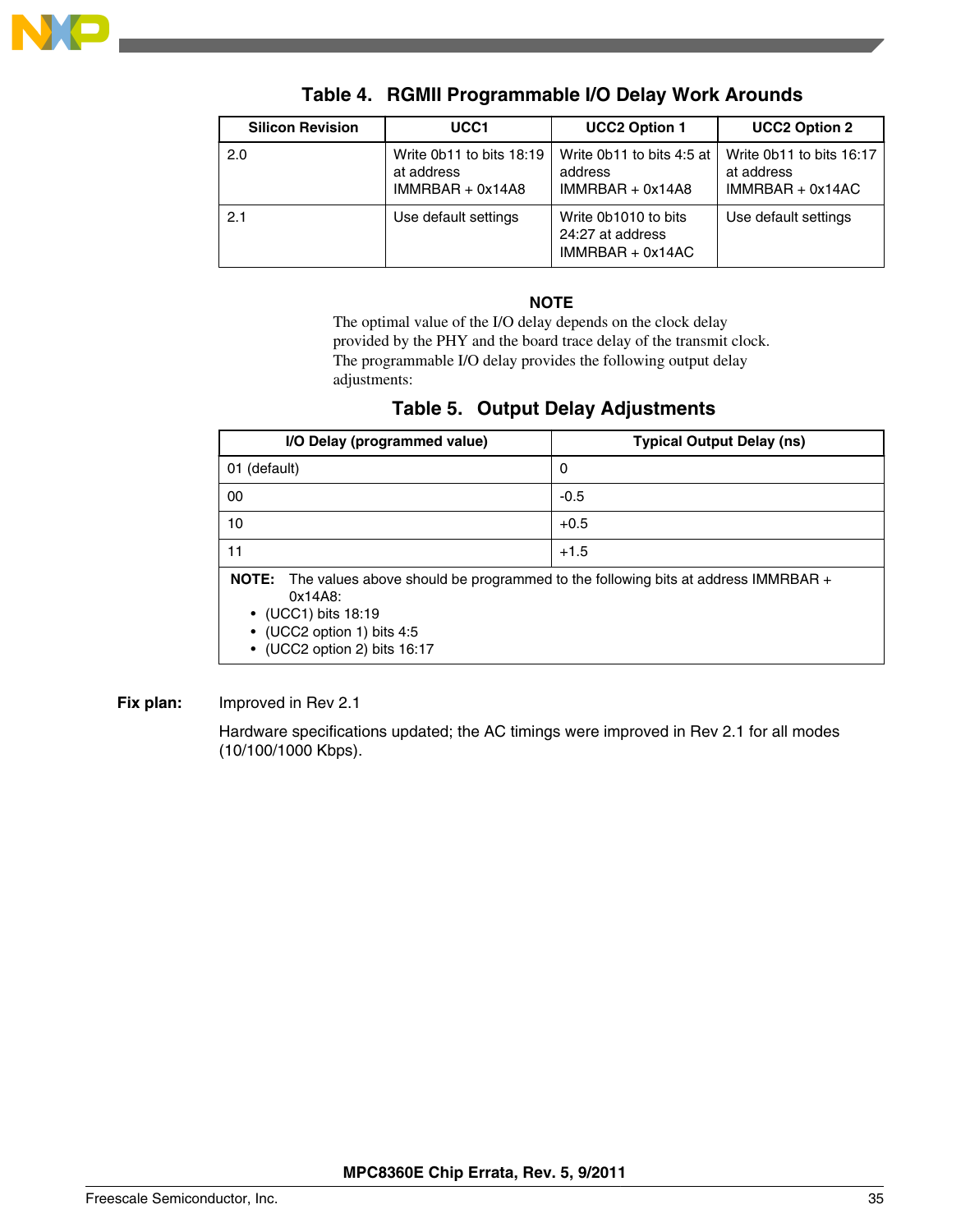**Table 4. RGMII Programmable I/O Delay Work Arounds**

| Silicon Revision | UCC1 | UCC2 Option 1 | UCC2 Option 2 |
|---|---|---|---|
| 2.0 | Write 0b11 to bits 18:19 at address IMMRBAR + 0x14A8 | Write 0b11 to bits 4:5 at address IMMRBAR + 0x14A8 | Write 0b11 to bits 16:17 at address IMMRBAR + 0x14AC |
| 2.1 | Use default settings | Write 0b1010 to bits 24:27 at address IMMRBAR + 0x14AC | Use default settings |

**NOTE**

The optimal value of the I/O delay depends on the clock delay provided by the PHY and the board trace delay of the transmit clock. The programmable I/O delay provides the following output delay adjustments:

**Table 5. Output Delay Adjustments**

| I/O Delay (programmed value) | Typical Output Delay (ns) |
|---|---|
| 01 (default) | 0 |
| 00 | -0.5 |
| 10 | +0.5 |
| 11 | +1.5 |

**NOTE:** The values above should be programmed to the following bits at address IMMRBAR + 0x14A8:
- (UCC1) bits 18:19
- (UCC2 option 1) bits 4:5
- (UCC2 option 2) bits 16:17

**Fix plan:** Improved in Rev 2.1

Hardware specifications updated; the AC timings were improved in Rev 2.1 for all modes (10/100/1000 Kbps).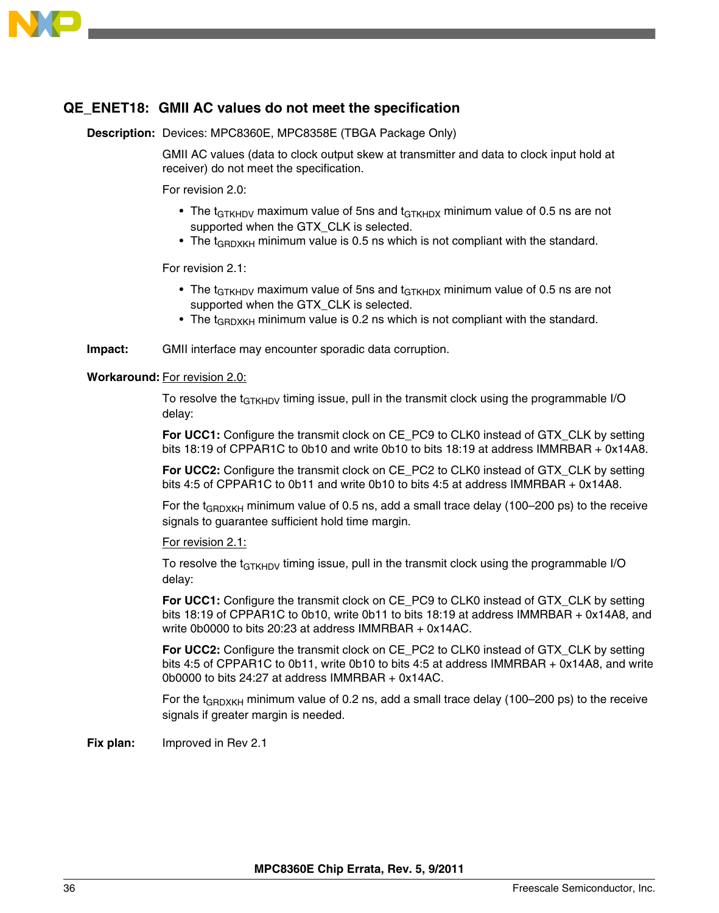### QE_ENET18: GMII AC values do not meet the specification

**Description:** Devices: MPC8360E, MPC8358E (TBGA Package Only)

GMII AC values (data to clock output skew at transmitter and data to clock input hold at receiver) do not meet the specification.

For revision 2.0:

- The $t_{GTKHDV}$ maximum value of 5ns and $t_{GTKHDX}$ minimum value of 0.5 ns are not supported when the GTX_CLK is selected.
- The $t_{GRDXKH}$ minimum value is 0.5 ns which is not compliant with the standard.

For revision 2.1:

- The $t_{GTKHDV}$ maximum value of 5ns and $t_{GTKHDX}$ minimum value of 0.5 ns are not supported when the GTX_CLK is selected.
- The $t_{GRDXKH}$ minimum value is 0.2 ns which is not compliant with the standard.

**Impact:** GMII interface may encounter sporadic data corruption.

**Workaround:** For revision 2.0:

To resolve the $t_{GTKHDV}$ timing issue, pull in the transmit clock using the programmable I/O delay:

**For UCC1:** Configure the transmit clock on CE_PC9 to CLK0 instead of GTX_CLK by setting bits 18:19 of CPPAR1C to 0b10 and write 0b10 to bits 18:19 at address IMMRBAR + 0x14A8.

**For UCC2:** Configure the transmit clock on CE_PC2 to CLK0 instead of GTX_CLK by setting bits 4:5 of CPPAR1C to 0b11 and write 0b10 to bits 4:5 at address IMMRBAR + 0x14A8.

For the $t_{GRDXKH}$ minimum value of 0.5 ns, add a small trace delay (100–200 ps) to the receive signals to guarantee sufficient hold time margin.

For revision 2.1:

To resolve the $t_{GTKHDV}$ timing issue, pull in the transmit clock using the programmable I/O delay:

**For UCC1:** Configure the transmit clock on CE_PC9 to CLK0 instead of GTX_CLK by setting bits 18:19 of CPPAR1C to 0b10, write 0b11 to bits 18:19 at address IMMRBAR + 0x14A8, and write 0b0000 to bits 20:23 at address IMMRBAR + 0x14AC.

**For UCC2:** Configure the transmit clock on CE_PC2 to CLK0 instead of GTX_CLK by setting bits 4:5 of CPPAR1C to 0b11, write 0b10 to bits 4:5 at address IMMRBAR + 0x14A8, and write 0b0000 to bits 24:27 at address IMMRBAR + 0x14AC.

For the $t_{GRDXKH}$ minimum value of 0.2 ns, add a small trace delay (100–200 ps) to the receive signals if greater margin is needed.

**Fix plan:** Improved in Rev 2.1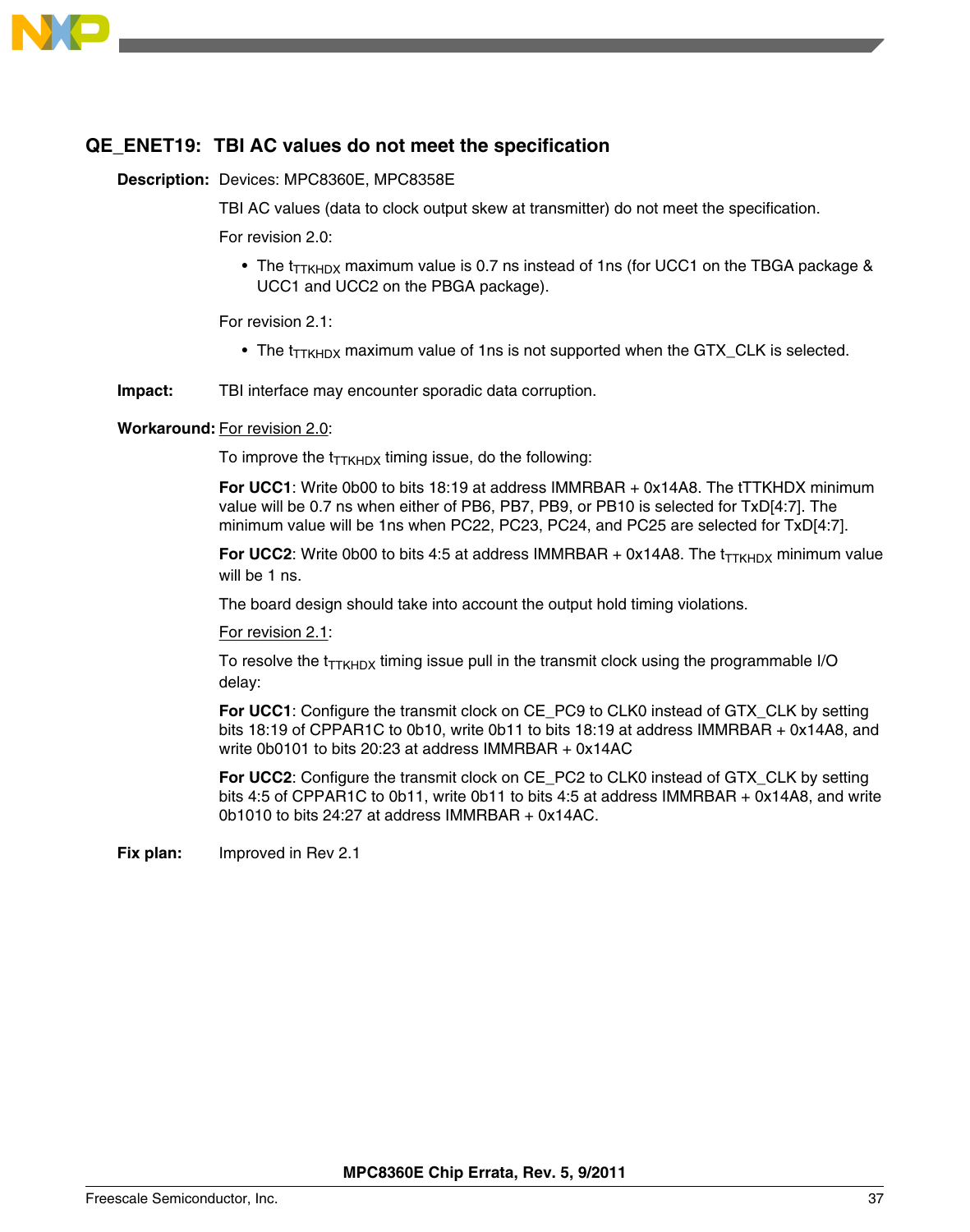## QE_ENET19: TBI AC values do not meet the specification

**Description:** Devices: MPC8360E, MPC8358E

TBI AC values (data to clock output skew at transmitter) do not meet the specification.

For revision 2.0:

- The $t_{TTKHDX}$ maximum value is 0.7 ns instead of 1ns (for UCC1 on the TBGA package & UCC1 and UCC2 on the PBGA package).

For revision 2.1:

- The $t_{TTKHDX}$ maximum value of 1ns is not supported when the GTX_CLK is selected.

**Impact:** TBI interface may encounter sporadic data corruption.

**Workaround:** For revision 2.0:

To improve the $t_{TTKHDX}$ timing issue, do the following:

**For UCC1**: Write 0b00 to bits 18:19 at address IMMRBAR + 0x14A8. The tTTKHDX minimum value will be 0.7 ns when either of PB6, PB7, PB9, or PB10 is selected for TxD[4:7]. The minimum value will be 1ns when PC22, PC23, PC24, and PC25 are selected for TxD[4:7].

**For UCC2**: Write 0b00 to bits 4:5 at address IMMRBAR + 0x14A8. The $t_{TTKHDX}$ minimum value will be 1 ns.

The board design should take into account the output hold timing violations.

For revision 2.1:

To resolve the $t_{TTKHDX}$ timing issue pull in the transmit clock using the programmable I/O delay:

**For UCC1**: Configure the transmit clock on CE_PC9 to CLK0 instead of GTX_CLK by setting bits 18:19 of CPPAR1C to 0b10, write 0b11 to bits 18:19 at address IMMRBAR + 0x14A8, and write 0b0101 to bits 20:23 at address IMMRBAR + 0x14AC

**For UCC2**: Configure the transmit clock on CE_PC2 to CLK0 instead of GTX_CLK by setting bits 4:5 of CPPAR1C to 0b11, write 0b11 to bits 4:5 at address IMMRBAR + 0x14A8, and write 0b1010 to bits 24:27 at address IMMRBAR + 0x14AC.

**Fix plan:** Improved in Rev 2.1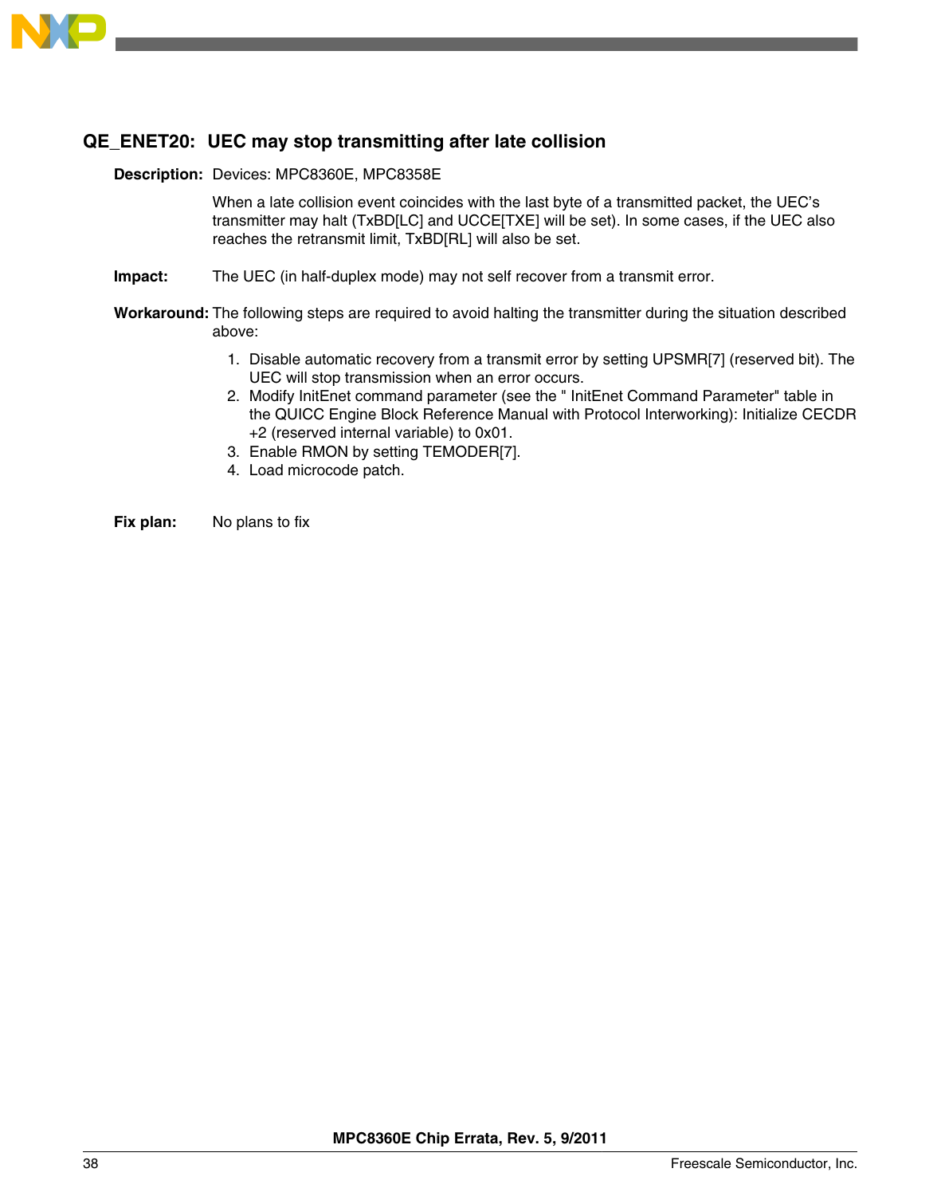### QE_ENET20: UEC may stop transmitting after late collision

**Description:** Devices: MPC8360E, MPC8358E

When a late collision event coincides with the last byte of a transmitted packet, the UEC's transmitter may halt (TxBD[LC] and UCCE[TXE] will be set). In some cases, if the UEC also reaches the retransmit limit, TxBD[RL] will also be set.

**Impact:** The UEC (in half-duplex mode) may not self recover from a transmit error.

**Workaround:** The following steps are required to avoid halting the transmitter during the situation described above:

1. Disable automatic recovery from a transmit error by setting UPSMR[7] (reserved bit). The UEC will stop transmission when an error occurs.
2. Modify InitEnet command parameter (see the " InitEnet Command Parameter" table in the QUICC Engine Block Reference Manual with Protocol Interworking): Initialize CECDR +2 (reserved internal variable) to 0x01.
3. Enable RMON by setting TEMODER[7].
4. Load microcode patch.

**Fix plan:** No plans to fix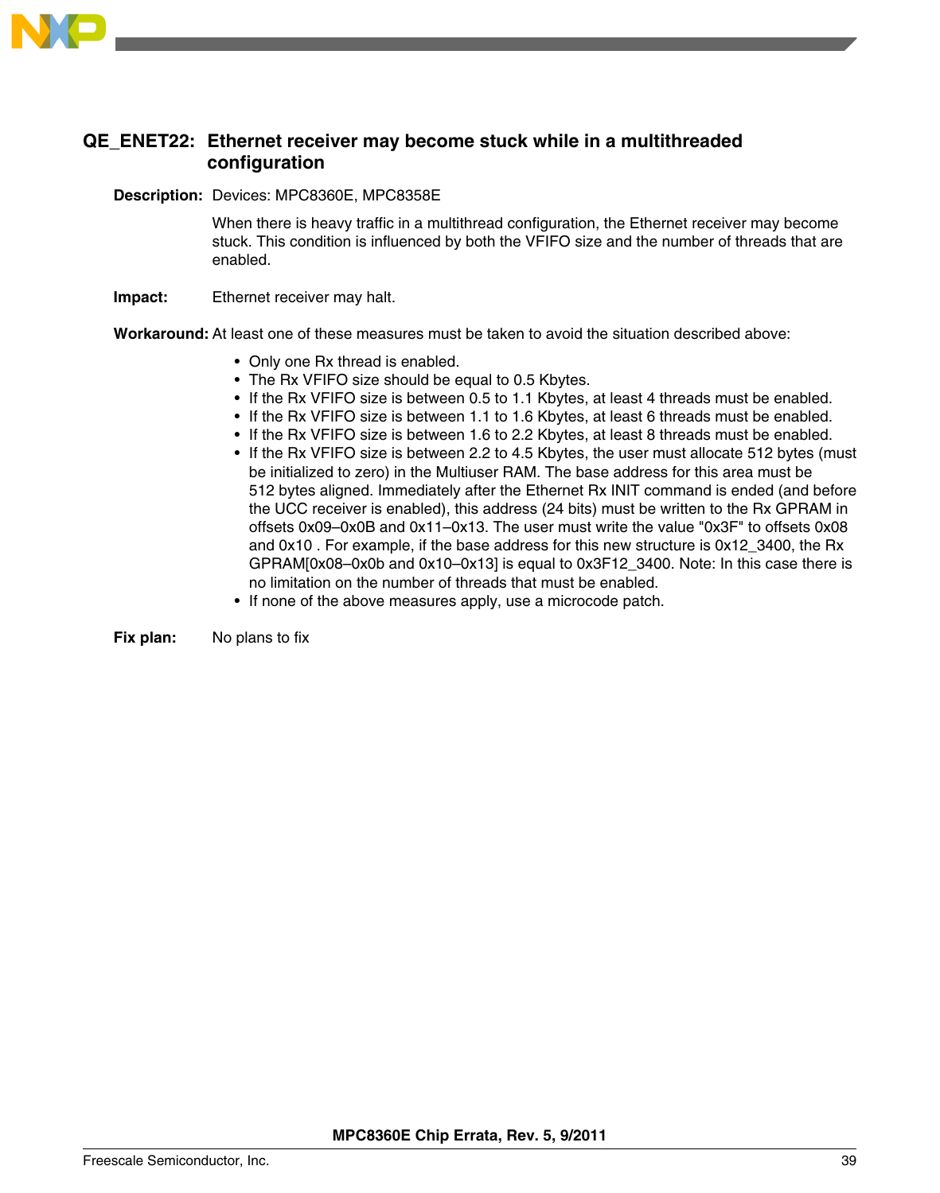## QE_ENET22: Ethernet receiver may become stuck while in a multithreaded configuration

**Description:** Devices: MPC8360E, MPC8358E

When there is heavy traffic in a multithread configuration, the Ethernet receiver may become stuck. This condition is influenced by both the VFIFO size and the number of threads that are enabled.

**Impact:** Ethernet receiver may halt.

**Workaround:** At least one of these measures must be taken to avoid the situation described above:

- Only one Rx thread is enabled.
- The Rx VFIFO size should be equal to 0.5 Kbytes.
- If the Rx VFIFO size is between 0.5 to 1.1 Kbytes, at least 4 threads must be enabled.
- If the Rx VFIFO size is between 1.1 to 1.6 Kbytes, at least 6 threads must be enabled.
- If the Rx VFIFO size is between 1.6 to 2.2 Kbytes, at least 8 threads must be enabled.
- If the Rx VFIFO size is between 2.2 to 4.5 Kbytes, the user must allocate 512 bytes (must be initialized to zero) in the Multiuser RAM. The base address for this area must be 512 bytes aligned. Immediately after the Ethernet Rx INIT command is ended (and before the UCC receiver is enabled), this address (24 bits) must be written to the Rx GPRAM in offsets 0x09–0x0B and 0x11–0x13. The user must write the value "0x3F" to offsets 0x08 and 0x10 . For example, if the base address for this new structure is 0x12_3400, the Rx GPRAM[0x08–0x0b and 0x10–0x13] is equal to 0x3F12_3400. Note: In this case there is no limitation on the number of threads that must be enabled.
- If none of the above measures apply, use a microcode patch.

**Fix plan:** No plans to fix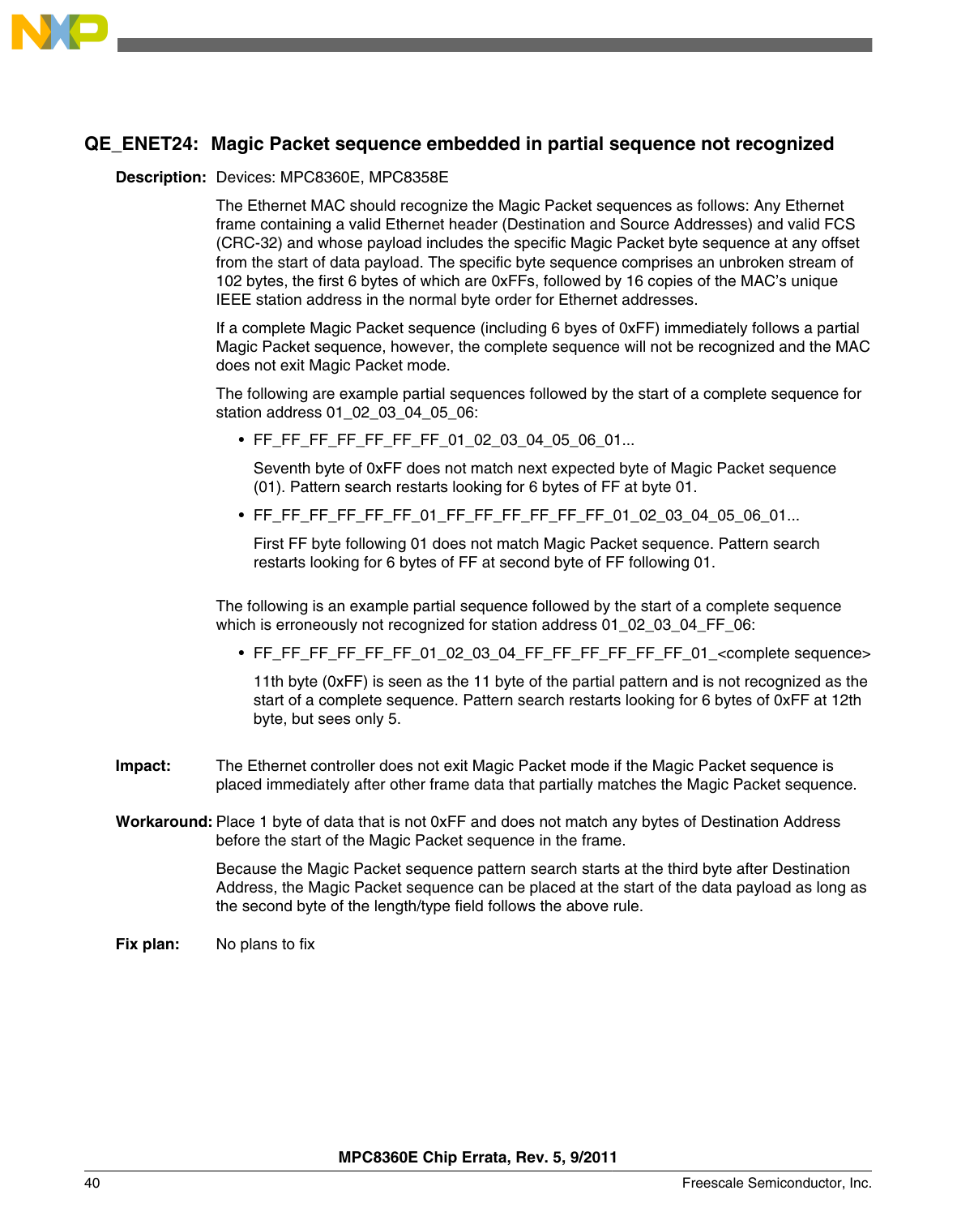## QE_ENET24: Magic Packet sequence embedded in partial sequence not recognized

**Description:** Devices: MPC8360E, MPC8358E

The Ethernet MAC should recognize the Magic Packet sequences as follows: Any Ethernet frame containing a valid Ethernet header (Destination and Source Addresses) and valid FCS (CRC-32) and whose payload includes the specific Magic Packet byte sequence at any offset from the start of data payload. The specific byte sequence comprises an unbroken stream of 102 bytes, the first 6 bytes of which are 0xFFs, followed by 16 copies of the MAC's unique IEEE station address in the normal byte order for Ethernet addresses.

If a complete Magic Packet sequence (including 6 byes of 0xFF) immediately follows a partial Magic Packet sequence, however, the complete sequence will not be recognized and the MAC does not exit Magic Packet mode.

The following are example partial sequences followed by the start of a complete sequence for station address 01_02_03_04_05_06:

- FF_FF_FF_FF_FF_FF_FF_01_02_03_04_05_06_01...

  Seventh byte of 0xFF does not match next expected byte of Magic Packet sequence (01). Pattern search restarts looking for 6 bytes of FF at byte 01.

- FF_FF_FF_FF_FF_FF_01_FF_FF_FF_FF_FF_FF_01_02_03_04_05_06_01...

  First FF byte following 01 does not match Magic Packet sequence. Pattern search restarts looking for 6 bytes of FF at second byte of FF following 01.

The following is an example partial sequence followed by the start of a complete sequence which is erroneously not recognized for station address 01_02_03_04_FF_06:

- FF_FF_FF_FF_FF_FF_01_02_03_04_FF_FF_FF_FF_FF_FF_01_<complete sequence>

  11th byte (0xFF) is seen as the 11 byte of the partial pattern and is not recognized as the start of a complete sequence. Pattern search restarts looking for 6 bytes of 0xFF at 12th byte, but sees only 5.

**Impact:** The Ethernet controller does not exit Magic Packet mode if the Magic Packet sequence is placed immediately after other frame data that partially matches the Magic Packet sequence.

**Workaround:** Place 1 byte of data that is not 0xFF and does not match any bytes of Destination Address before the start of the Magic Packet sequence in the frame.

Because the Magic Packet sequence pattern search starts at the third byte after Destination Address, the Magic Packet sequence can be placed at the start of the data payload as long as the second byte of the length/type field follows the above rule.

**Fix plan:** No plans to fix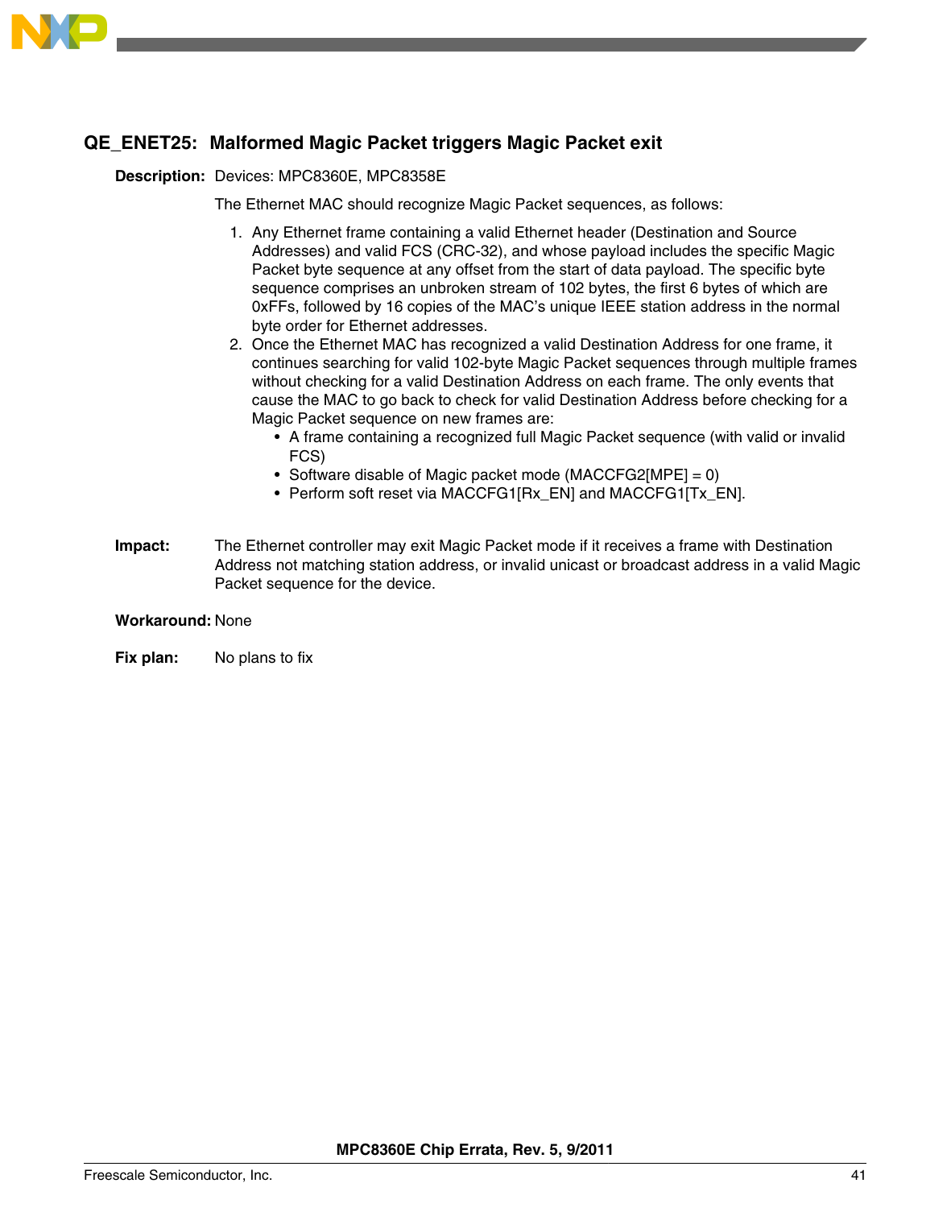### QE_ENET25: Malformed Magic Packet triggers Magic Packet exit

**Description:** Devices: MPC8360E, MPC8358E

The Ethernet MAC should recognize Magic Packet sequences, as follows:

1. Any Ethernet frame containing a valid Ethernet header (Destination and Source Addresses) and valid FCS (CRC-32), and whose payload includes the specific Magic Packet byte sequence at any offset from the start of data payload. The specific byte sequence comprises an unbroken stream of 102 bytes, the first 6 bytes of which are 0xFFs, followed by 16 copies of the MAC's unique IEEE station address in the normal byte order for Ethernet addresses.
2. Once the Ethernet MAC has recognized a valid Destination Address for one frame, it continues searching for valid 102-byte Magic Packet sequences through multiple frames without checking for a valid Destination Address on each frame. The only events that cause the MAC to go back to check for valid Destination Address before checking for a Magic Packet sequence on new frames are:
   - A frame containing a recognized full Magic Packet sequence (with valid or invalid FCS)
   - Software disable of Magic packet mode (MACCFG2[MPE] = 0)
   - Perform soft reset via MACCFG1[Rx_EN] and MACCFG1[Tx_EN].

**Impact:** The Ethernet controller may exit Magic Packet mode if it receives a frame with Destination Address not matching station address, or invalid unicast or broadcast address in a valid Magic Packet sequence for the device.

**Workaround:** None

**Fix plan:** No plans to fix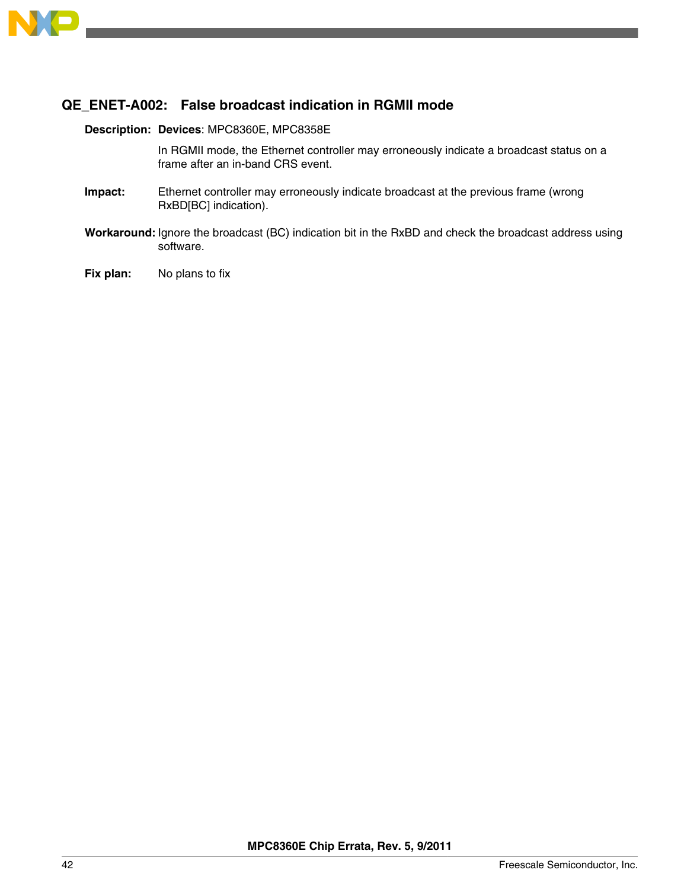## QE_ENET-A002: False broadcast indication in RGMII mode

**Description:** **Devices**: MPC8360E, MPC8358E

In RGMII mode, the Ethernet controller may erroneously indicate a broadcast status on a frame after an in-band CRS event.

**Impact:** Ethernet controller may erroneously indicate broadcast at the previous frame (wrong RxBD[BC] indication).

**Workaround:** Ignore the broadcast (BC) indication bit in the RxBD and check the broadcast address using software.

**Fix plan:** No plans to fix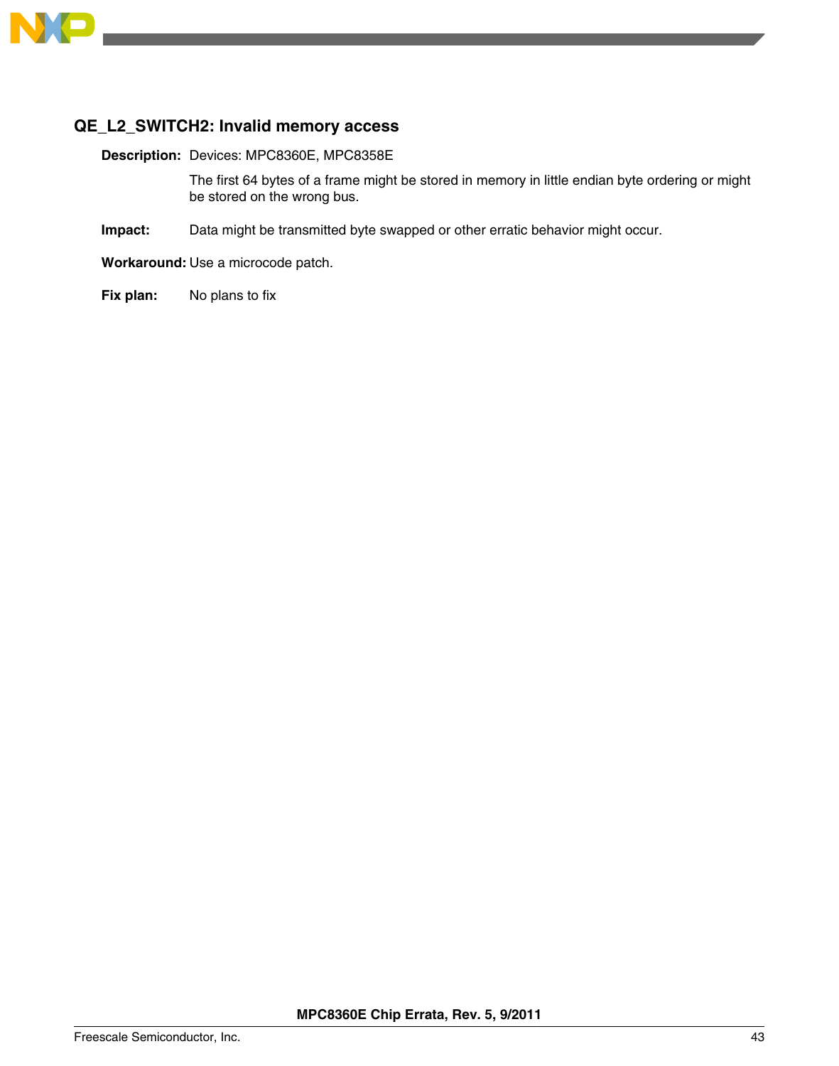### QE_L2_SWITCH2: Invalid memory access

**Description:** Devices: MPC8360E, MPC8358E

The first 64 bytes of a frame might be stored in memory in little endian byte ordering or might be stored on the wrong bus.

**Impact:** Data might be transmitted byte swapped or other erratic behavior might occur.

**Workaround:** Use a microcode patch.

**Fix plan:** No plans to fix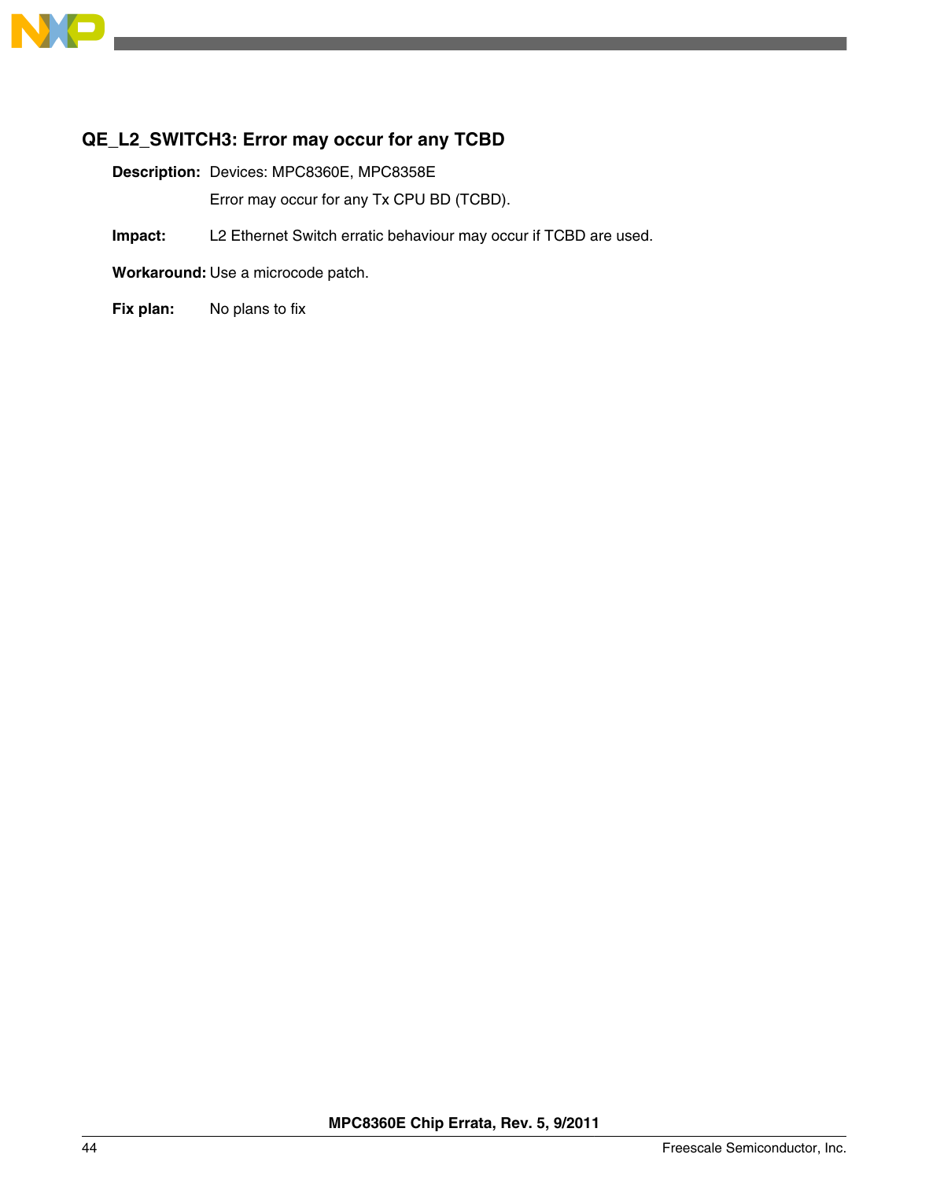### QE_L2_SWITCH3: Error may occur for any TCBD

**Description:** Devices: MPC8360E, MPC8358E

Error may occur for any Tx CPU BD (TCBD).

**Impact:** L2 Ethernet Switch erratic behaviour may occur if TCBD are used.

**Workaround:** Use a microcode patch.

**Fix plan:** No plans to fix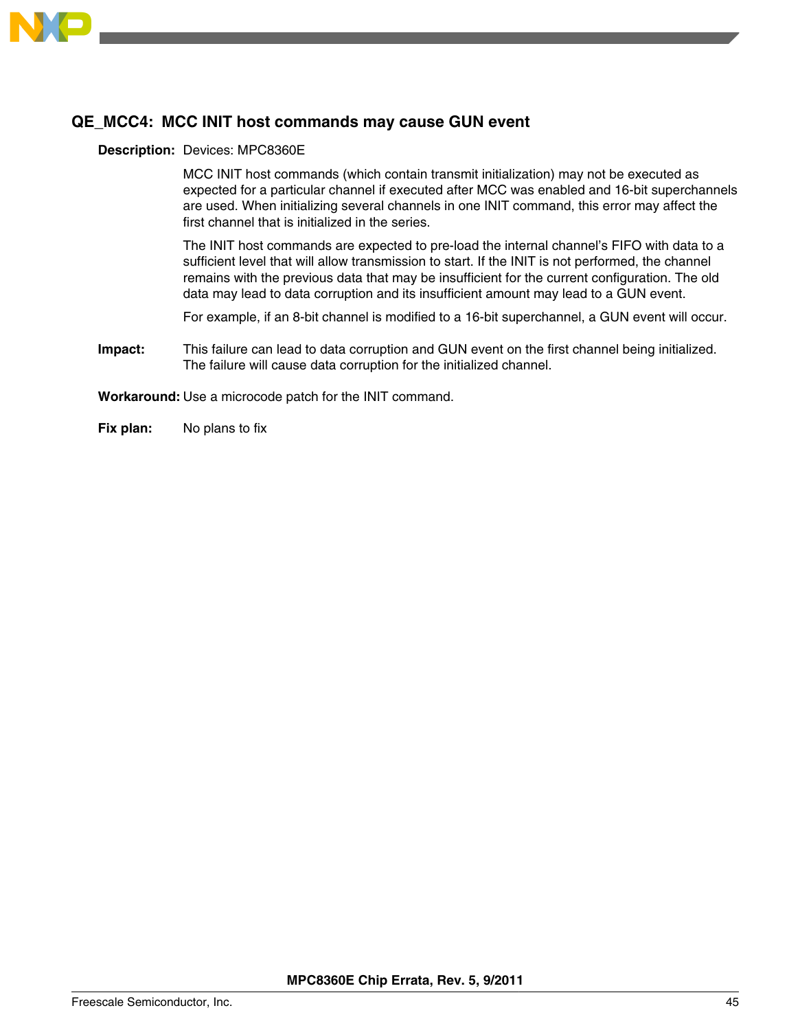## QE_MCC4: MCC INIT host commands may cause GUN event

**Description:** Devices: MPC8360E

MCC INIT host commands (which contain transmit initialization) may not be executed as expected for a particular channel if executed after MCC was enabled and 16-bit superchannels are used. When initializing several channels in one INIT command, this error may affect the first channel that is initialized in the series.

The INIT host commands are expected to pre-load the internal channel's FIFO with data to a sufficient level that will allow transmission to start. If the INIT is not performed, the channel remains with the previous data that may be insufficient for the current configuration. The old data may lead to data corruption and its insufficient amount may lead to a GUN event.

For example, if an 8-bit channel is modified to a 16-bit superchannel, a GUN event will occur.

**Impact:** This failure can lead to data corruption and GUN event on the first channel being initialized. The failure will cause data corruption for the initialized channel.

**Workaround:** Use a microcode patch for the INIT command.

**Fix plan:** No plans to fix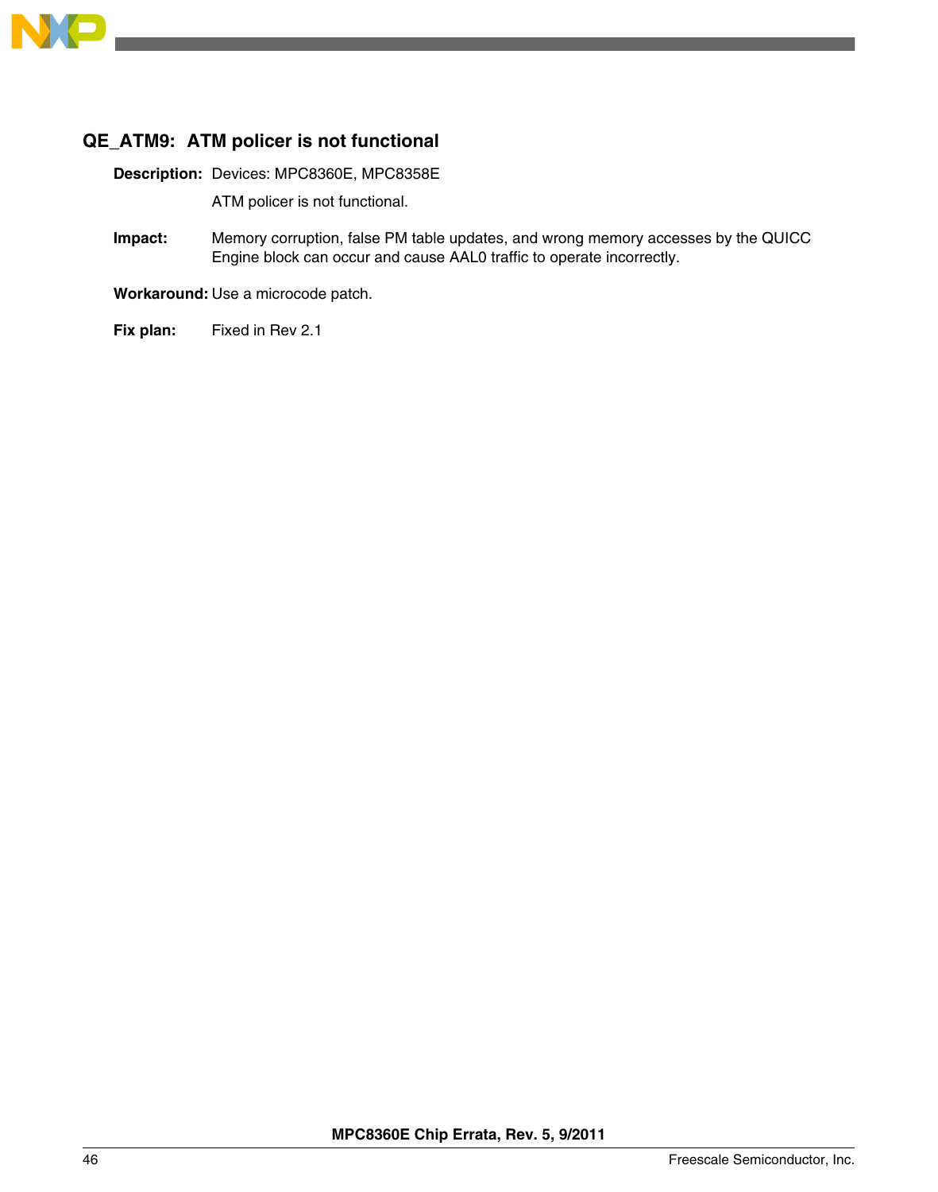### QE_ATM9: ATM policer is not functional

**Description:** Devices: MPC8360E, MPC8358E

ATM policer is not functional.

**Impact:** Memory corruption, false PM table updates, and wrong memory accesses by the QUICC Engine block can occur and cause AAL0 traffic to operate incorrectly.

**Workaround:** Use a microcode patch.

**Fix plan:** Fixed in Rev 2.1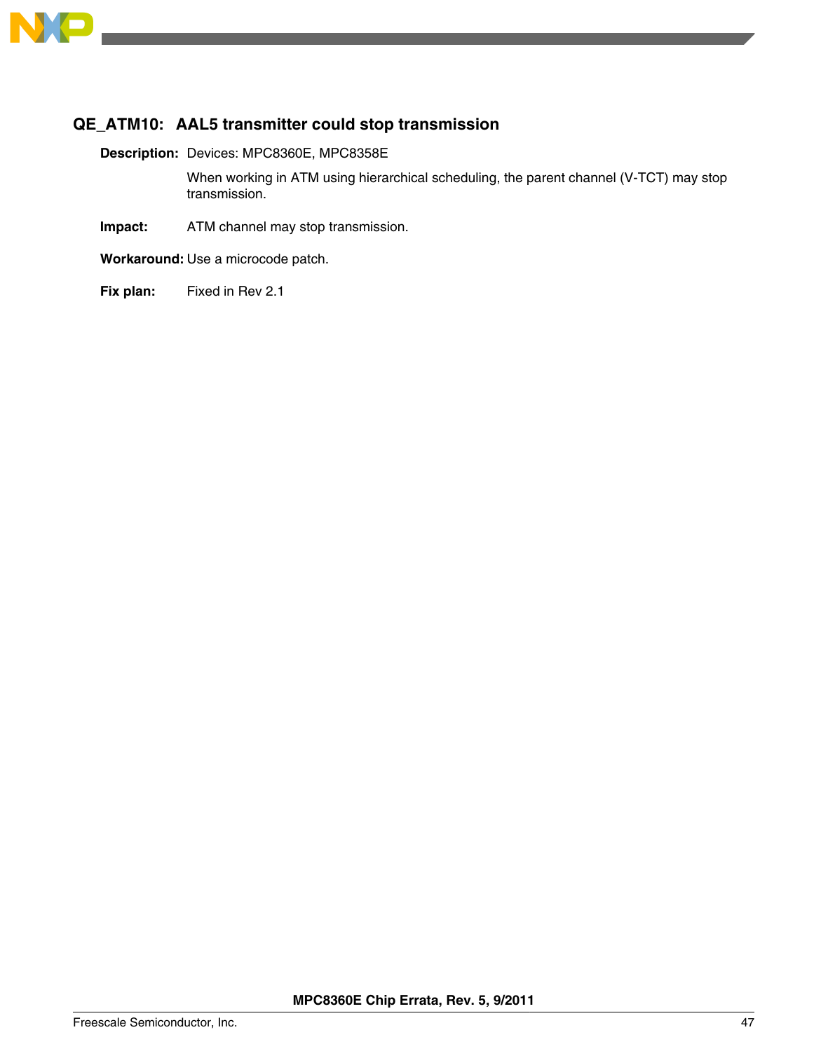### QE_ATM10: AAL5 transmitter could stop transmission

**Description:** Devices: MPC8360E, MPC8358E

When working in ATM using hierarchical scheduling, the parent channel (V-TCT) may stop transmission.

**Impact:** ATM channel may stop transmission.

**Workaround:** Use a microcode patch.

**Fix plan:** Fixed in Rev 2.1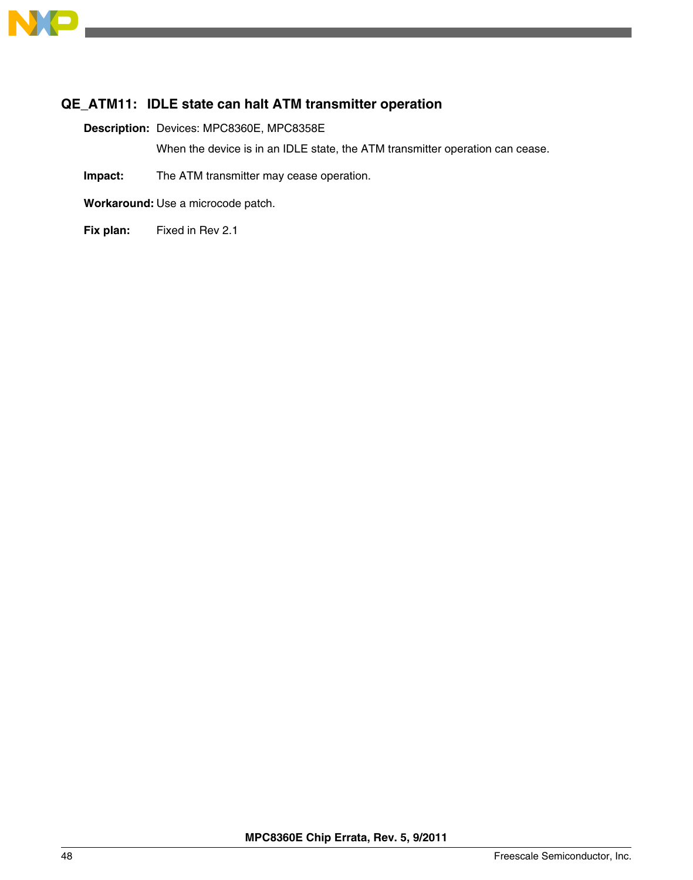### QE_ATM11: IDLE state can halt ATM transmitter operation

**Description:** Devices: MPC8360E, MPC8358E

When the device is in an IDLE state, the ATM transmitter operation can cease.

**Impact:** The ATM transmitter may cease operation.

**Workaround:** Use a microcode patch.

**Fix plan:** Fixed in Rev 2.1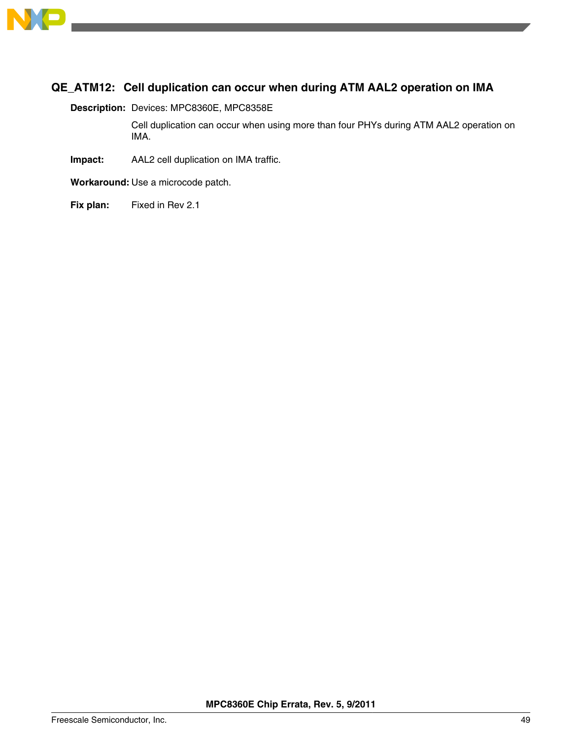### QE_ATM12: Cell duplication can occur when during ATM AAL2 operation on IMA

**Description:** Devices: MPC8360E, MPC8358E

Cell duplication can occur when using more than four PHYs during ATM AAL2 operation on IMA.

**Impact:** AAL2 cell duplication on IMA traffic.

**Workaround:** Use a microcode patch.

**Fix plan:** Fixed in Rev 2.1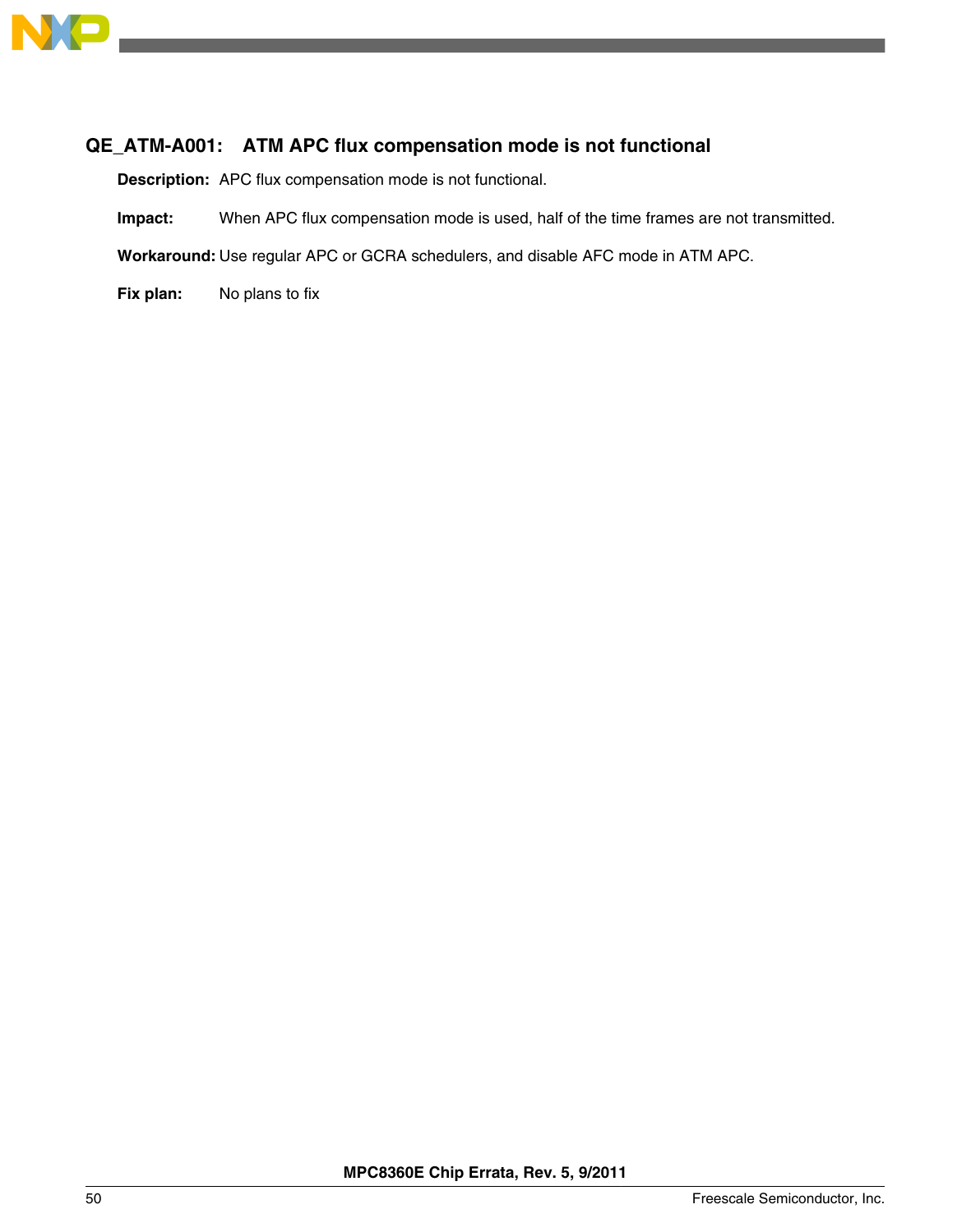### QE_ATM-A001: ATM APC flux compensation mode is not functional

**Description:** APC flux compensation mode is not functional.

**Impact:** When APC flux compensation mode is used, half of the time frames are not transmitted.

**Workaround:** Use regular APC or GCRA schedulers, and disable AFC mode in ATM APC.

**Fix plan:** No plans to fix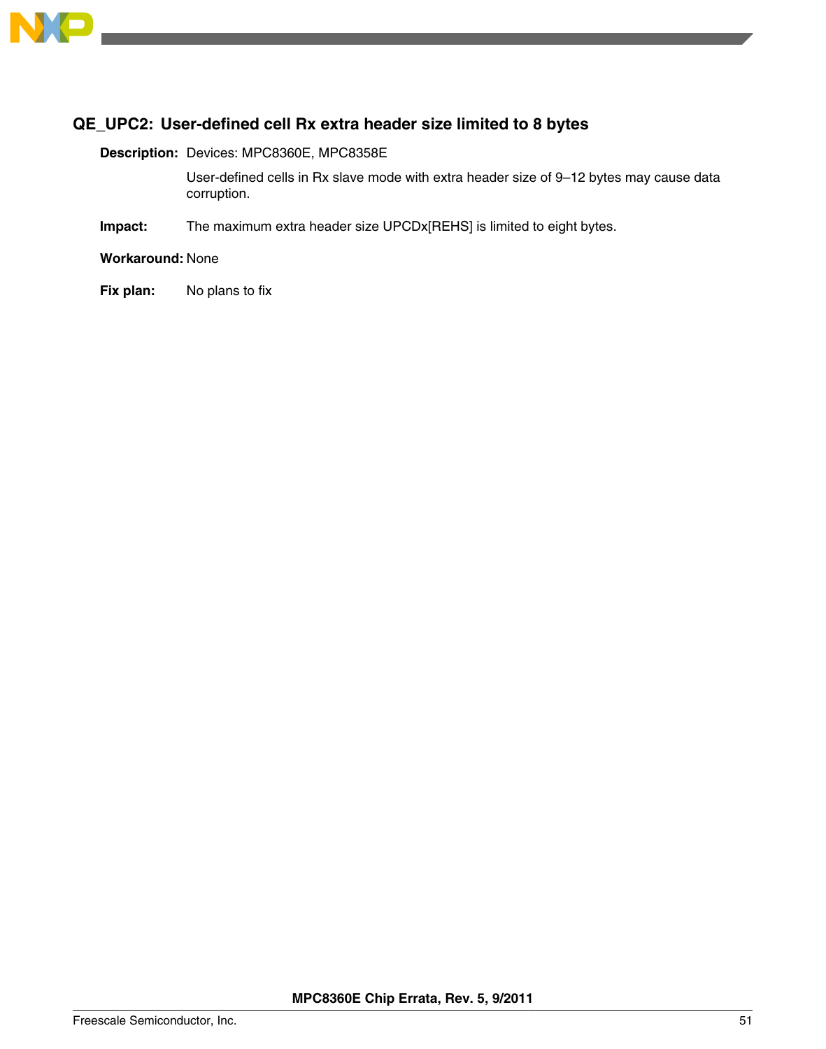### QE_UPC2: User-defined cell Rx extra header size limited to 8 bytes

**Description:** Devices: MPC8360E, MPC8358E

User-defined cells in Rx slave mode with extra header size of 9–12 bytes may cause data corruption.

**Impact:** The maximum extra header size UPCDx[REHS] is limited to eight bytes.

**Workaround:** None

**Fix plan:** No plans to fix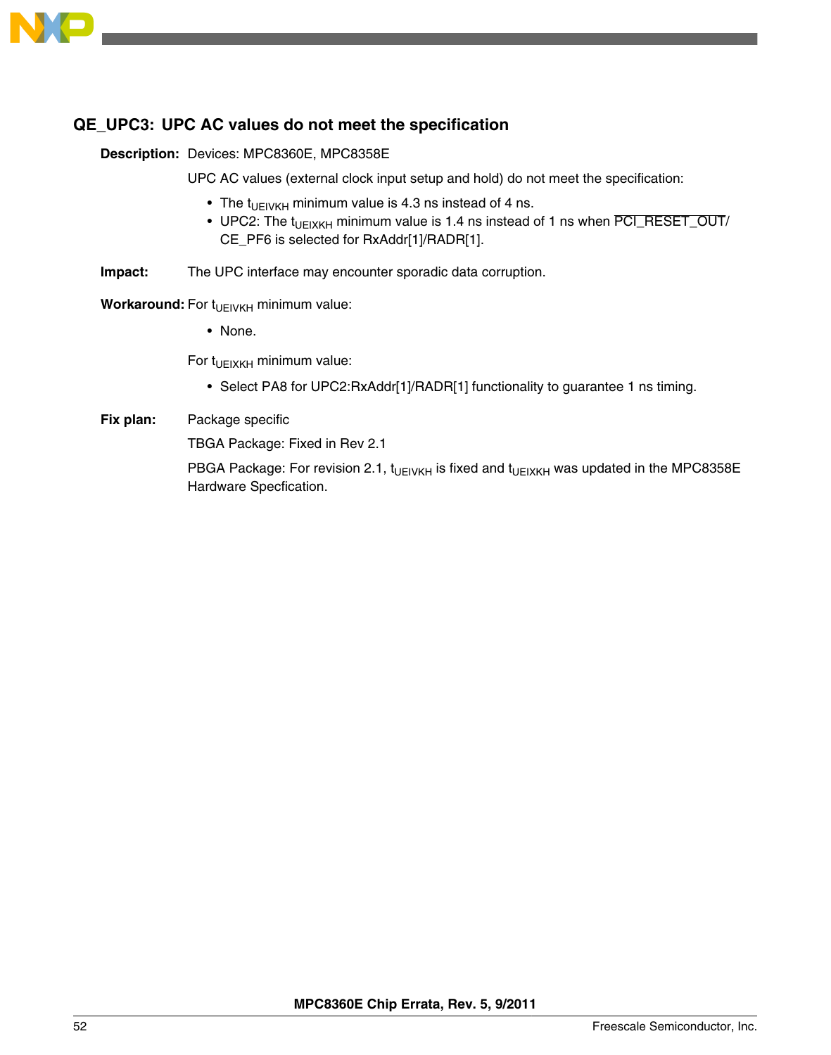### QE_UPC3: UPC AC values do not meet the specification

**Description:** Devices: MPC8360E, MPC8358E

UPC AC values (external clock input setup and hold) do not meet the specification:

- The $t_{UEIVKH}$ minimum value is 4.3 ns instead of 4 ns.
- UPC2: The $t_{UEIXKH}$ minimum value is 1.4 ns instead of 1 ns when $\overline{\text{PCI\_RESET\_OUT}}$/CE_PF6 is selected for RxAddr[1]/RADR[1].

**Impact:** The UPC interface may encounter sporadic data corruption.

**Workaround:** For $t_{UEIVKH}$ minimum value:

- None.

For $t_{UEIXKH}$ minimum value:

- Select PA8 for UPC2:RxAddr[1]/RADR[1] functionality to guarantee 1 ns timing.

**Fix plan:** Package specific

TBGA Package: Fixed in Rev 2.1

PBGA Package: For revision 2.1, $t_{UEIVKH}$ is fixed and $t_{UEIXKH}$ was updated in the MPC8358E Hardware Specfication.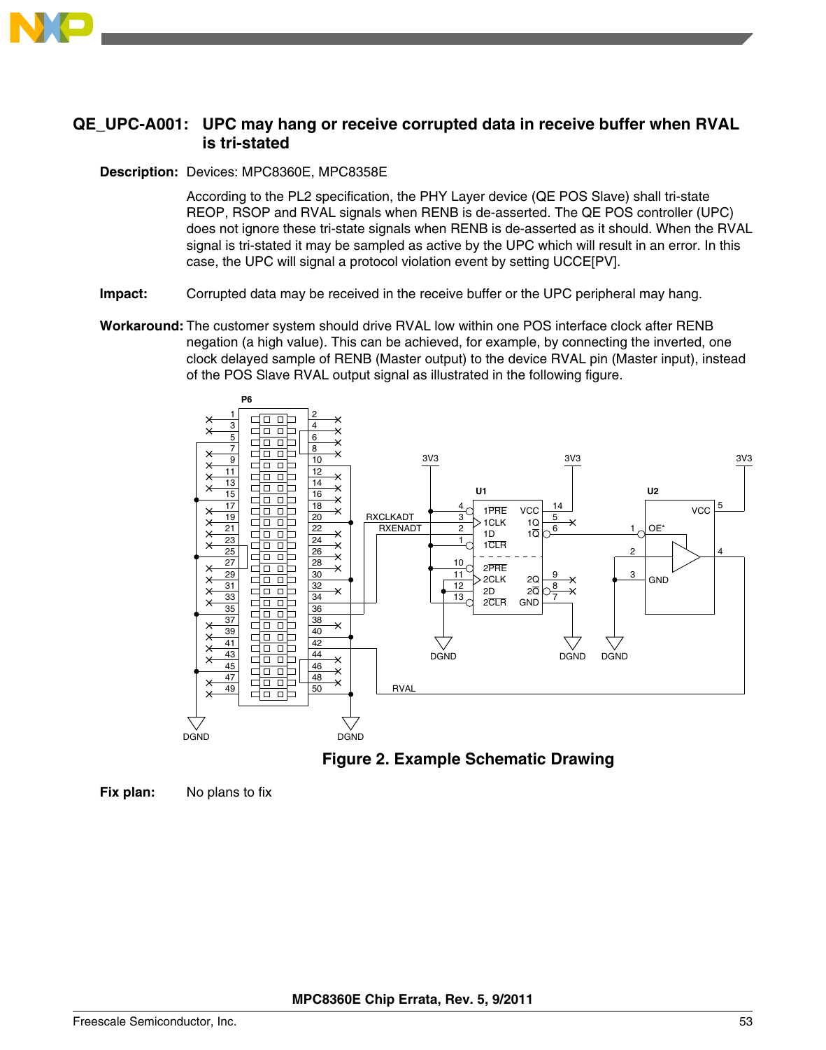## QE_UPC-A001: UPC may hang or receive corrupted data in receive buffer when RVAL is tri-stated

**Description:** Devices: MPC8360E, MPC8358E

According to the PL2 specification, the PHY Layer device (QE POS Slave) shall tri-state REOP, RSOP and RVAL signals when RENB is de-asserted. The QE POS controller (UPC) does not ignore these tri-state signals when RENB is de-asserted as it should. When the RVAL signal is tri-stated it may be sampled as active by the UPC which will result in an error. In this case, the UPC will signal a protocol violation event by setting UCCE[PV].

**Impact:** Corrupted data may be received in the receive buffer or the UPC peripheral may hang.

**Workaround:** The customer system should drive RVAL low within one POS interface clock after RENB negation (a high value). This can be achieved, for example, by connecting the inverted, one clock delayed sample of RENB (Master output) to the device RVAL pin (Master input), instead of the POS Slave RVAL output signal as illustrated in the following figure.

**Figure 2. Example Schematic Drawing**

**Fix plan:** No plans to fix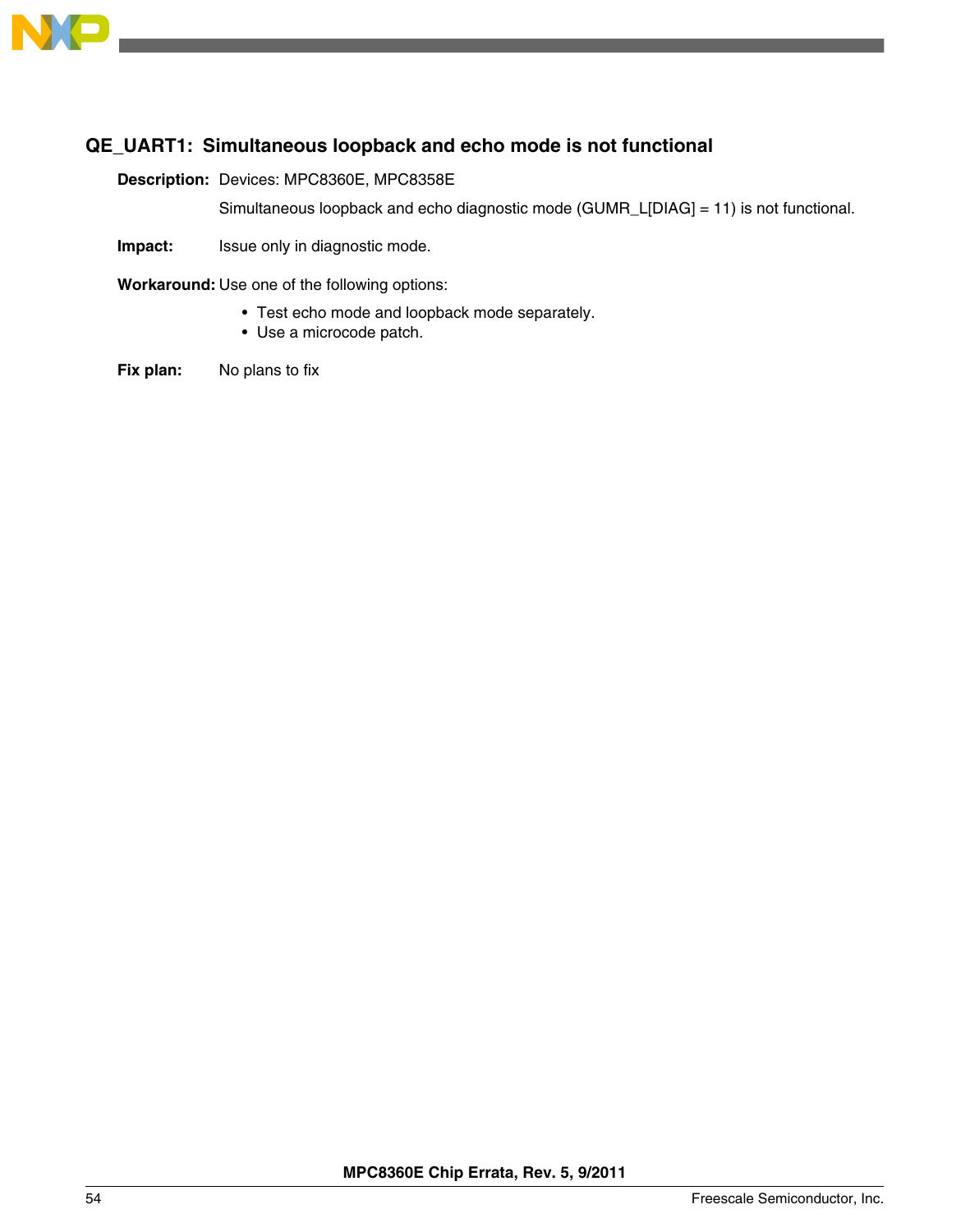## QE_UART1: Simultaneous loopback and echo mode is not functional

**Description:** Devices: MPC8360E, MPC8358E

Simultaneous loopback and echo diagnostic mode (GUMR_L[DIAG] = 11) is not functional.

**Impact:** Issue only in diagnostic mode.

**Workaround:** Use one of the following options:

- Test echo mode and loopback mode separately.
- Use a microcode patch.

**Fix plan:** No plans to fix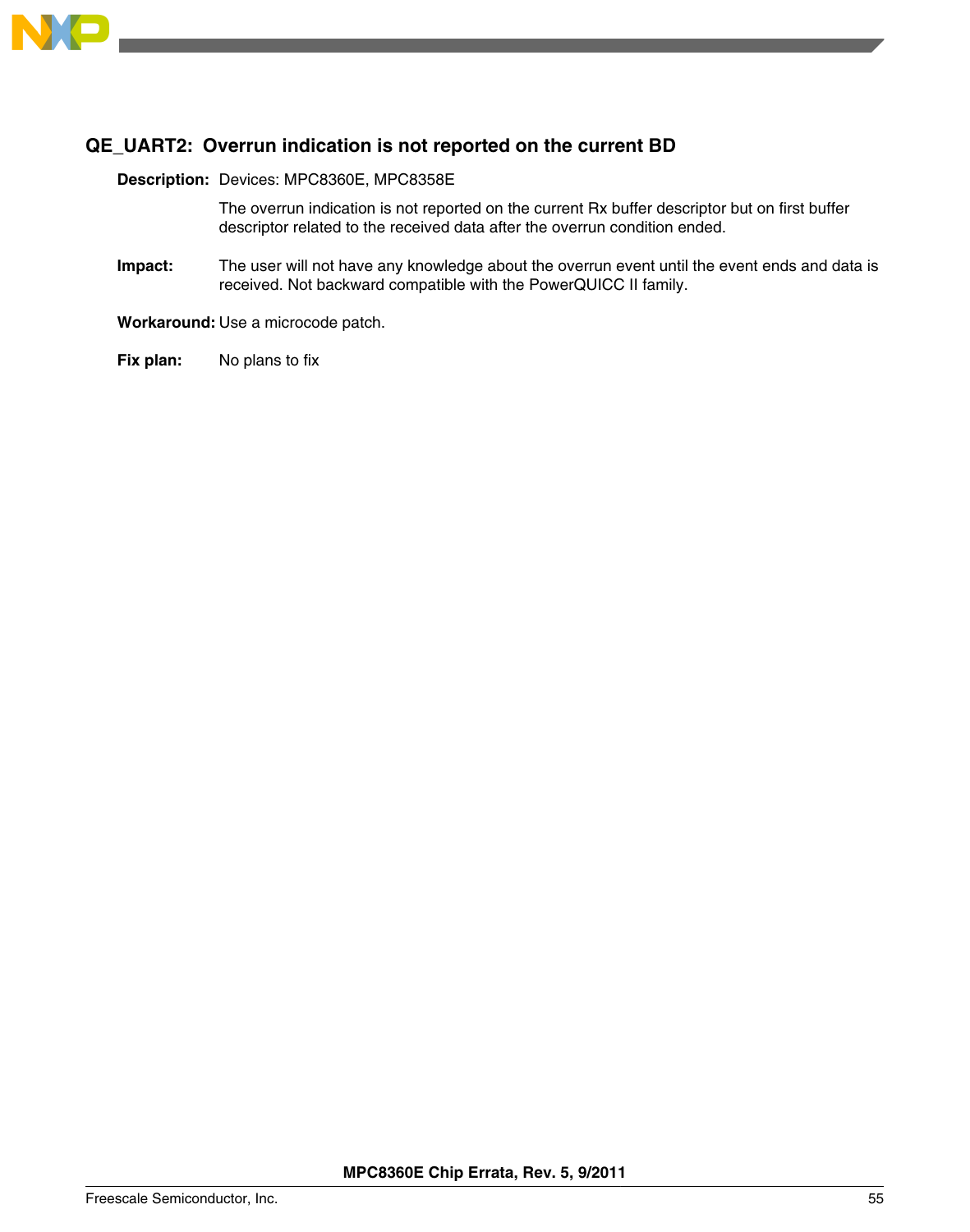## QE_UART2: Overrun indication is not reported on the current BD

**Description:** Devices: MPC8360E, MPC8358E

The overrun indication is not reported on the current Rx buffer descriptor but on first buffer descriptor related to the received data after the overrun condition ended.

**Impact:** The user will not have any knowledge about the overrun event until the event ends and data is received. Not backward compatible with the PowerQUICC II family.

**Workaround:** Use a microcode patch.

**Fix plan:** No plans to fix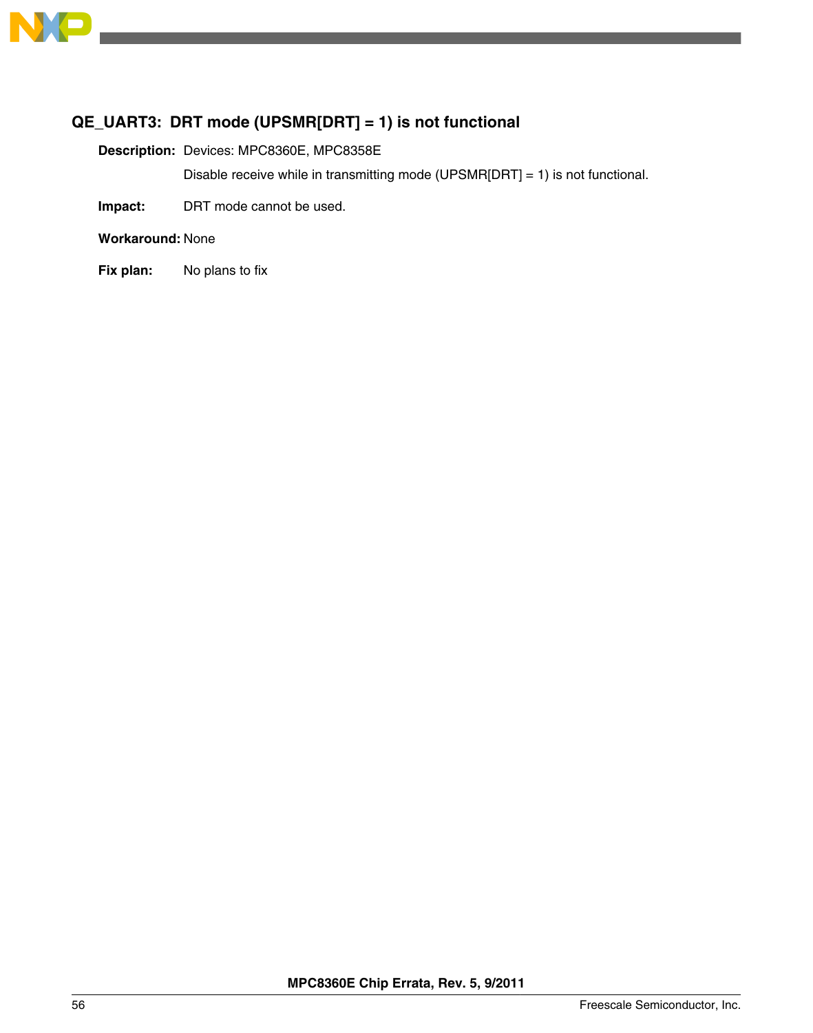### QE_UART3: DRT mode (UPSMR[DRT] = 1) is not functional

**Description:** Devices: MPC8360E, MPC8358E

Disable receive while in transmitting mode (UPSMR[DRT] = 1) is not functional.

**Impact:** DRT mode cannot be used.

**Workaround:** None

**Fix plan:** No plans to fix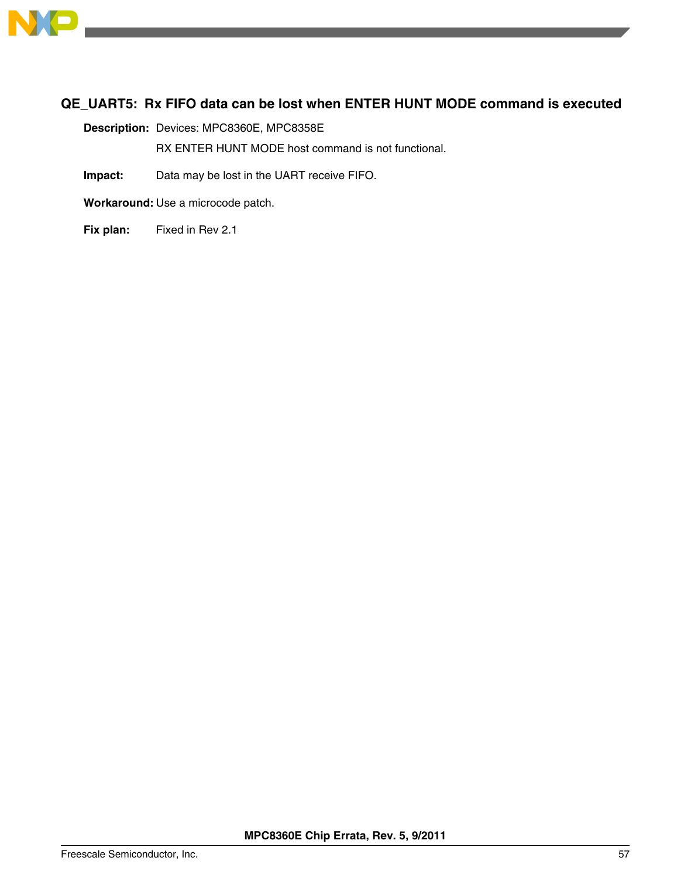### QE_UART5: Rx FIFO data can be lost when ENTER HUNT MODE command is executed

**Description:** Devices: MPC8360E, MPC8358E

RX ENTER HUNT MODE host command is not functional.

**Impact:** Data may be lost in the UART receive FIFO.

**Workaround:** Use a microcode patch.

**Fix plan:** Fixed in Rev 2.1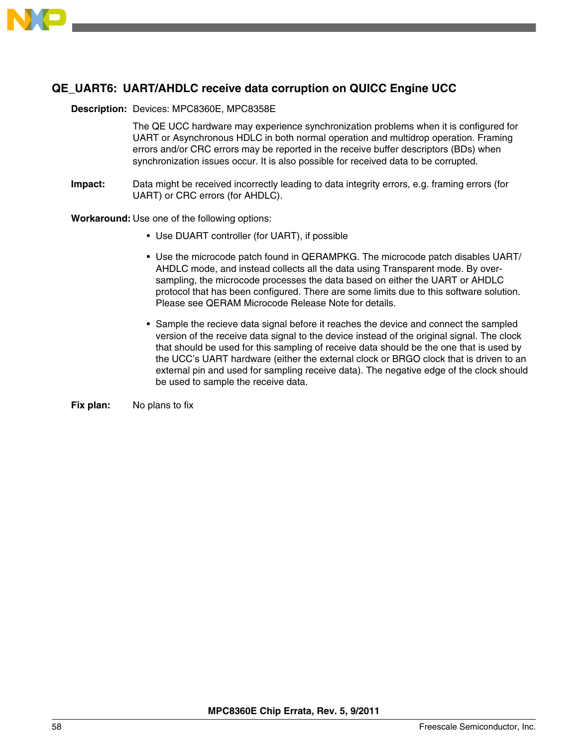## QE_UART6: UART/AHDLC receive data corruption on QUICC Engine UCC

**Description:** Devices: MPC8360E, MPC8358E

The QE UCC hardware may experience synchronization problems when it is configured for UART or Asynchronous HDLC in both normal operation and multidrop operation. Framing errors and/or CRC errors may be reported in the receive buffer descriptors (BDs) when synchronization issues occur. It is also possible for received data to be corrupted.

**Impact:** Data might be received incorrectly leading to data integrity errors, e.g. framing errors (for UART) or CRC errors (for AHDLC).

**Workaround:** Use one of the following options:

- Use DUART controller (for UART), if possible
- Use the microcode patch found in QERAMPKG. The microcode patch disables UART/AHDLC mode, and instead collects all the data using Transparent mode. By over-sampling, the microcode processes the data based on either the UART or AHDLC protocol that has been configured. There are some limits due to this software solution. Please see QERAM Microcode Release Note for details.
- Sample the recieve data signal before it reaches the device and connect the sampled version of the receive data signal to the device instead of the original signal. The clock that should be used for this sampling of receive data should be the one that is used by the UCC's UART hardware (either the external clock or BRGO clock that is driven to an external pin and used for sampling receive data). The negative edge of the clock should be used to sample the receive data.

**Fix plan:** No plans to fix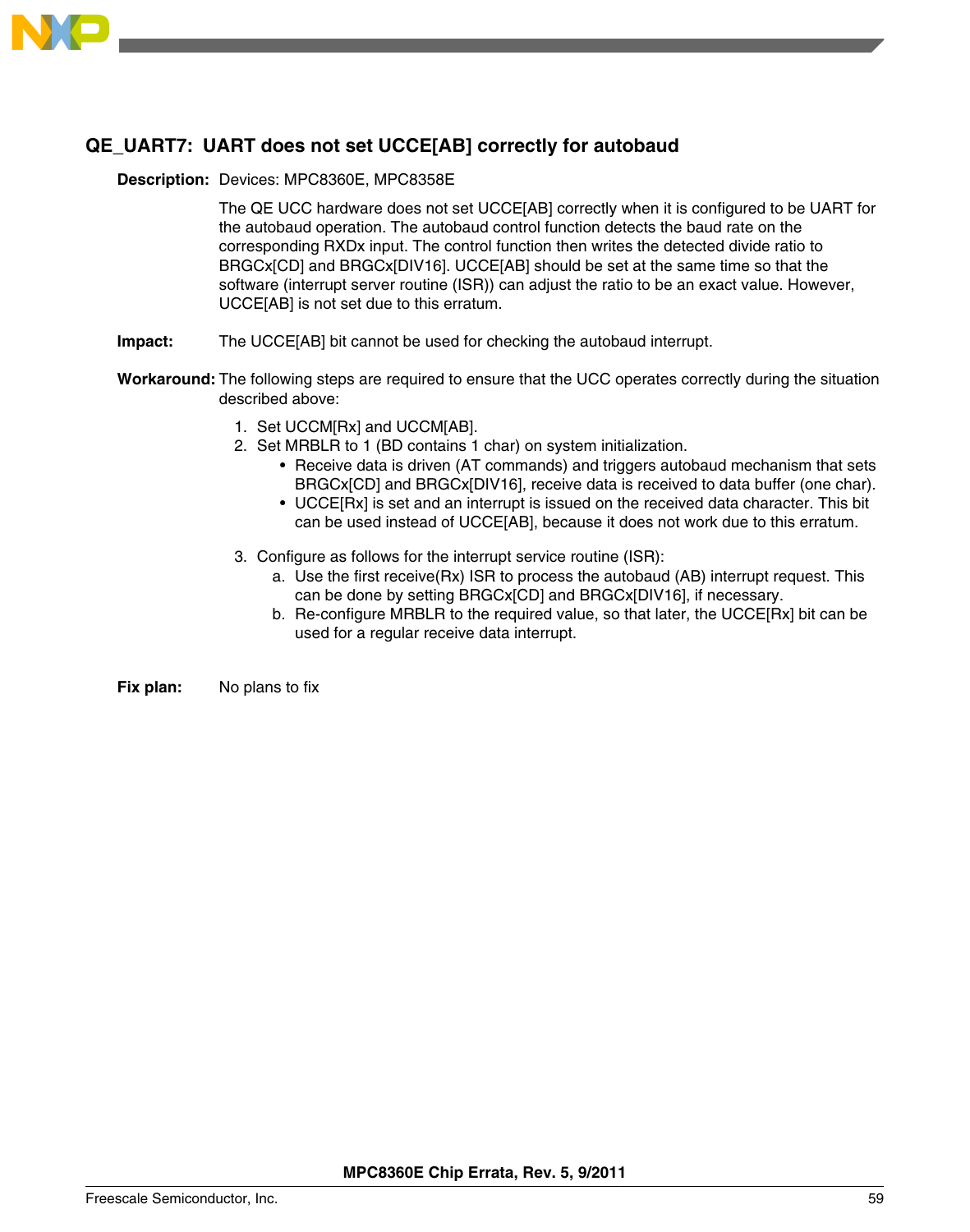### QE_UART7: UART does not set UCCE[AB] correctly for autobaud

**Description:** Devices: MPC8360E, MPC8358E

The QE UCC hardware does not set UCCE[AB] correctly when it is configured to be UART for the autobaud operation. The autobaud control function detects the baud rate on the corresponding RXDx input. The control function then writes the detected divide ratio to BRGCx[CD] and BRGCx[DIV16]. UCCE[AB] should be set at the same time so that the software (interrupt server routine (ISR)) can adjust the ratio to be an exact value. However, UCCE[AB] is not set due to this erratum.

**Impact:** The UCCE[AB] bit cannot be used for checking the autobaud interrupt.

**Workaround:** The following steps are required to ensure that the UCC operates correctly during the situation described above:

1. Set UCCM[Rx] and UCCM[AB].
2. Set MRBLR to 1 (BD contains 1 char) on system initialization.
   - Receive data is driven (AT commands) and triggers autobaud mechanism that sets BRGCx[CD] and BRGCx[DIV16], receive data is received to data buffer (one char).
   - UCCE[Rx] is set and an interrupt is issued on the received data character. This bit can be used instead of UCCE[AB], because it does not work due to this erratum.
3. Configure as follows for the interrupt service routine (ISR):
   a. Use the first receive(Rx) ISR to process the autobaud (AB) interrupt request. This can be done by setting BRGCx[CD] and BRGCx[DIV16], if necessary.
   b. Re-configure MRBLR to the required value, so that later, the UCCE[Rx] bit can be used for a regular receive data interrupt.

**Fix plan:** No plans to fix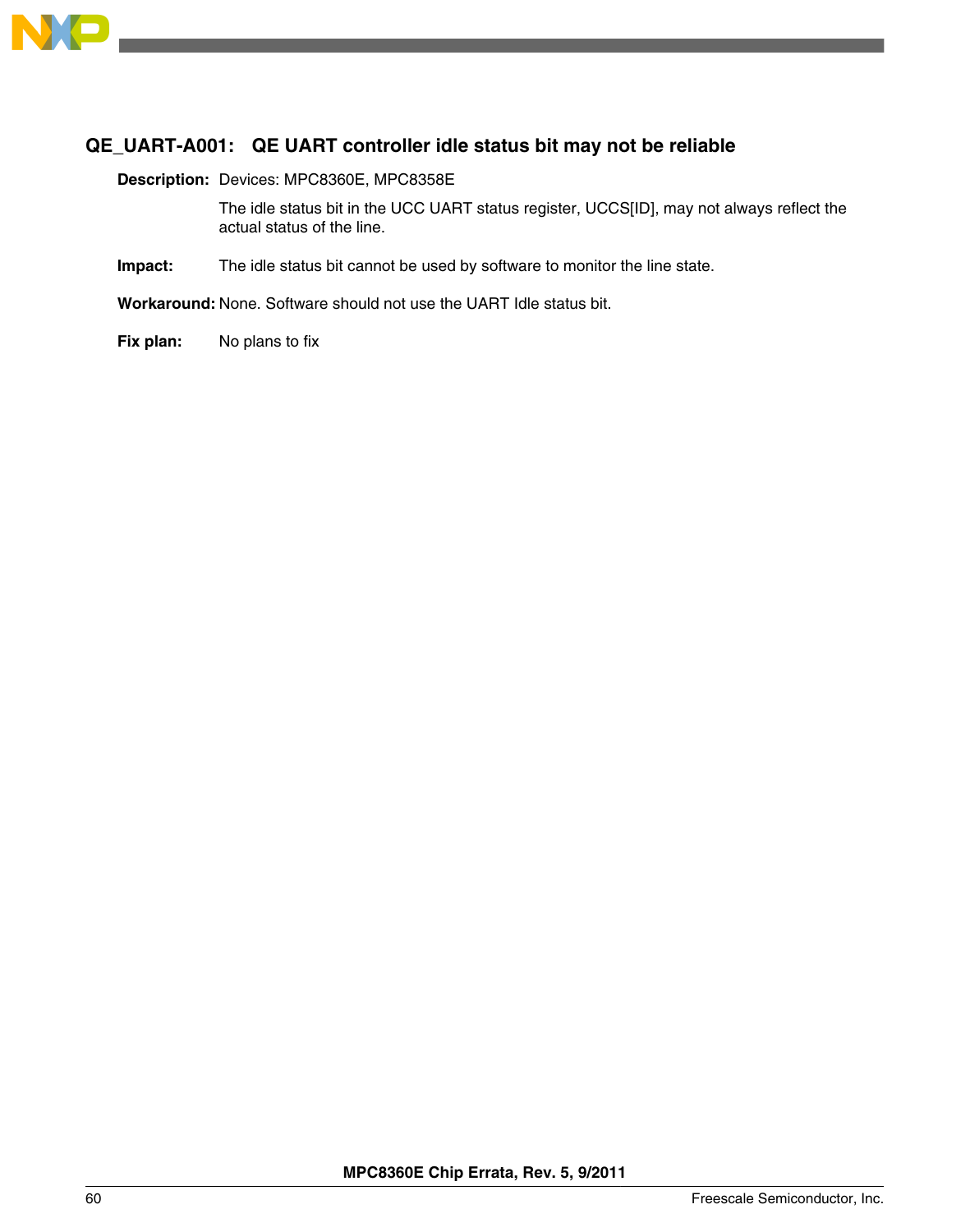### QE_UART-A001: QE UART controller idle status bit may not be reliable

**Description:** Devices: MPC8360E, MPC8358E

The idle status bit in the UCC UART status register, UCCS[ID], may not always reflect the actual status of the line.

**Impact:** The idle status bit cannot be used by software to monitor the line state.

**Workaround:** None. Software should not use the UART Idle status bit.

**Fix plan:** No plans to fix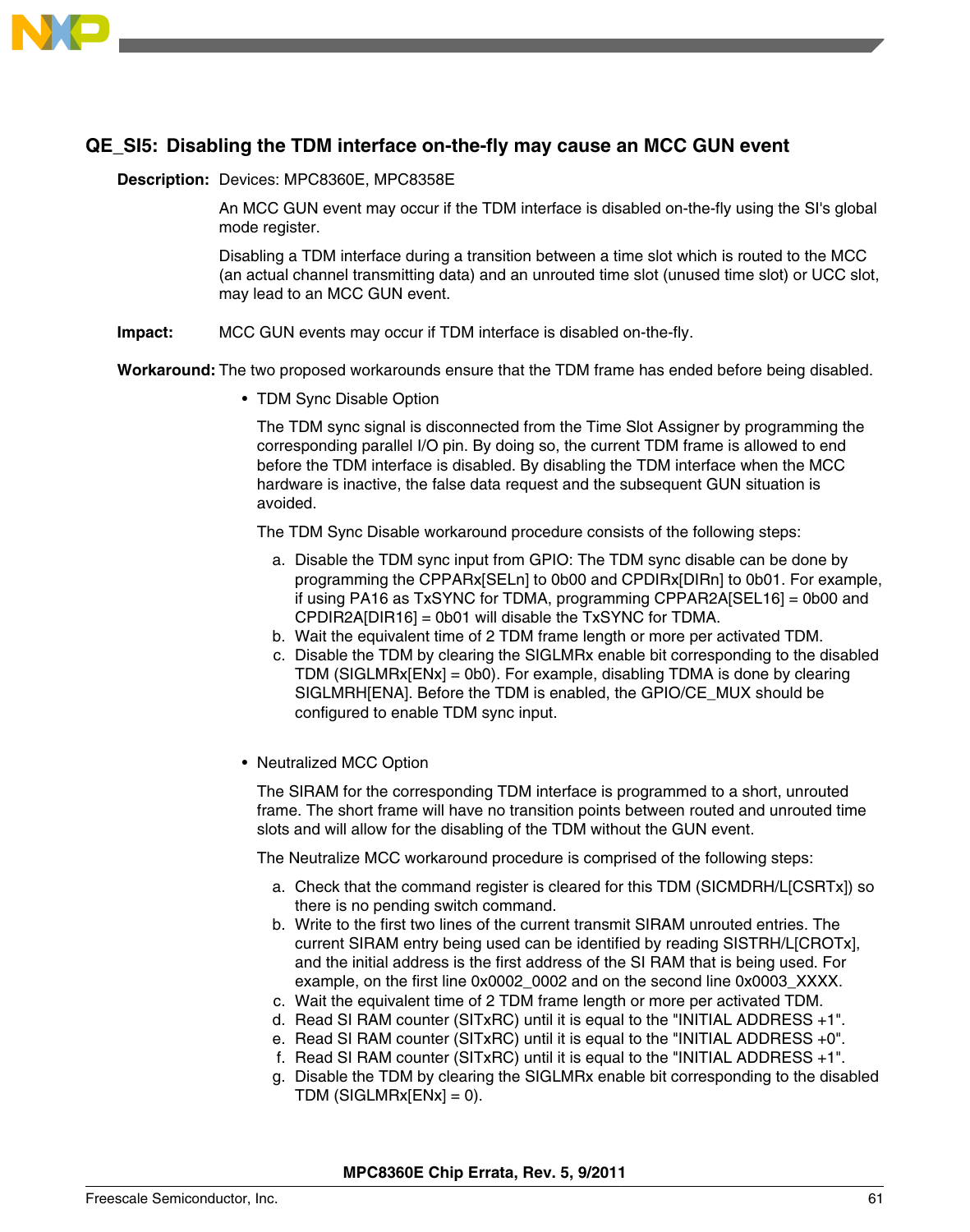## QE_SI5: Disabling the TDM interface on-the-fly may cause an MCC GUN event

**Description:** Devices: MPC8360E, MPC8358E

An MCC GUN event may occur if the TDM interface is disabled on-the-fly using the SI's global mode register.

Disabling a TDM interface during a transition between a time slot which is routed to the MCC (an actual channel transmitting data) and an unrouted time slot (unused time slot) or UCC slot, may lead to an MCC GUN event.

**Impact:** MCC GUN events may occur if TDM interface is disabled on-the-fly.

**Workaround:** The two proposed workarounds ensure that the TDM frame has ended before being disabled.

- TDM Sync Disable Option

  The TDM sync signal is disconnected from the Time Slot Assigner by programming the corresponding parallel I/O pin. By doing so, the current TDM frame is allowed to end before the TDM interface is disabled. By disabling the TDM interface when the MCC hardware is inactive, the false data request and the subsequent GUN situation is avoided.

  The TDM Sync Disable workaround procedure consists of the following steps:

  a. Disable the TDM sync input from GPIO: The TDM sync disable can be done by programming the CPPARx[SELn] to 0b00 and CPDIRx[DIRn] to 0b01. For example, if using PA16 as TxSYNC for TDMA, programming CPPAR2A[SEL16] = 0b00 and CPDIR2A[DIR16] = 0b01 will disable the TxSYNC for TDMA.
  b. Wait the equivalent time of 2 TDM frame length or more per activated TDM.
  c. Disable the TDM by clearing the SIGLMRx enable bit corresponding to the disabled TDM (SIGLMRx[ENx] = 0b0). For example, disabling TDMA is done by clearing SIGLMRH[ENA]. Before the TDM is enabled, the GPIO/CE_MUX should be configured to enable TDM sync input.

- Neutralized MCC Option

  The SIRAM for the corresponding TDM interface is programmed to a short, unrouted frame. The short frame will have no transition points between routed and unrouted time slots and will allow for the disabling of the TDM without the GUN event.

  The Neutralize MCC workaround procedure is comprised of the following steps:

  a. Check that the command register is cleared for this TDM (SICMDRH/L[CSRTx]) so there is no pending switch command.
  b. Write to the first two lines of the current transmit SIRAM unrouted entries. The current SIRAM entry being used can be identified by reading SISTRH/L[CROTx], and the initial address is the first address of the SI RAM that is being used. For example, on the first line 0x0002_0002 and on the second line 0x0003_XXXX.
  c. Wait the equivalent time of 2 TDM frame length or more per activated TDM.
  d. Read SI RAM counter (SITxRC) until it is equal to the "INITIAL ADDRESS +1".
  e. Read SI RAM counter (SITxRC) until it is equal to the "INITIAL ADDRESS +0".
  f. Read SI RAM counter (SITxRC) until it is equal to the "INITIAL ADDRESS +1".
  g. Disable the TDM by clearing the SIGLMRx enable bit corresponding to the disabled TDM (SIGLMRx[ENx] = 0).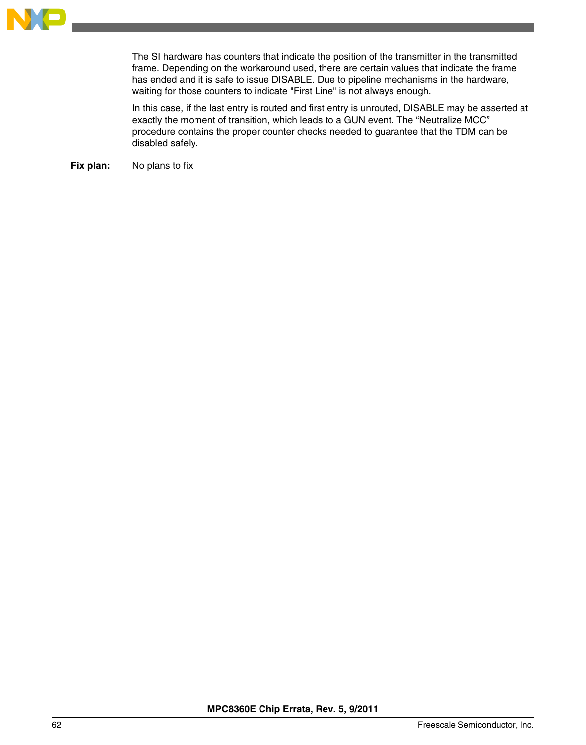The SI hardware has counters that indicate the position of the transmitter in the transmitted frame. Depending on the workaround used, there are certain values that indicate the frame has ended and it is safe to issue DISABLE. Due to pipeline mechanisms in the hardware, waiting for those counters to indicate "First Line" is not always enough.

In this case, if the last entry is routed and first entry is unrouted, DISABLE may be asserted at exactly the moment of transition, which leads to a GUN event. The “Neutralize MCC” procedure contains the proper counter checks needed to guarantee that the TDM can be disabled safely.

**Fix plan:** No plans to fix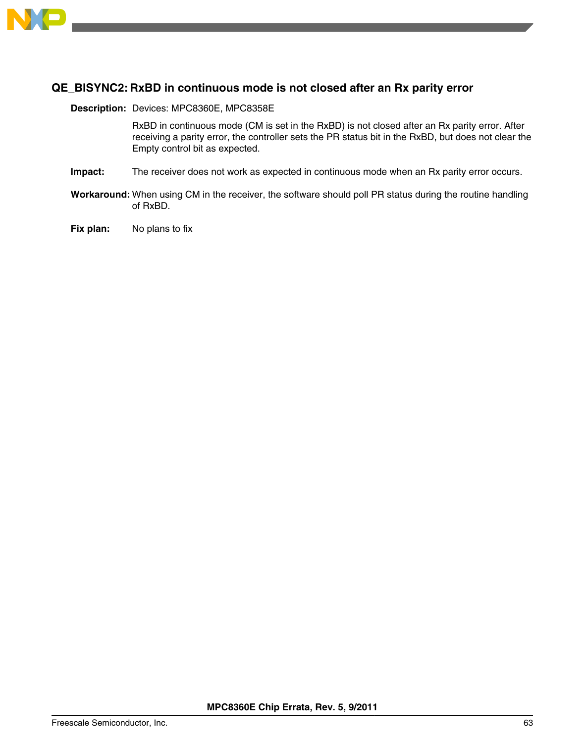## QE_BISYNC2: RxBD in continuous mode is not closed after an Rx parity error

**Description:** Devices: MPC8360E, MPC8358E

RxBD in continuous mode (CM is set in the RxBD) is not closed after an Rx parity error. After receiving a parity error, the controller sets the PR status bit in the RxBD, but does not clear the Empty control bit as expected.

**Impact:** The receiver does not work as expected in continuous mode when an Rx parity error occurs.

**Workaround:** When using CM in the receiver, the software should poll PR status during the routine handling of RxBD.

**Fix plan:** No plans to fix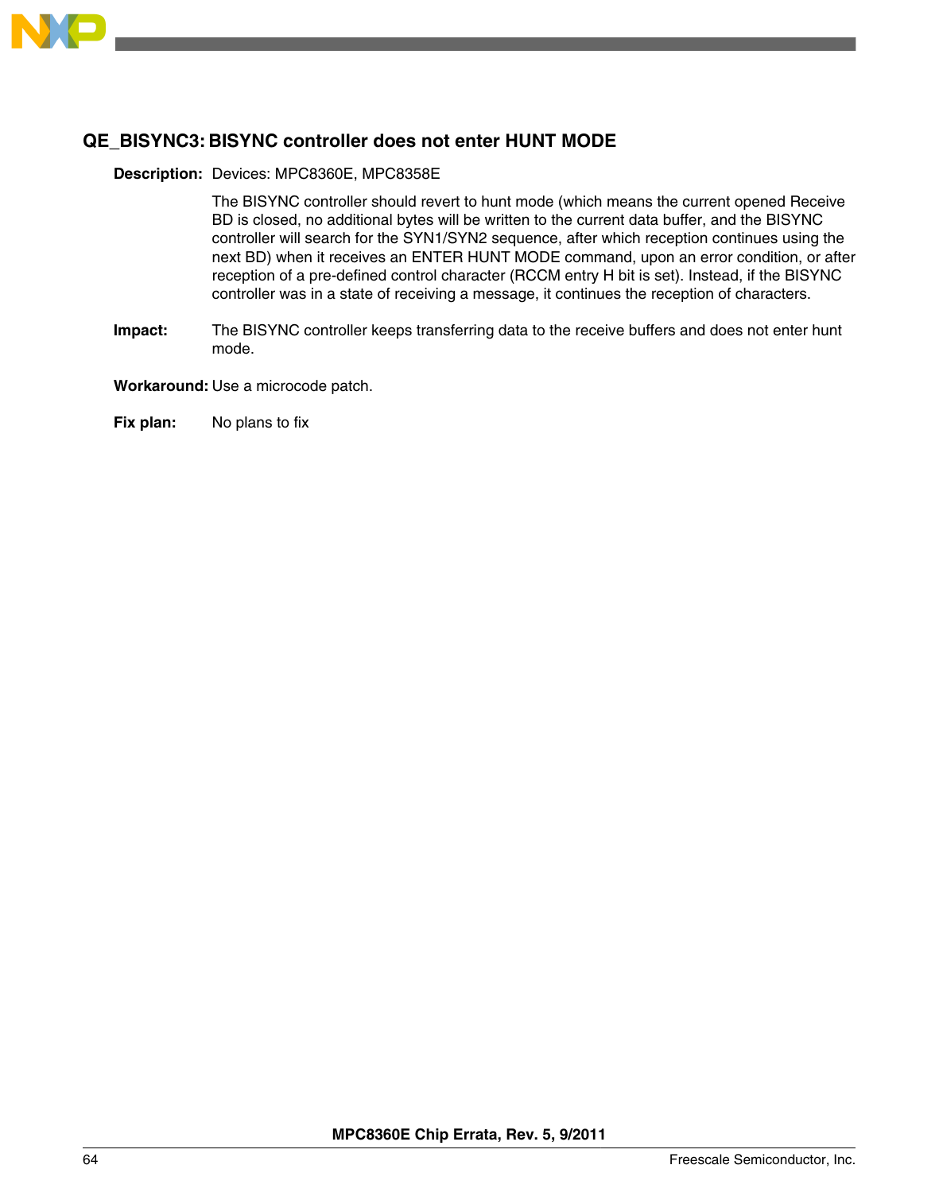## QE_BISYNC3: BISYNC controller does not enter HUNT MODE

**Description:** Devices: MPC8360E, MPC8358E

The BISYNC controller should revert to hunt mode (which means the current opened Receive BD is closed, no additional bytes will be written to the current data buffer, and the BISYNC controller will search for the SYN1/SYN2 sequence, after which reception continues using the next BD) when it receives an ENTER HUNT MODE command, upon an error condition, or after reception of a pre-defined control character (RCCM entry H bit is set). Instead, if the BISYNC controller was in a state of receiving a message, it continues the reception of characters.

**Impact:** The BISYNC controller keeps transferring data to the receive buffers and does not enter hunt mode.

**Workaround:** Use a microcode patch.

**Fix plan:** No plans to fix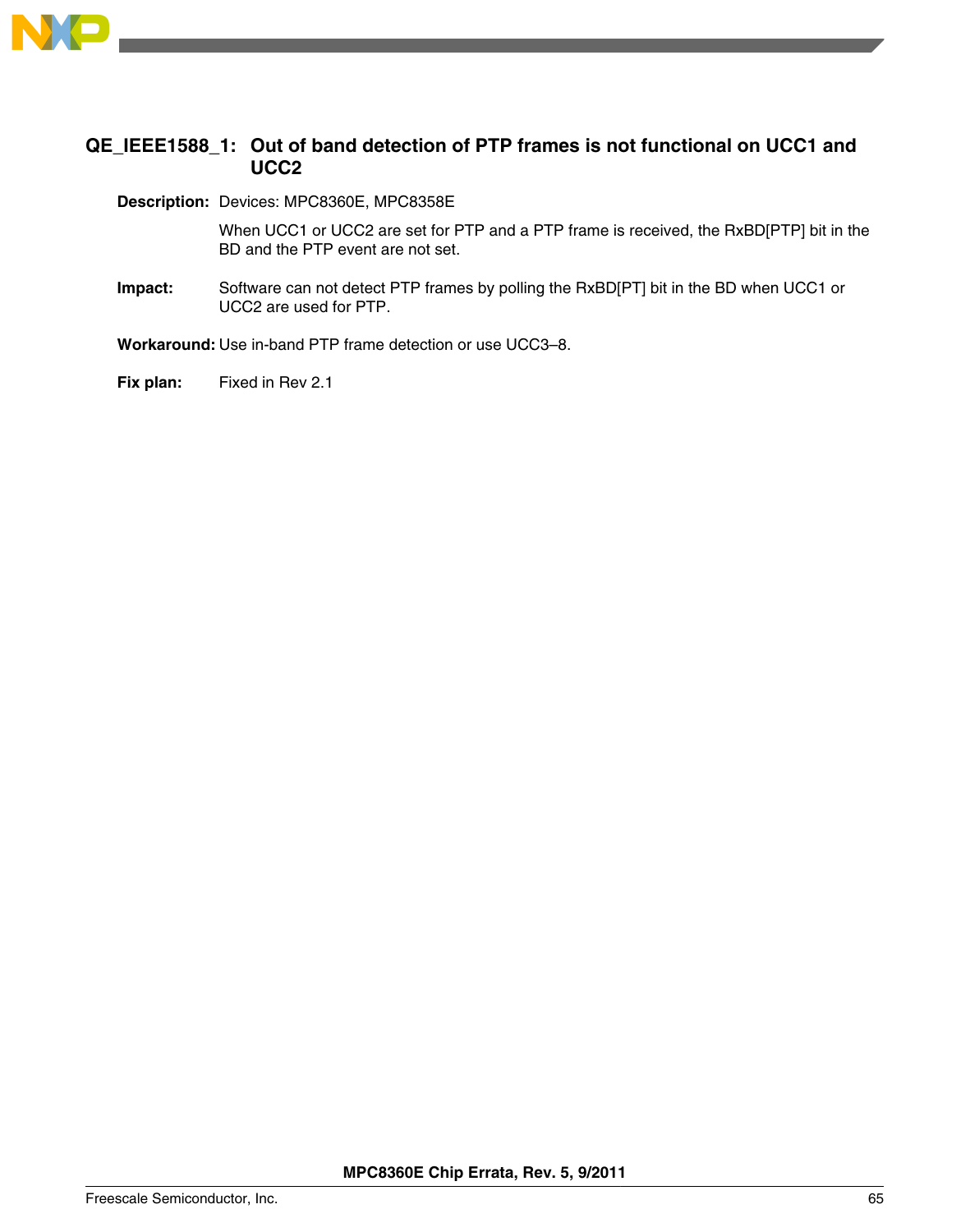## QE_IEEE1588_1: Out of band detection of PTP frames is not functional on UCC1 and UCC2

**Description:** Devices: MPC8360E, MPC8358E

When UCC1 or UCC2 are set for PTP and a PTP frame is received, the RxBD[PTP] bit in the BD and the PTP event are not set.

**Impact:** Software can not detect PTP frames by polling the RxBD[PT] bit in the BD when UCC1 or UCC2 are used for PTP.

**Workaround:** Use in-band PTP frame detection or use UCC3–8.

**Fix plan:** Fixed in Rev 2.1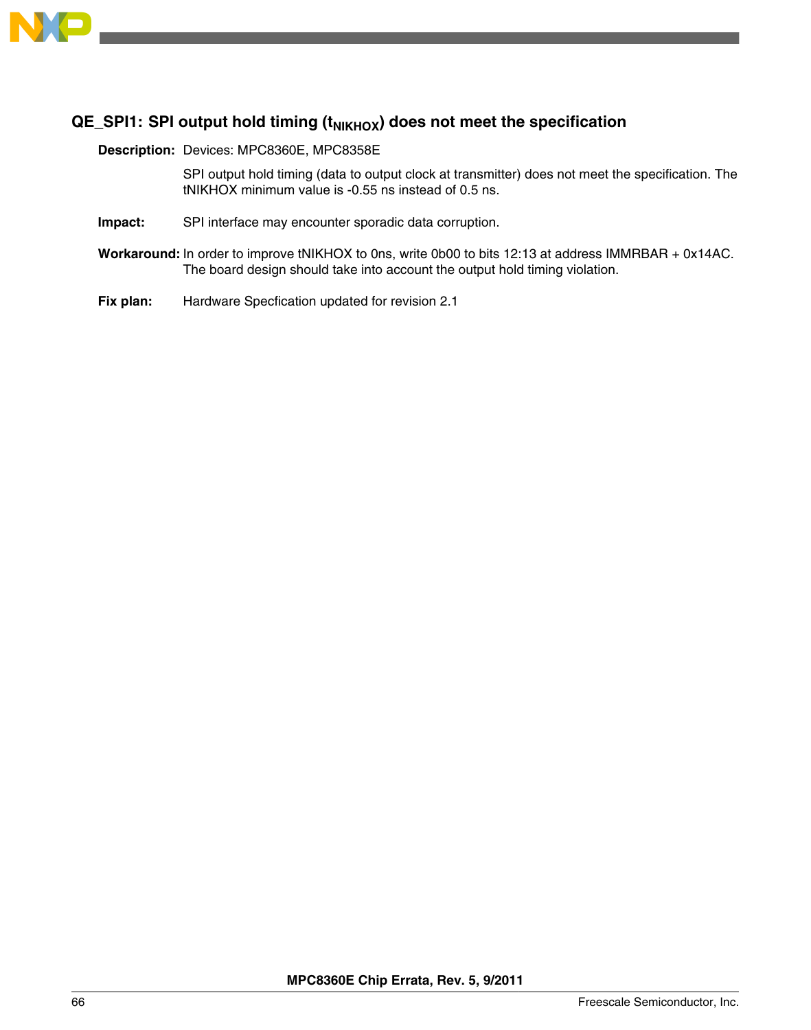### QE_SPI1: SPI output hold timing ($t_{NIKHOX}$) does not meet the specification

**Description:** Devices: MPC8360E, MPC8358E

SPI output hold timing (data to output clock at transmitter) does not meet the specification. The tNIKHOX minimum value is -0.55 ns instead of 0.5 ns.

**Impact:** SPI interface may encounter sporadic data corruption.

**Workaround:** In order to improve tNIKHOX to 0ns, write 0b00 to bits 12:13 at address IMMRBAR + 0x14AC. The board design should take into account the output hold timing violation.

**Fix plan:** Hardware Specfication updated for revision 2.1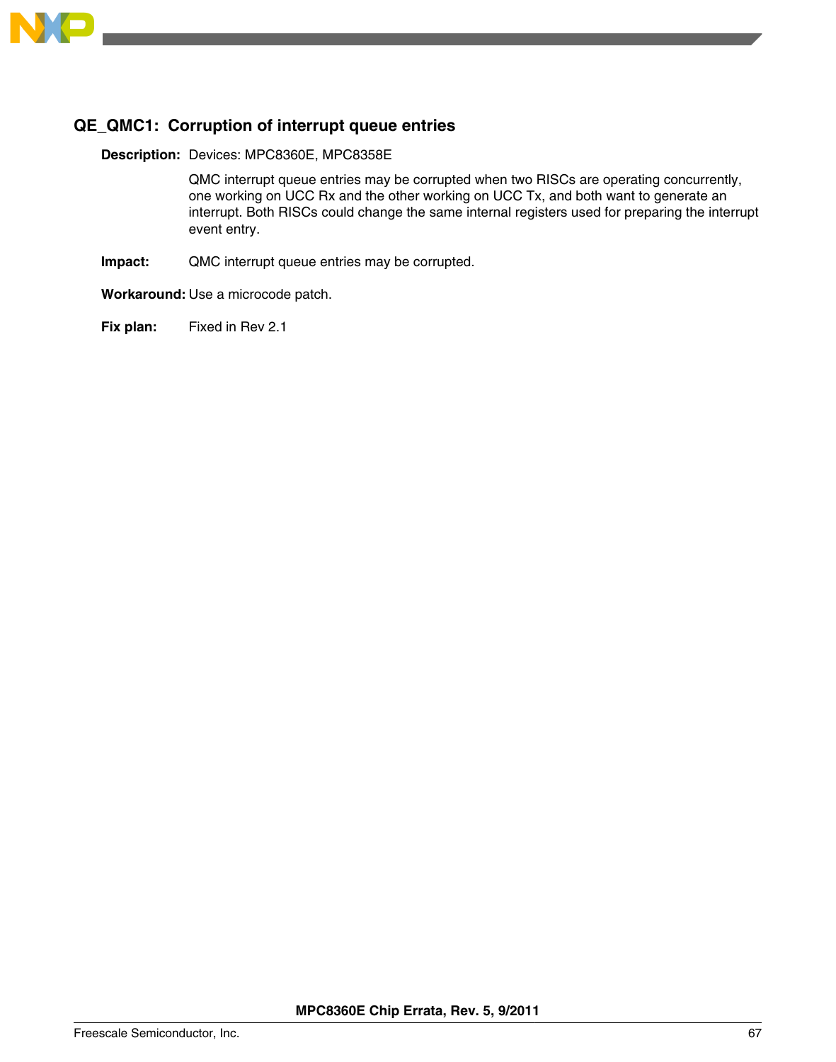### QE_QMC1: Corruption of interrupt queue entries

**Description:** Devices: MPC8360E, MPC8358E

QMC interrupt queue entries may be corrupted when two RISCs are operating concurrently, one working on UCC Rx and the other working on UCC Tx, and both want to generate an interrupt. Both RISCs could change the same internal registers used for preparing the interrupt event entry.

**Impact:** QMC interrupt queue entries may be corrupted.

**Workaround:** Use a microcode patch.

**Fix plan:** Fixed in Rev 2.1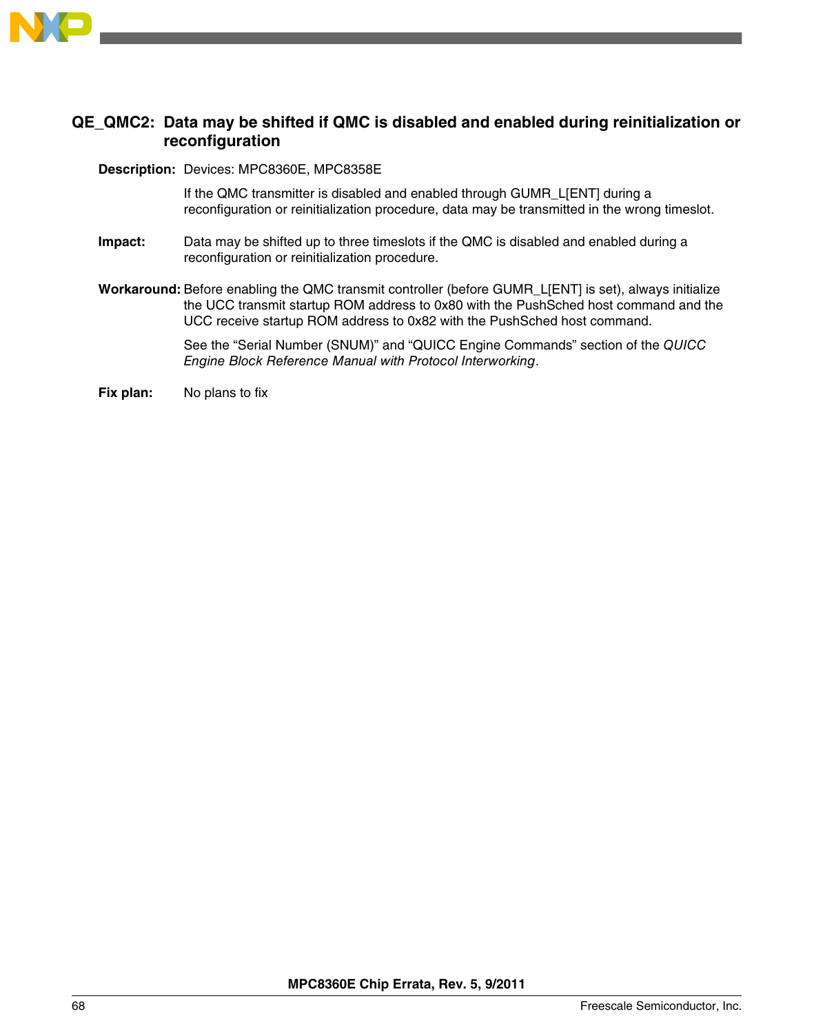## QE_QMC2: Data may be shifted if QMC is disabled and enabled during reinitialization or reconfiguration

**Description:** Devices: MPC8360E, MPC8358E

If the QMC transmitter is disabled and enabled through GUMR_L[ENT] during a reconfiguration or reinitialization procedure, data may be transmitted in the wrong timeslot.

**Impact:** Data may be shifted up to three timeslots if the QMC is disabled and enabled during a reconfiguration or reinitialization procedure.

**Workaround:** Before enabling the QMC transmit controller (before GUMR_L[ENT] is set), always initialize the UCC transmit startup ROM address to 0x80 with the PushSched host command and the UCC receive startup ROM address to 0x82 with the PushSched host command.

See the “Serial Number (SNUM)” and “QUICC Engine Commands” section of the *QUICC Engine Block Reference Manual with Protocol Interworking*.

**Fix plan:** No plans to fix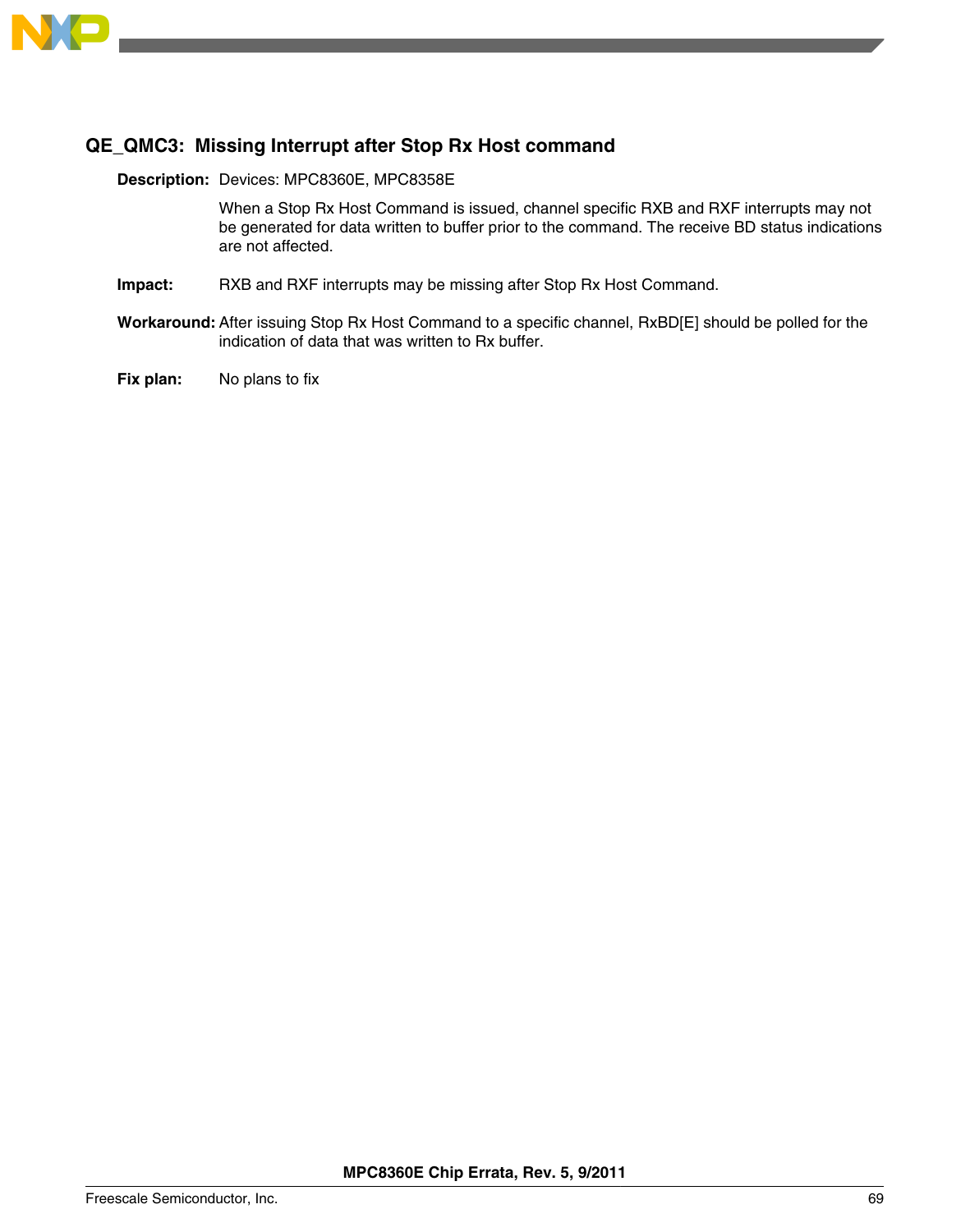### QE_QMC3: Missing Interrupt after Stop Rx Host command

**Description:** Devices: MPC8360E, MPC8358E

When a Stop Rx Host Command is issued, channel specific RXB and RXF interrupts may not be generated for data written to buffer prior to the command. The receive BD status indications are not affected.

**Impact:** RXB and RXF interrupts may be missing after Stop Rx Host Command.

**Workaround:** After issuing Stop Rx Host Command to a specific channel, RxBD[E] should be polled for the indication of data that was written to Rx buffer.

**Fix plan:** No plans to fix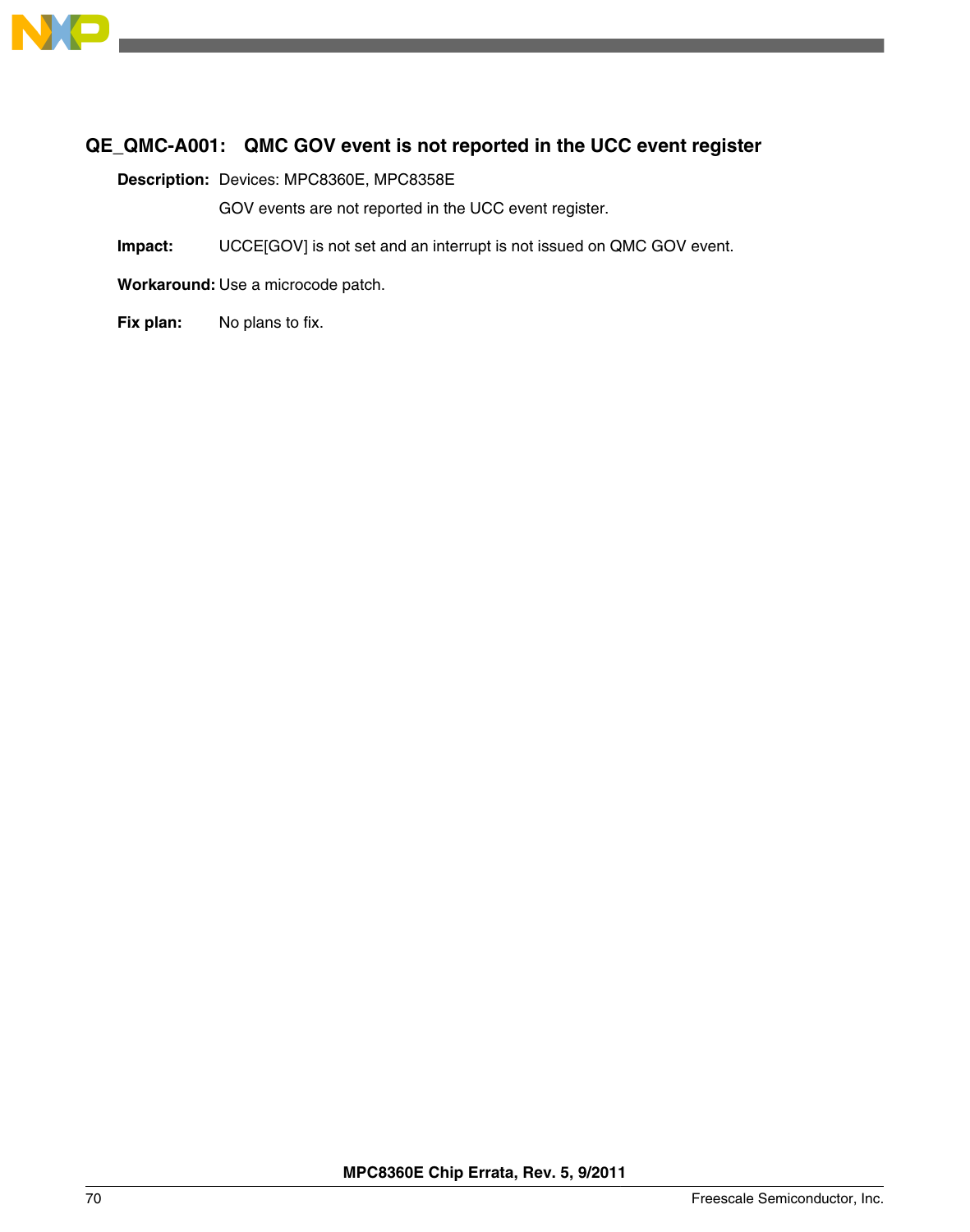### QE_QMC-A001: QMC GOV event is not reported in the UCC event register

**Description:** Devices: MPC8360E, MPC8358E

GOV events are not reported in the UCC event register.

**Impact:** UCCE[GOV] is not set and an interrupt is not issued on QMC GOV event.

**Workaround:** Use a microcode patch.

**Fix plan:** No plans to fix.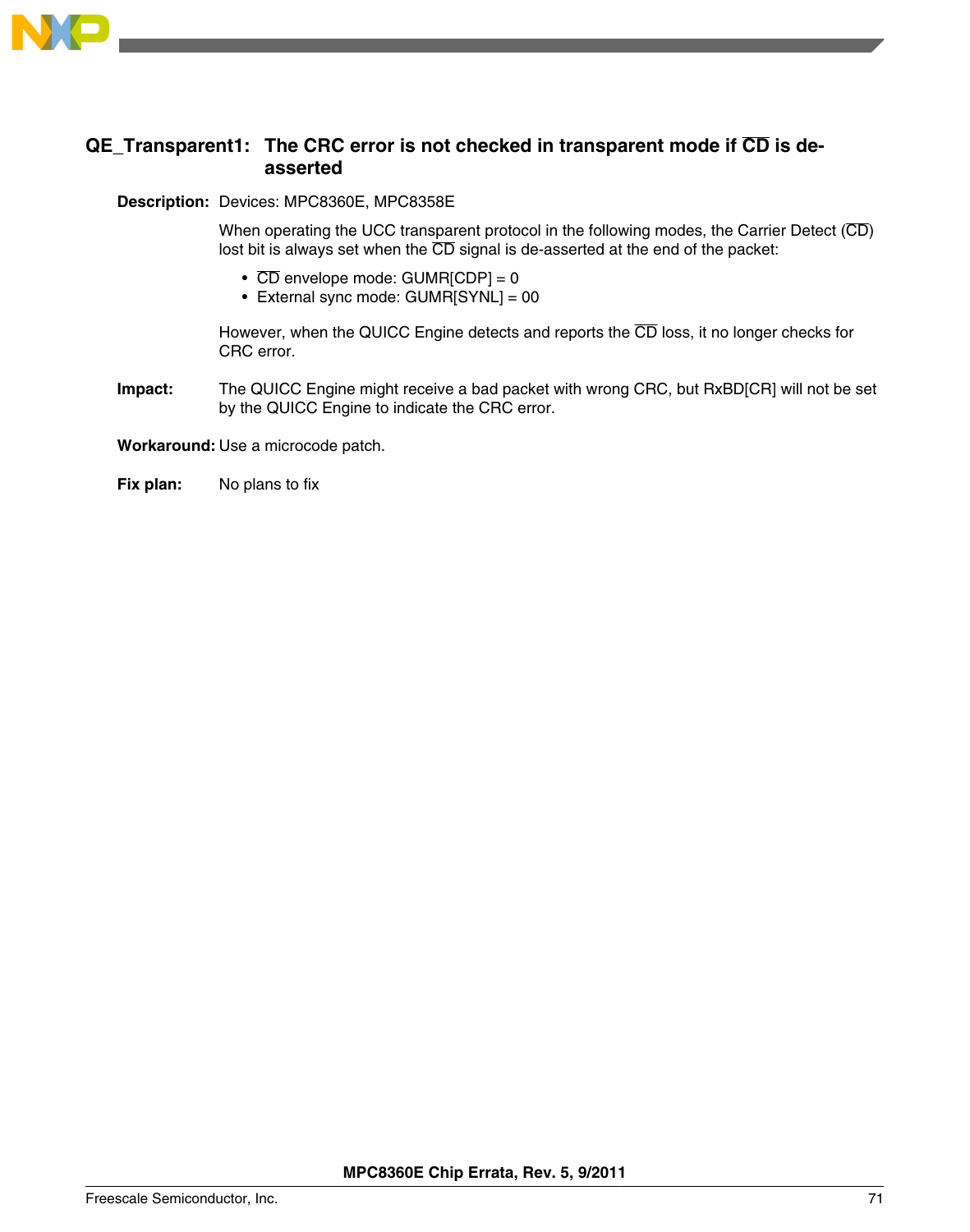## QE_Transparent1: The CRC error is not checked in transparent mode if $\overline{\text{CD}}$ is de-asserted

**Description:** Devices: MPC8360E, MPC8358E

When operating the UCC transparent protocol in the following modes, the Carrier Detect ($\overline{\text{CD}}$) lost bit is always set when the $\overline{\text{CD}}$ signal is de-asserted at the end of the packet:

- $\overline{\text{CD}}$ envelope mode: GUMR[CDP] = 0
- External sync mode: GUMR[SYNL] = 00

However, when the QUICC Engine detects and reports the $\overline{\text{CD}}$ loss, it no longer checks for CRC error.

**Impact:** The QUICC Engine might receive a bad packet with wrong CRC, but RxBD[CR] will not be set by the QUICC Engine to indicate the CRC error.

**Workaround:** Use a microcode patch.

**Fix plan:** No plans to fix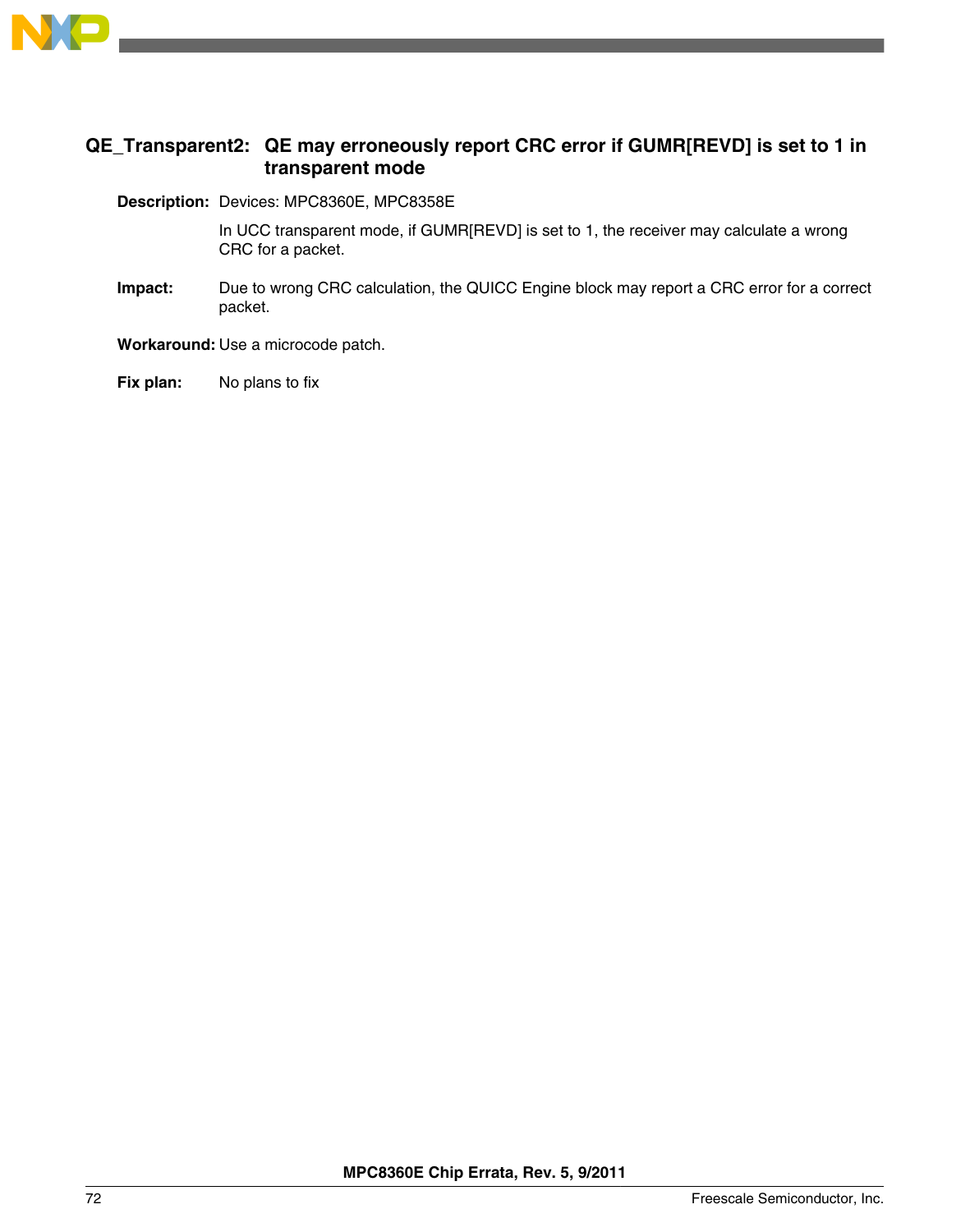### QE_Transparent2: QE may erroneously report CRC error if GUMR[REVD] is set to 1 in transparent mode

**Description:** Devices: MPC8360E, MPC8358E

In UCC transparent mode, if GUMR[REVD] is set to 1, the receiver may calculate a wrong CRC for a packet.

**Impact:** Due to wrong CRC calculation, the QUICC Engine block may report a CRC error for a correct packet.

**Workaround:** Use a microcode patch.

**Fix plan:** No plans to fix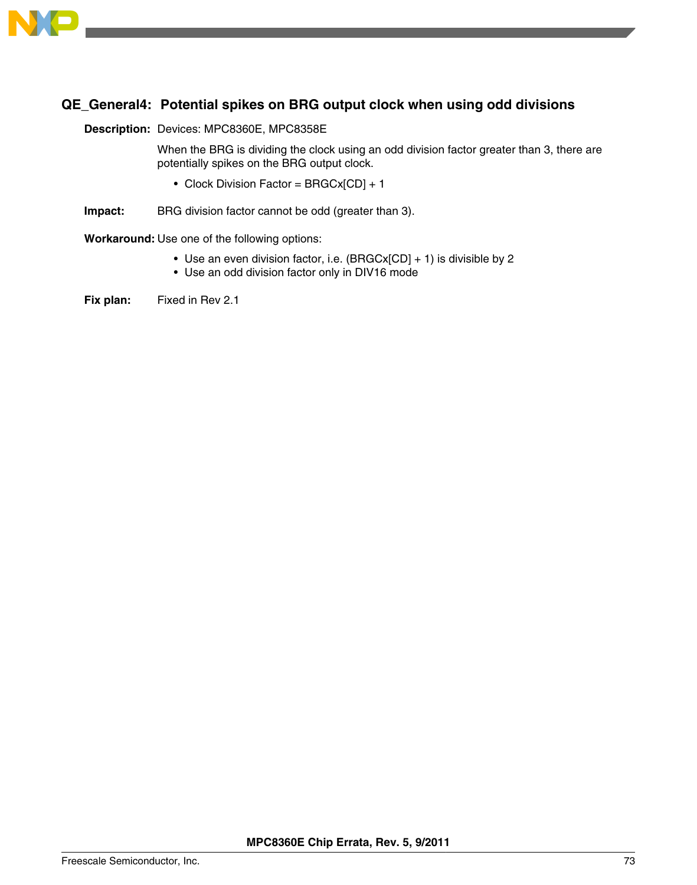## QE_General4: Potential spikes on BRG output clock when using odd divisions

**Description:** Devices: MPC8360E, MPC8358E

When the BRG is dividing the clock using an odd division factor greater than 3, there are potentially spikes on the BRG output clock.

- Clock Division Factor = BRGCx[CD] + 1

**Impact:** BRG division factor cannot be odd (greater than 3).

**Workaround:** Use one of the following options:

- Use an even division factor, i.e. (BRGCx[CD] + 1) is divisible by 2
- Use an odd division factor only in DIV16 mode

**Fix plan:** Fixed in Rev 2.1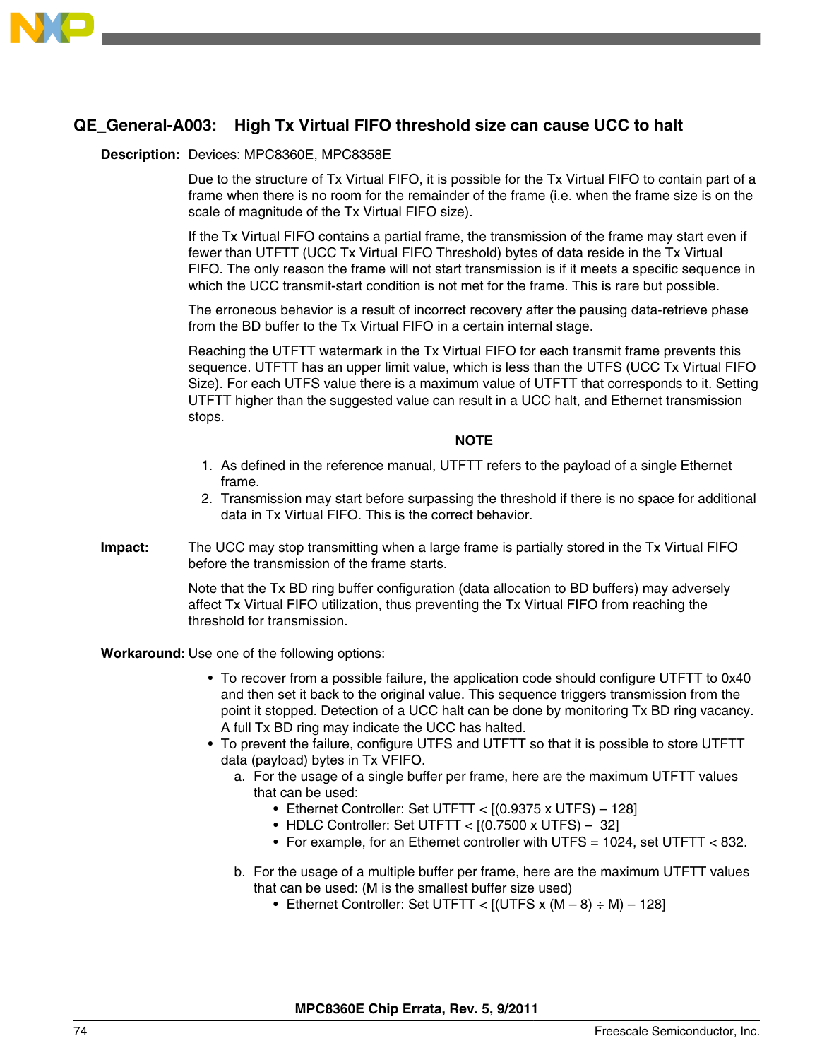## QE_General-A003: High Tx Virtual FIFO threshold size can cause UCC to halt

**Description:** Devices: MPC8360E, MPC8358E

Due to the structure of Tx Virtual FIFO, it is possible for the Tx Virtual FIFO to contain part of a frame when there is no room for the remainder of the frame (i.e. when the frame size is on the scale of magnitude of the Tx Virtual FIFO size).

If the Tx Virtual FIFO contains a partial frame, the transmission of the frame may start even if fewer than UTFTT (UCC Tx Virtual FIFO Threshold) bytes of data reside in the Tx Virtual FIFO. The only reason the frame will not start transmission is if it meets a specific sequence in which the UCC transmit-start condition is not met for the frame. This is rare but possible.

The erroneous behavior is a result of incorrect recovery after the pausing data-retrieve phase from the BD buffer to the Tx Virtual FIFO in a certain internal stage.

Reaching the UTFTT watermark in the Tx Virtual FIFO for each transmit frame prevents this sequence. UTFTT has an upper limit value, which is less than the UTFS (UCC Tx Virtual FIFO Size). For each UTFS value there is a maximum value of UTFTT that corresponds to it. Setting UTFTT higher than the suggested value can result in a UCC halt, and Ethernet transmission stops.

**NOTE**

1. As defined in the reference manual, UTFTT refers to the payload of a single Ethernet frame.
2. Transmission may start before surpassing the threshold if there is no space for additional data in Tx Virtual FIFO. This is the correct behavior.

**Impact:** The UCC may stop transmitting when a large frame is partially stored in the Tx Virtual FIFO before the transmission of the frame starts.

Note that the Tx BD ring buffer configuration (data allocation to BD buffers) may adversely affect Tx Virtual FIFO utilization, thus preventing the Tx Virtual FIFO from reaching the threshold for transmission.

**Workaround:** Use one of the following options:

- To recover from a possible failure, the application code should configure UTFTT to 0x40 and then set it back to the original value. This sequence triggers transmission from the point it stopped. Detection of a UCC halt can be done by monitoring Tx BD ring vacancy. A full Tx BD ring may indicate the UCC has halted.
- To prevent the failure, configure UTFS and UTFTT so that it is possible to store UTFTT data (payload) bytes in Tx VFIFO.
  a. For the usage of a single buffer per frame, here are the maximum UTFTT values that can be used:
     - Ethernet Controller: Set UTFTT < [(0.9375 x UTFS) – 128]
     - HDLC Controller: Set UTFTT < [(0.7500 x UTFS) – 32]
     - For example, for an Ethernet controller with UTFS = 1024, set UTFTT < 832.

  b. For the usage of a multiple buffer per frame, here are the maximum UTFTT values that can be used: (M is the smallest buffer size used)
     - Ethernet Controller: Set UTFTT < [(UTFS x (M – 8) ÷ M) – 128]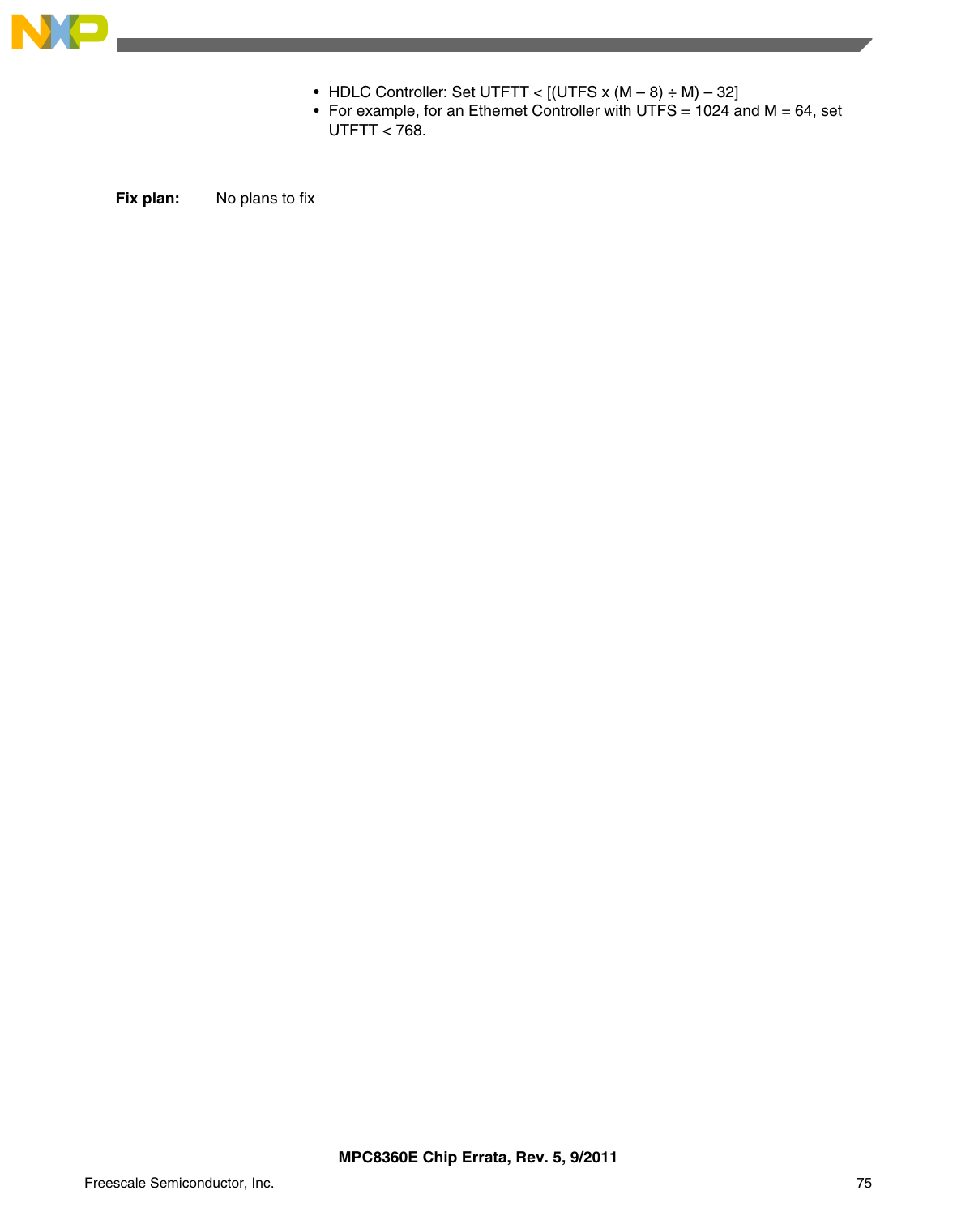- HDLC Controller: Set UTFTT < [(UTFS x (M – 8) ÷ M) – 32]
- For example, for an Ethernet Controller with UTFS = 1024 and M = 64, set UTFTT < 768.

**Fix plan:** No plans to fix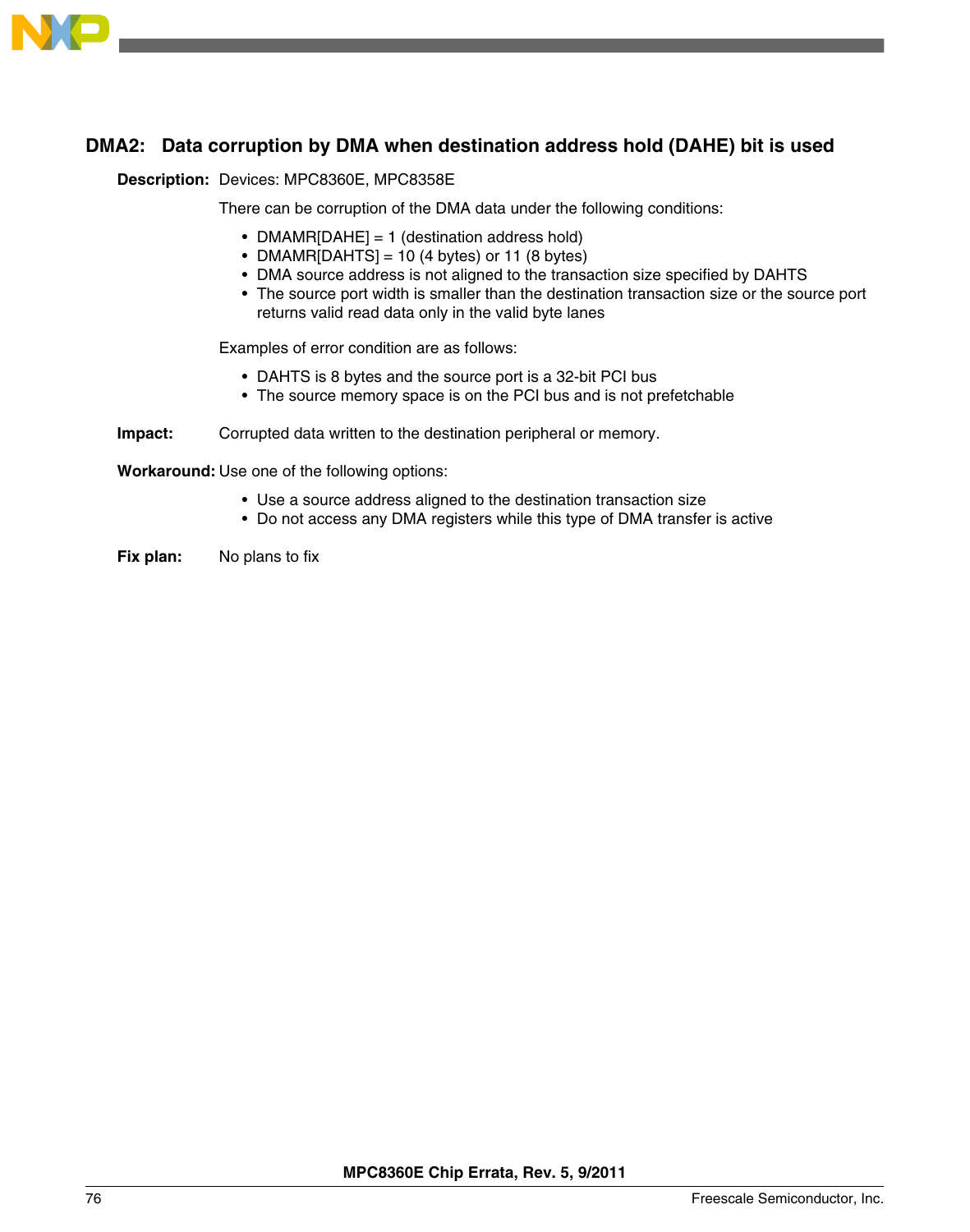## DMA2: Data corruption by DMA when destination address hold (DAHE) bit is used

**Description:** Devices: MPC8360E, MPC8358E

There can be corruption of the DMA data under the following conditions:

- DMAMR[DAHE] = 1 (destination address hold)
- DMAMR[DAHTS] = 10 (4 bytes) or 11 (8 bytes)
- DMA source address is not aligned to the transaction size specified by DAHTS
- The source port width is smaller than the destination transaction size or the source port returns valid read data only in the valid byte lanes

Examples of error condition are as follows:

- DAHTS is 8 bytes and the source port is a 32-bit PCI bus
- The source memory space is on the PCI bus and is not prefetchable

**Impact:** Corrupted data written to the destination peripheral or memory.

**Workaround:** Use one of the following options:

- Use a source address aligned to the destination transaction size
- Do not access any DMA registers while this type of DMA transfer is active

**Fix plan:** No plans to fix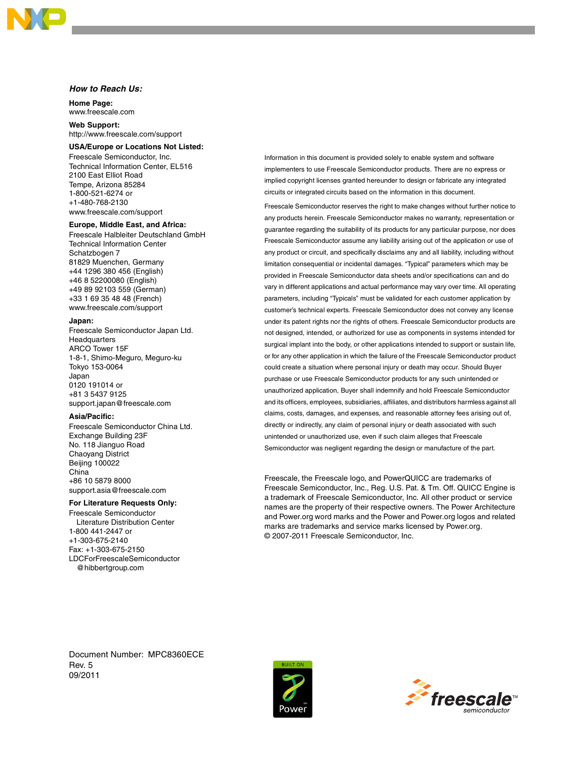*How to Reach Us:*

**Home Page:**
www.freescale.com

**Web Support:**
http://www.freescale.com/support

**USA/Europe or Locations Not Listed:**
Freescale Semiconductor, Inc.
Technical Information Center, EL516
2100 East Elliot Road
Tempe, Arizona 85284
1-800-521-6274 or
+1-480-768-2130
www.freescale.com/support

**Europe, Middle East, and Africa:**
Freescale Halbleiter Deutschland GmbH
Technical Information Center
Schatzbogen 7
81829 Muenchen, Germany
+44 1296 380 456 (English)
+46 8 52200080 (English)
+49 89 92103 559 (German)
+33 1 69 35 48 48 (French)
www.freescale.com/support

**Japan:**
Freescale Semiconductor Japan Ltd.
Headquarters
ARCO Tower 15F
1-8-1, Shimo-Meguro, Meguro-ku
Tokyo 153-0064
Japan
0120 191014 or
+81 3 5437 9125
support.japan@freescale.com

**Asia/Pacific:**
Freescale Semiconductor China Ltd.
Exchange Building 23F
No. 118 Jianguo Road
Chaoyang District
Beijing 100022
China
+86 10 5879 8000
support.asia@freescale.com

**For Literature Requests Only:**
Freescale Semiconductor
Literature Distribution Center
1-800 441-2447 or
+1-303-675-2140
Fax: +1-303-675-2150
LDCForFreescaleSemiconductor
@hibbertgroup.com

Information in this document is provided solely to enable system and software implementers to use Freescale Semiconductor products. There are no express or implied copyright licenses granted hereunder to design or fabricate any integrated circuits or integrated circuits based on the information in this document.

Freescale Semiconductor reserves the right to make changes without further notice to any products herein. Freescale Semiconductor makes no warranty, representation or guarantee regarding the suitability of its products for any particular purpose, nor does Freescale Semiconductor assume any liability arising out of the application or use of any product or circuit, and specifically disclaims any and all liability, including without limitation consequential or incidental damages. "Typical" parameters which may be provided in Freescale Semiconductor data sheets and/or specifications can and do vary in different applications and actual performance may vary over time. All operating parameters, including "Typicals" must be validated for each customer application by customer's technical experts. Freescale Semiconductor does not convey any license under its patent rights nor the rights of others. Freescale Semiconductor products are not designed, intended, or authorized for use as components in systems intended for surgical implant into the body, or other applications intended to support or sustain life, or for any other application in which the failure of the Freescale Semiconductor product could create a situation where personal injury or death may occur. Should Buyer purchase or use Freescale Semiconductor products for any such unintended or unauthorized application, Buyer shall indemnify and hold Freescale Semiconductor and its officers, employees, subsidiaries, affiliates, and distributors harmless against all claims, costs, damages, and expenses, and reasonable attorney fees arising out of, directly or indirectly, any claim of personal injury or death associated with such unintended or unauthorized use, even if such claim alleges that Freescale Semiconductor was negligent regarding the design or manufacture of the part.

Freescale, the Freescale logo, and PowerQUICC are trademarks of Freescale Semiconductor, Inc., Reg. U.S. Pat. & Tm. Off. QUICC Engine is a trademark of Freescale Semiconductor, Inc. All other product or service names are the property of their respective owners. The Power Architecture and Power.org word marks and the Power and Power.org logos and related marks are trademarks and service marks licensed by Power.org.
© 2007-2011 Freescale Semiconductor, Inc.

Document Number: MPC8360ECE
Rev. 5
09/2011